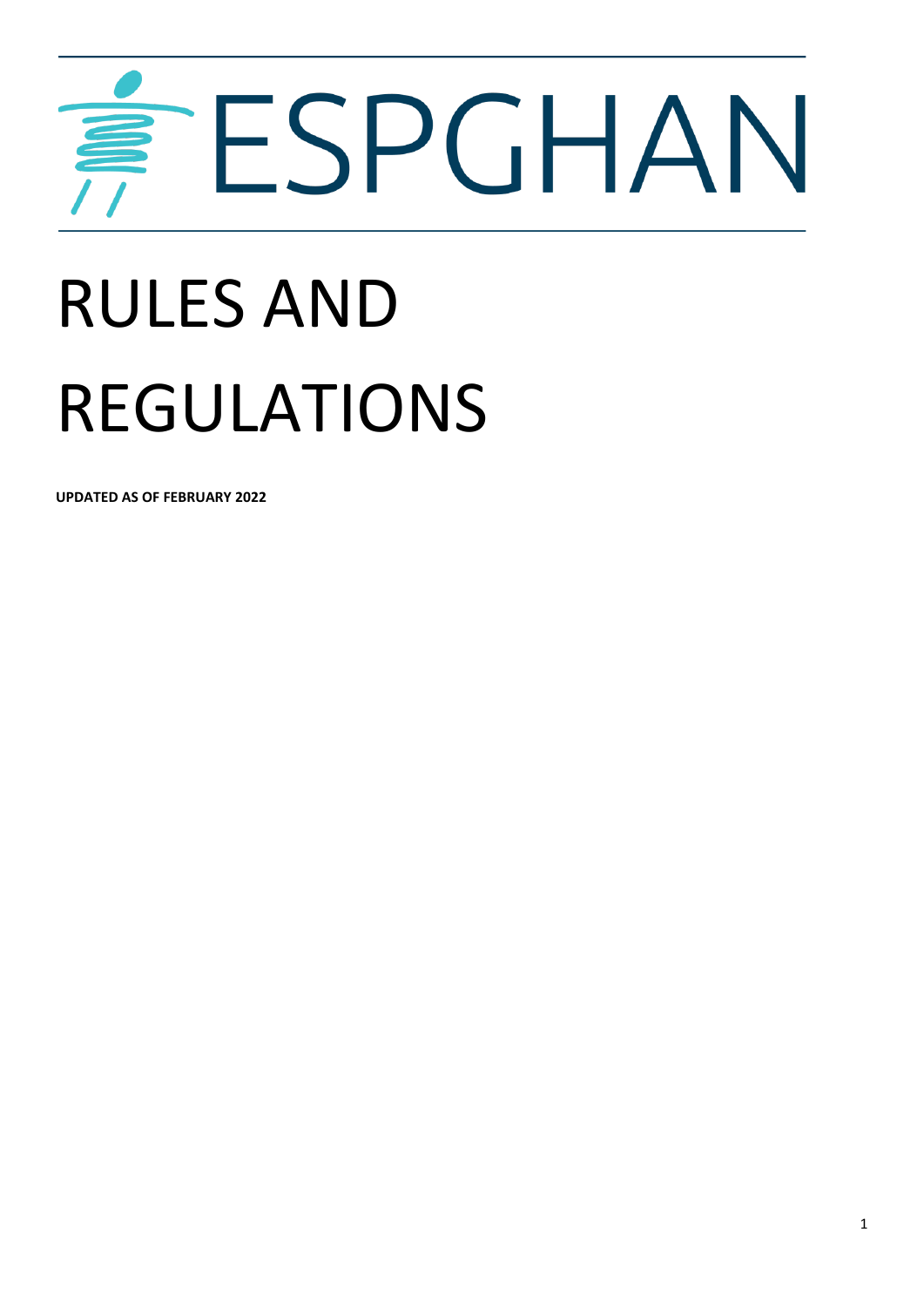# ESPGHAN

# RULES AND REGULATIONS

**UPDATED AS OF FEBRUARY 2022**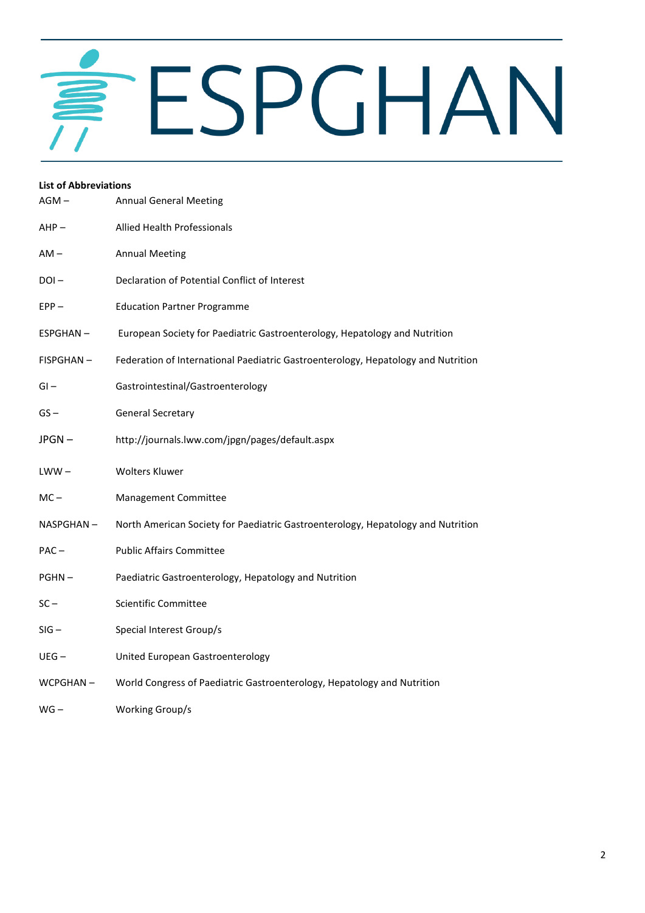**List of Abbreviations**

| | |
|---|---|
| AGM – | Annual General Meeting |
| AHP – | Allied Health Professionals |
| AM – | Annual Meeting |
| DOI – | Declaration of Potential Conflict of Interest |
| EPP – | Education Partner Programme |
| ESPGHAN – | European Society for Paediatric Gastroenterology, Hepatology and Nutrition |
| FISPGHAN – | Federation of International Paediatric Gastroenterology, Hepatology and Nutrition |
| GI – | Gastrointestinal/Gastroenterology |
| GS – | General Secretary |
| JPGN – | http://journals.lww.com/jpgn/pages/default.aspx |
| LWW – | Wolters Kluwer |
| MC – | Management Committee |
| NASPGHAN – | North American Society for Paediatric Gastroenterology, Hepatology and Nutrition |
| PAC – | Public Affairs Committee |
| PGHN – | Paediatric Gastroenterology, Hepatology and Nutrition |
| SC – | Scientific Committee |
| SIG – | Special Interest Group/s |
| UEG – | United European Gastroenterology |
| WCPGHAN – | World Congress of Paediatric Gastroenterology, Hepatology and Nutrition |
| WG – | Working Group/s |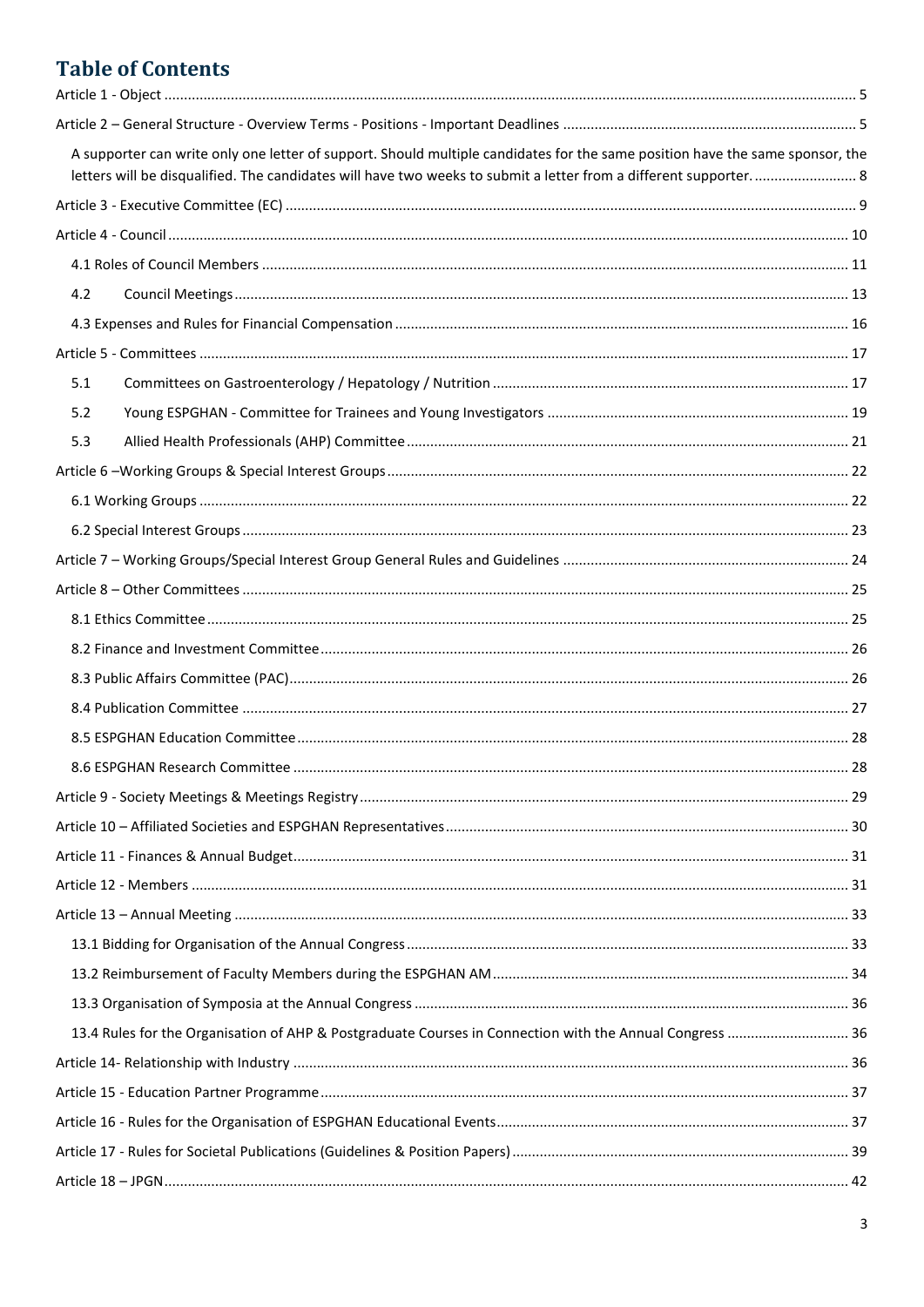# Table of Contents

Article 1 - Object ..... 5

Article 2 – General Structure - Overview Terms - Positions - Important Deadlines ..... 5

A supporter can write only one letter of support. Should multiple candidates for the same position have the same sponsor, the letters will be disqualified. The candidates will have two weeks to submit a letter from a different supporter. ..... 8

Article 3 - Executive Committee (EC) ..... 9

Article 4 - Council ..... 10

4.1 Roles of Council Members ..... 11

4.2 Council Meetings ..... 13

4.3 Expenses and Rules for Financial Compensation ..... 16

Article 5 - Committees ..... 17

5.1 Committees on Gastroenterology / Hepatology / Nutrition ..... 17

5.2 Young ESPGHAN - Committee for Trainees and Young Investigators ..... 19

5.3 Allied Health Professionals (AHP) Committee ..... 21

Article 6 –Working Groups & Special Interest Groups ..... 22

6.1 Working Groups ..... 22

6.2 Special Interest Groups ..... 23

Article 7 – Working Groups/Special Interest Group General Rules and Guidelines ..... 24

Article 8 – Other Committees ..... 25

8.1 Ethics Committee ..... 25

8.2 Finance and Investment Committee ..... 26

8.3 Public Affairs Committee (PAC) ..... 26

8.4 Publication Committee ..... 27

8.5 ESPGHAN Education Committee ..... 28

8.6 ESPGHAN Research Committee ..... 28

Article 9 - Society Meetings & Meetings Registry ..... 29

Article 10 – Affiliated Societies and ESPGHAN Representatives ..... 30

Article 11 - Finances & Annual Budget ..... 31

Article 12 - Members ..... 31

Article 13 – Annual Meeting ..... 33

13.1 Bidding for Organisation of the Annual Congress ..... 33

13.2 Reimbursement of Faculty Members during the ESPGHAN AM ..... 34

13.3 Organisation of Symposia at the Annual Congress ..... 36

13.4 Rules for the Organisation of AHP & Postgraduate Courses in Connection with the Annual Congress ..... 36

Article 14- Relationship with Industry ..... 36

Article 15 - Education Partner Programme ..... 37

Article 16 - Rules for the Organisation of ESPGHAN Educational Events ..... 37

Article 17 - Rules for Societal Publications (Guidelines & Position Papers) ..... 39

Article 18 – JPGN ..... 42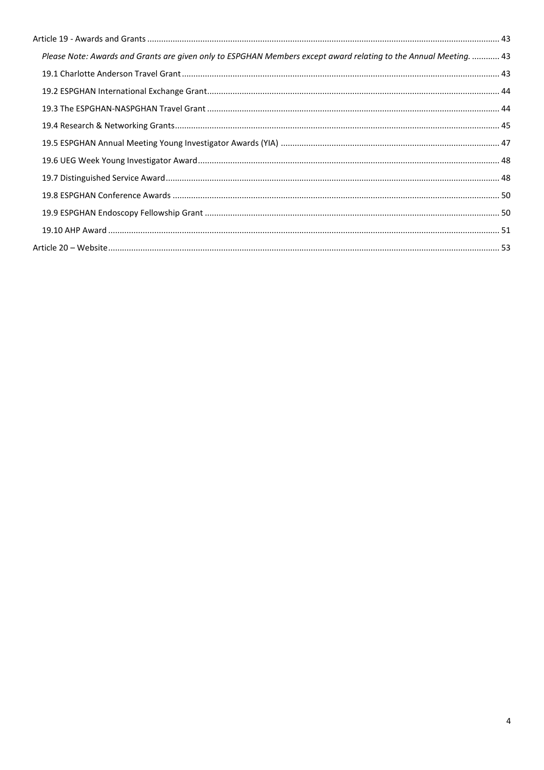Article 19 - Awards and Grants ........................................................................................................................................ 43

*Please Note: Awards and Grants are given only to ESPGHAN Members except award relating to the Annual Meeting.* ............ 43

19.1 Charlotte Anderson Travel Grant ........................................................................................................................ 43

19.2 ESPGHAN International Exchange Grant ............................................................................................................ 44

19.3 The ESPGHAN-NASPGHAN Travel Grant ............................................................................................................ 44

19.4 Research & Networking Grants ........................................................................................................................... 45

19.5 ESPGHAN Annual Meeting Young Investigator Awards (YIA) ............................................................................. 47

19.6 UEG Week Young Investigator Award ................................................................................................................. 48

19.7 Distinguished Service Award ............................................................................................................................... 48

19.8 ESPGHAN Conference Awards ............................................................................................................................ 50

19.9 ESPGHAN Endoscopy Fellowship Grant .............................................................................................................. 50

19.10 AHP Award ........................................................................................................................................................ 51

Article 20 – Website ........................................................................................................................................................ 53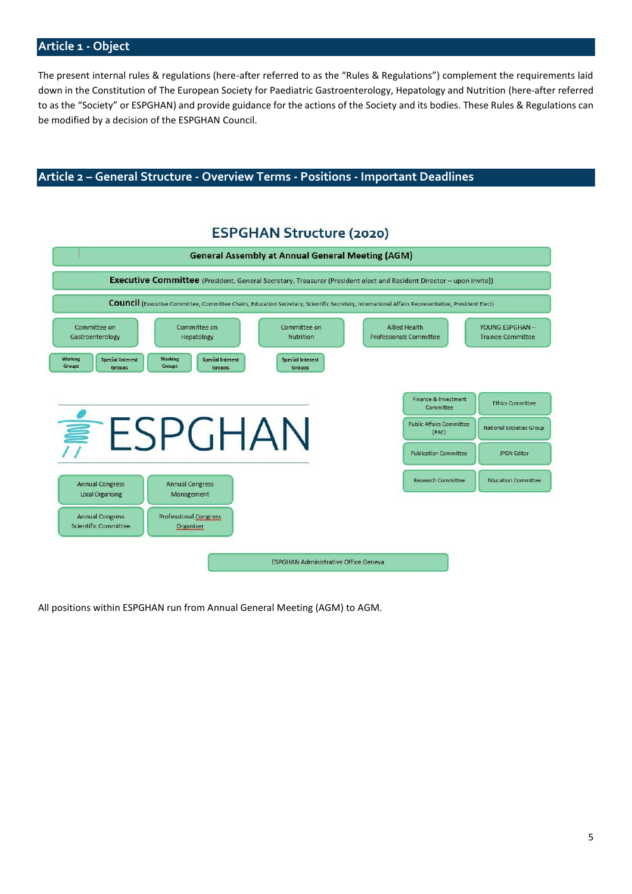## Article 1 - Object

The present internal rules & regulations (here-after referred to as the "Rules & Regulations") complement the requirements laid down in the Constitution of The European Society for Paediatric Gastroenterology, Hepatology and Nutrition (here-after referred to as the "Society" or ESPGHAN) and provide guidance for the actions of the Society and its bodies. These Rules & Regulations can be modified by a decision of the ESPGHAN Council.

## Article 2 – General Structure - Overview Terms - Positions - Important Deadlines

### ESPGHAN Structure (2020)

**General Assembly at Annual General Meeting (AGM)**

**Executive Committee** (President, General Secretary, Treasurer (President elect and Resident Director – upon invite))

**Council** (Executive Committee, Committee Chairs, Education Secretary, Scientific Secretary, International Affairs Representative, President Elect)

- Committee on Gastroenterology
  - Working Groups
  - Special Interest Groups
- Committee on Hepatology
  - Working Groups
  - Special Interest Groups
- Committee on Nutrition
  - Special Interest Groups
- Allied Health Professionals Committee
- YOUNG ESPGHAN – Trainee Committee

- Finance & Investment Committee
- Ethics Committee
- Public Affairs Committee (PAC)
- National Societies Group
- Publication Committee
- JPGN Editor
- Research Committee
- Education Committee

ESPGHAN

- Annual Congress Local Organising
- Annual Congress Management
- Annual Congress Scientific Committee
- Professional Congress Organiser

ESPGHAN Administrative Office Geneva

All positions within ESPGHAN run from Annual General Meeting (AGM) to AGM.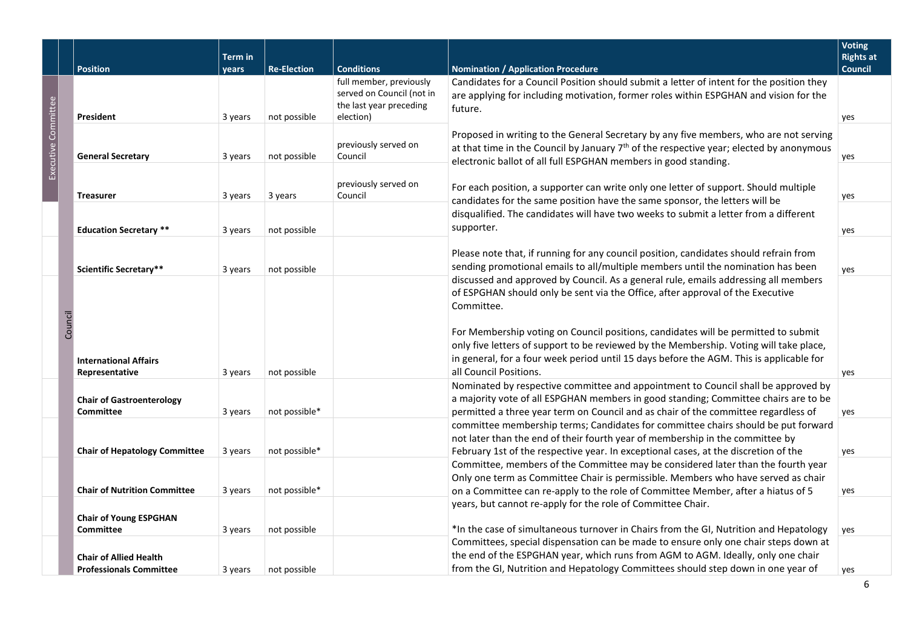| | | Position | Term in years | Re-Election | Conditions | Nomination / Application Procedure | Voting Rights at Council |
|---|---|---|---|---|---|---|---|
| Executive Committee | Council | **President** | 3 years | not possible | full member, previously served on Council (not in the last year preceding election) | Candidates for a Council Position should submit a letter of intent for the position they are applying for including motivation, former roles within ESPGHAN and vision for the future.<br><br>Proposed in writing to the General Secretary by any five members, who are not serving at that time in the Council by January 7th of the respective year; elected by anonymous electronic ballot of all full ESPGHAN members in good standing.<br><br>For each position, a supporter can write only one letter of support. Should multiple candidates for the same position have the same sponsor, the letters will be disqualified. The candidates will have two weeks to submit a letter from a different supporter.<br><br>Please note that, if running for any council position, candidates should refrain from sending promotional emails to all/multiple members until the nomination has been discussed and approved by Council. As a general rule, emails addressing all members of ESPGHAN should only be sent via the Office, after approval of the Executive Committee.<br><br>For Membership voting on Council positions, candidates will be permitted to submit only five letters of support to be reviewed by the Membership. Voting will take place, in general, for a four week period until 15 days before the AGM. This is applicable for all Council Positions. | yes |
| Executive Committee | Council | **General Secretary** | 3 years | not possible | previously served on Council | | yes |
| Executive Committee | Council | **Treasurer** | 3 years | 3 years | previously served on Council | | yes |
| | Council | **Education Secretary \*\*** | 3 years | not possible | | | yes |
| | Council | **Scientific Secretary\*\*** | 3 years | not possible | | | yes |
| | Council | **International Affairs Representative** | 3 years | not possible | | | yes |
| | Council | **Chair of Gastroenterology Committee** | 3 years | not possible* | | Nominated by respective committee and appointment to Council shall be approved by a majority vote of all ESPGHAN members in good standing; Committee chairs are to be permitted a three year term on Council and as chair of the committee regardless of committee membership terms; Candidates for committee chairs should be put forward not later than the end of their fourth year of membership in the committee by February 1st of the respective year. In exceptional cases, at the discretion of the Committee, members of the Committee may be considered later than the fourth year Only one term as Committee Chair is permissible. Members who have served as chair on a Committee can re-apply to the role of Committee Member, after a hiatus of 5 years, but cannot re-apply for the role of Committee Chair.<br><br>*In the case of simultaneous turnover in Chairs from the GI, Nutrition and Hepatology Committees, special dispensation can be made to ensure only one chair steps down at the end of the ESPGHAN year, which runs from AGM to AGM. Ideally, only one chair from the GI, Nutrition and Hepatology Committees should step down in one year of | yes |
| | Council | **Chair of Hepatology Committee** | 3 years | not possible* | | | yes |
| | Council | **Chair of Nutrition Committee** | 3 years | not possible* | | | yes |
| | Council | **Chair of Young ESPGHAN Committee** | 3 years | not possible | | | yes |
| | Council | **Chair of Allied Health Professionals Committee** | 3 years | not possible | | | yes |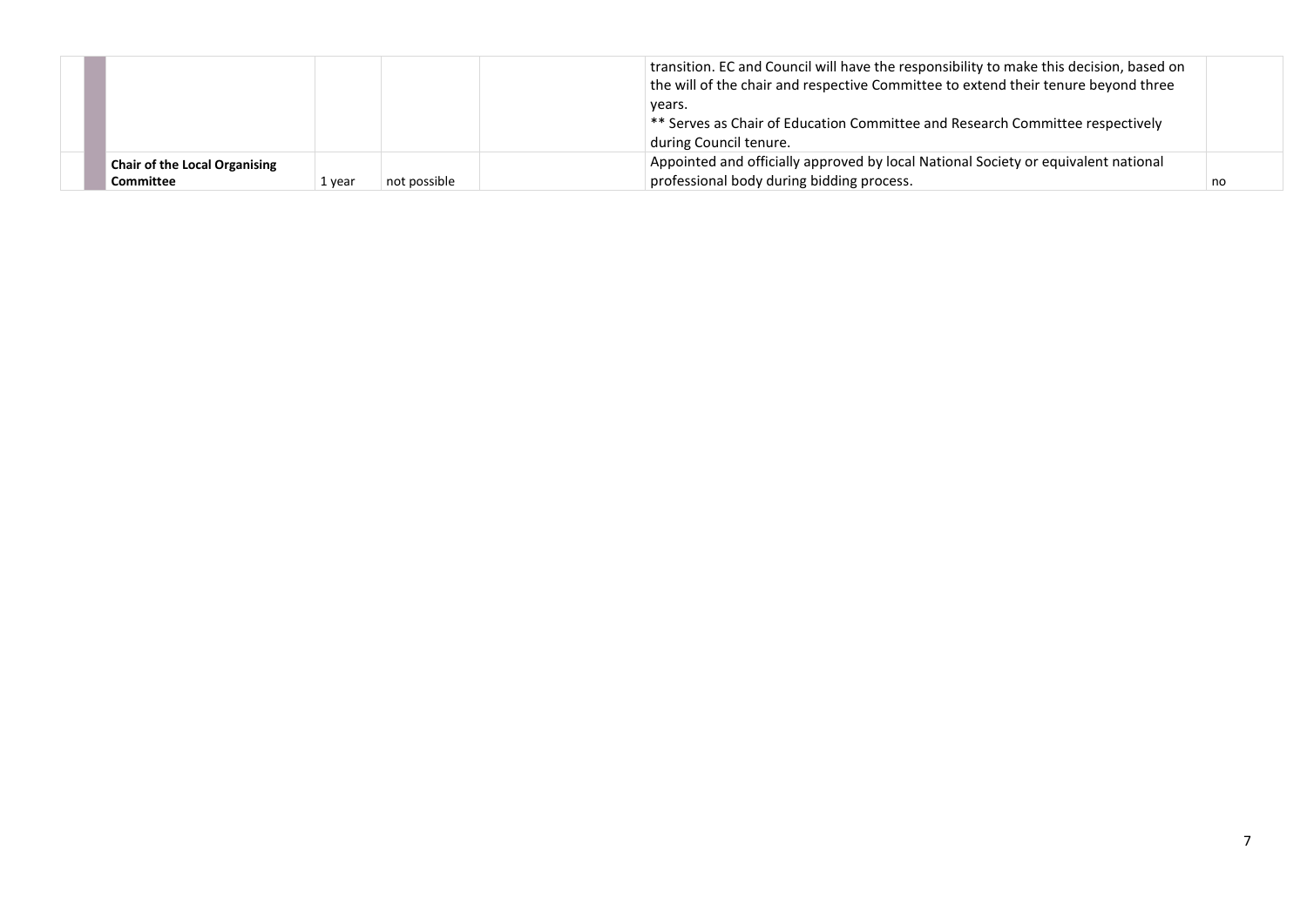| | | | | | | |
|---|---|---|---|---|---|---|
| | | | | | transition. EC and Council will have the responsibility to make this decision, based on the will of the chair and respective Committee to extend their tenure beyond three years.<br>** Serves as Chair of Education Committee and Research Committee respectively during Council tenure. | |
| | **Chair of the Local Organising Committee** | 1 year | not possible | | Appointed and officially approved by local National Society or equivalent national professional body during bidding process. | no |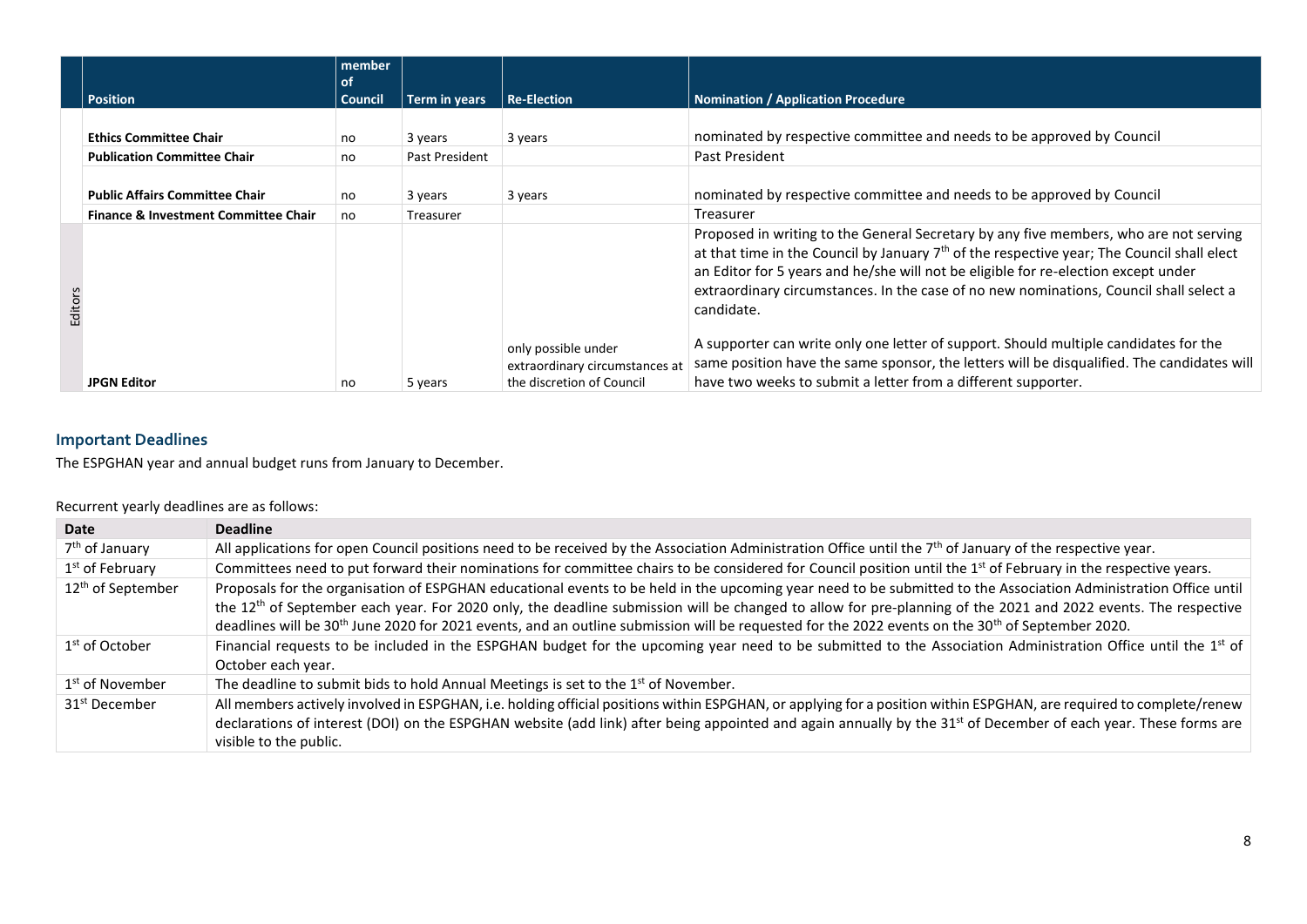| | Position | member of Council | Term in years | Re-Election | Nomination / Application Procedure |
|---|---|---|---|---|---|
| | Ethics Committee Chair | no | 3 years | 3 years | nominated by respective committee and needs to be approved by Council |
| | Publication Committee Chair | no | Past President | | Past President |
| | Public Affairs Committee Chair | no | 3 years | 3 years | nominated by respective committee and needs to be approved by Council |
| | Finance & Investment Committee Chair | no | Treasurer | | Treasurer |
| Editors | JPGN Editor | no | 5 years | only possible under extraordinary circumstances at the discretion of Council | Proposed in writing to the General Secretary by any five members, who are not serving at that time in the Council by January 7th of the respective year; The Council shall elect an Editor for 5 years and he/she will not be eligible for re-election except under extraordinary circumstances. In the case of no new nominations, Council shall select a candidate. A supporter can write only one letter of support. Should multiple candidates for the same position have the same sponsor, the letters will be disqualified. The candidates will have two weeks to submit a letter from a different supporter. |

## Important Deadlines

The ESPGHAN year and annual budget runs from January to December.

Recurrent yearly deadlines are as follows:

| Date | Deadline |
|---|---|
| 7th of January | All applications for open Council positions need to be received by the Association Administration Office until the 7th of January of the respective year. |
| 1st of February | Committees need to put forward their nominations for committee chairs to be considered for Council position until the 1st of February in the respective years. |
| 12th of September | Proposals for the organisation of ESPGHAN educational events to be held in the upcoming year need to be submitted to the Association Administration Office until the 12th of September each year. For 2020 only, the deadline submission will be changed to allow for pre-planning of the 2021 and 2022 events. The respective deadlines will be 30th June 2020 for 2021 events, and an outline submission will be requested for the 2022 events on the 30th of September 2020. |
| 1st of October | Financial requests to be included in the ESPGHAN budget for the upcoming year need to be submitted to the Association Administration Office until the 1st of October each year. |
| 1st of November | The deadline to submit bids to hold Annual Meetings is set to the 1st of November. |
| 31st December | All members actively involved in ESPGHAN, i.e. holding official positions within ESPGHAN, or applying for a position within ESPGHAN, are required to complete/renew declarations of interest (DOI) on the ESPGHAN website (add link) after being appointed and again annually by the 31st of December of each year. These forms are visible to the public. |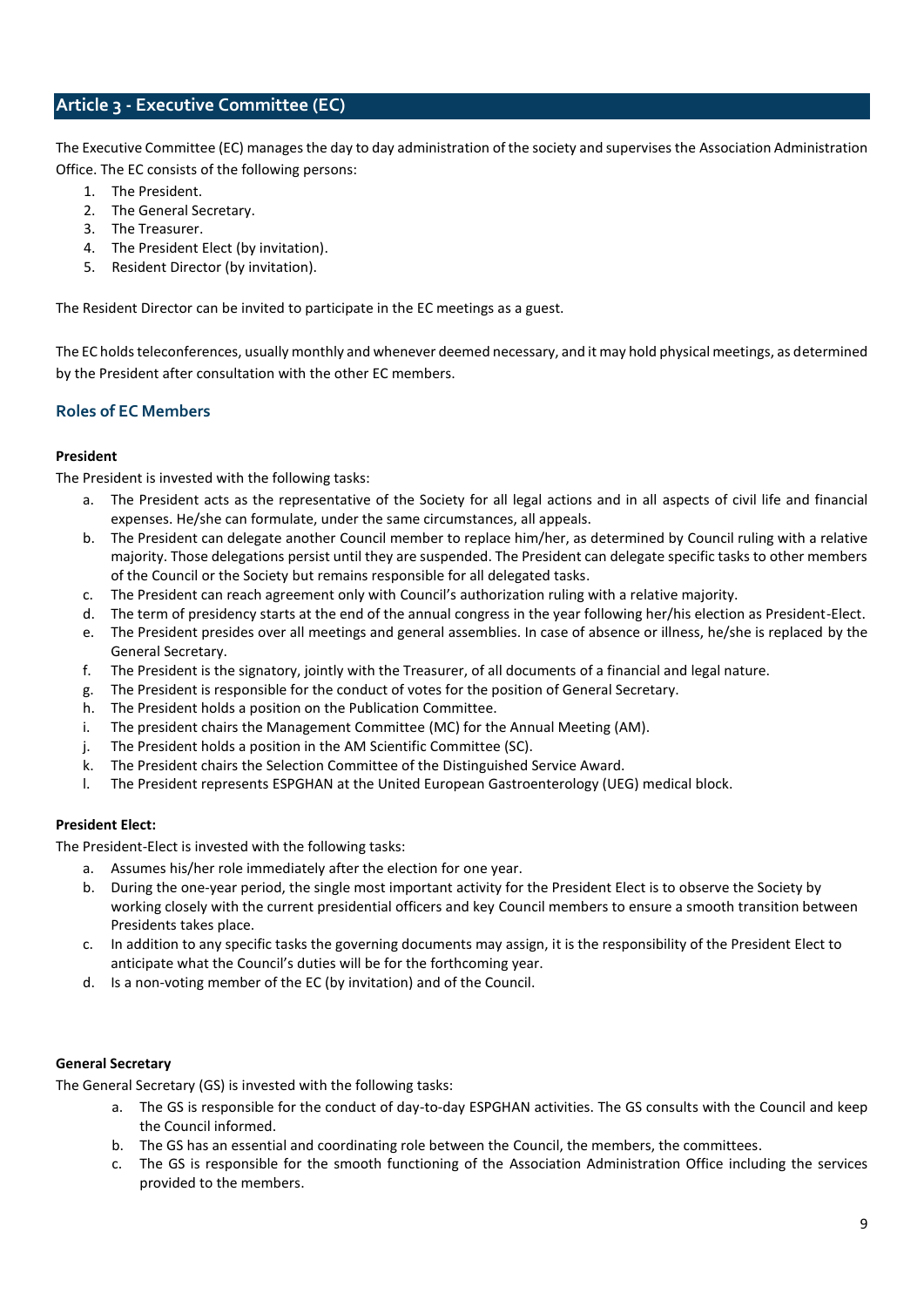## Article 3 - Executive Committee (EC)

The Executive Committee (EC) manages the day to day administration of the society and supervises the Association Administration Office. The EC consists of the following persons:

1. The President.
2. The General Secretary.
3. The Treasurer.
4. The President Elect (by invitation).
5. Resident Director (by invitation).

The Resident Director can be invited to participate in the EC meetings as a guest.

The EC holds teleconferences, usually monthly and whenever deemed necessary, and it may hold physical meetings, as determined by the President after consultation with the other EC members.

### Roles of EC Members

**President**

The President is invested with the following tasks:

a. The President acts as the representative of the Society for all legal actions and in all aspects of civil life and financial expenses. He/she can formulate, under the same circumstances, all appeals.
b. The President can delegate another Council member to replace him/her, as determined by Council ruling with a relative majority. Those delegations persist until they are suspended. The President can delegate specific tasks to other members of the Council or the Society but remains responsible for all delegated tasks.
c. The President can reach agreement only with Council's authorization ruling with a relative majority.
d. The term of presidency starts at the end of the annual congress in the year following her/his election as President-Elect.
e. The President presides over all meetings and general assemblies. In case of absence or illness, he/she is replaced by the General Secretary.
f. The President is the signatory, jointly with the Treasurer, of all documents of a financial and legal nature.
g. The President is responsible for the conduct of votes for the position of General Secretary.
h. The President holds a position on the Publication Committee.
i. The president chairs the Management Committee (MC) for the Annual Meeting (AM).
j. The President holds a position in the AM Scientific Committee (SC).
k. The President chairs the Selection Committee of the Distinguished Service Award.
l. The President represents ESPGHAN at the United European Gastroenterology (UEG) medical block.

**President Elect:**

The President-Elect is invested with the following tasks:

a. Assumes his/her role immediately after the election for one year.
b. During the one-year period, the single most important activity for the President Elect is to observe the Society by working closely with the current presidential officers and key Council members to ensure a smooth transition between Presidents takes place.
c. In addition to any specific tasks the governing documents may assign, it is the responsibility of the President Elect to anticipate what the Council's duties will be for the forthcoming year.
d. Is a non-voting member of the EC (by invitation) and of the Council.

**General Secretary**

The General Secretary (GS) is invested with the following tasks:

a. The GS is responsible for the conduct of day-to-day ESPGHAN activities. The GS consults with the Council and keep the Council informed.
b. The GS has an essential and coordinating role between the Council, the members, the committees.
c. The GS is responsible for the smooth functioning of the Association Administration Office including the services provided to the members.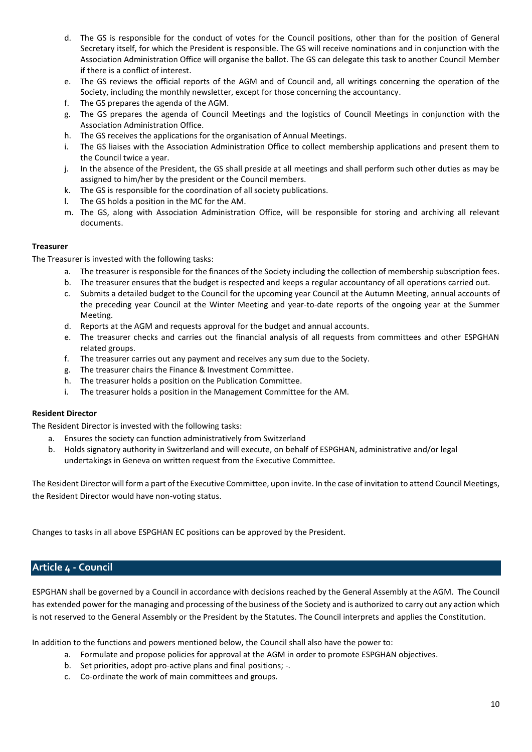d. The GS is responsible for the conduct of votes for the Council positions, other than for the position of General Secretary itself, for which the President is responsible. The GS will receive nominations and in conjunction with the Association Administration Office will organise the ballot. The GS can delegate this task to another Council Member if there is a conflict of interest.
e. The GS reviews the official reports of the AGM and of Council and, all writings concerning the operation of the Society, including the monthly newsletter, except for those concerning the accountancy.
f. The GS prepares the agenda of the AGM.
g. The GS prepares the agenda of Council Meetings and the logistics of Council Meetings in conjunction with the Association Administration Office.
h. The GS receives the applications for the organisation of Annual Meetings.
i. The GS liaises with the Association Administration Office to collect membership applications and present them to the Council twice a year.
j. In the absence of the President, the GS shall preside at all meetings and shall perform such other duties as may be assigned to him/her by the president or the Council members.
k. The GS is responsible for the coordination of all society publications.
l. The GS holds a position in the MC for the AM.
m. The GS, along with Association Administration Office, will be responsible for storing and archiving all relevant documents.

**Treasurer**

The Treasurer is invested with the following tasks:

a. The treasurer is responsible for the finances of the Society including the collection of membership subscription fees.
b. The treasurer ensures that the budget is respected and keeps a regular accountancy of all operations carried out.
c. Submits a detailed budget to the Council for the upcoming year Council at the Autumn Meeting, annual accounts of the preceding year Council at the Winter Meeting and year-to-date reports of the ongoing year at the Summer Meeting.
d. Reports at the AGM and requests approval for the budget and annual accounts.
e. The treasurer checks and carries out the financial analysis of all requests from committees and other ESPGHAN related groups.
f. The treasurer carries out any payment and receives any sum due to the Society.
g. The treasurer chairs the Finance & Investment Committee.
h. The treasurer holds a position on the Publication Committee.
i. The treasurer holds a position in the Management Committee for the AM.

**Resident Director**

The Resident Director is invested with the following tasks:

a. Ensures the society can function administratively from Switzerland
b. Holds signatory authority in Switzerland and will execute, on behalf of ESPGHAN, administrative and/or legal undertakings in Geneva on written request from the Executive Committee.

The Resident Director will form a part of the Executive Committee, upon invite. In the case of invitation to attend Council Meetings, the Resident Director would have non-voting status.

Changes to tasks in all above ESPGHAN EC positions can be approved by the President.

## Article 4 - Council

ESPGHAN shall be governed by a Council in accordance with decisions reached by the General Assembly at the AGM. The Council has extended power for the managing and processing of the business of the Society and is authorized to carry out any action which is not reserved to the General Assembly or the President by the Statutes. The Council interprets and applies the Constitution.

In addition to the functions and powers mentioned below, the Council shall also have the power to:

a. Formulate and propose policies for approval at the AGM in order to promote ESPGHAN objectives.
b. Set priorities, adopt pro-active plans and final positions; -.
c. Co-ordinate the work of main committees and groups.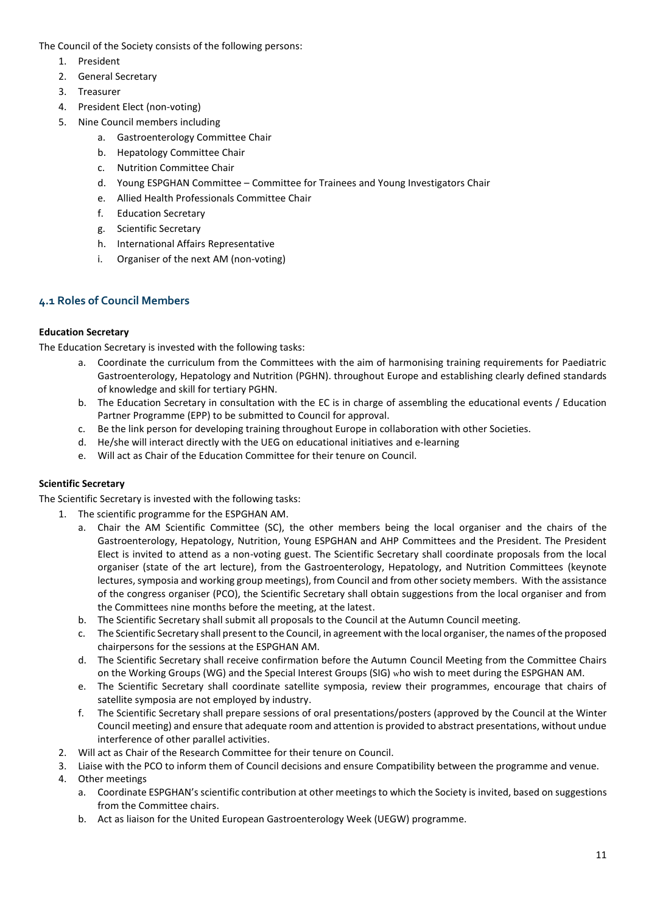The Council of the Society consists of the following persons:

1. President
2. General Secretary
3. Treasurer
4. President Elect (non-voting)
5. Nine Council members including
    a. Gastroenterology Committee Chair
    b. Hepatology Committee Chair
    c. Nutrition Committee Chair
    d. Young ESPGHAN Committee – Committee for Trainees and Young Investigators Chair
    e. Allied Health Professionals Committee Chair
    f. Education Secretary
    g. Scientific Secretary
    h. International Affairs Representative
    i. Organiser of the next AM (non-voting)

## 4.1 Roles of Council Members

**Education Secretary**

The Education Secretary is invested with the following tasks:

a. Coordinate the curriculum from the Committees with the aim of harmonising training requirements for Paediatric Gastroenterology, Hepatology and Nutrition (PGHN). throughout Europe and establishing clearly defined standards of knowledge and skill for tertiary PGHN.
b. The Education Secretary in consultation with the EC is in charge of assembling the educational events / Education Partner Programme (EPP) to be submitted to Council for approval.
c. Be the link person for developing training throughout Europe in collaboration with other Societies.
d. He/she will interact directly with the UEG on educational initiatives and e-learning
e. Will act as Chair of the Education Committee for their tenure on Council.

**Scientific Secretary**

The Scientific Secretary is invested with the following tasks:

1. The scientific programme for the ESPGHAN AM.
    a. Chair the AM Scientific Committee (SC), the other members being the local organiser and the chairs of the Gastroenterology, Hepatology, Nutrition, Young ESPGHAN and AHP Committees and the President. The President Elect is invited to attend as a non-voting guest. The Scientific Secretary shall coordinate proposals from the local organiser (state of the art lecture), from the Gastroenterology, Hepatology, and Nutrition Committees (keynote lectures, symposia and working group meetings), from Council and from other society members. With the assistance of the congress organiser (PCO), the Scientific Secretary shall obtain suggestions from the local organiser and from the Committees nine months before the meeting, at the latest.
    b. The Scientific Secretary shall submit all proposals to the Council at the Autumn Council meeting.
    c. The Scientific Secretary shall present to the Council, in agreement with the local organiser, the names of the proposed chairpersons for the sessions at the ESPGHAN AM.
    d. The Scientific Secretary shall receive confirmation before the Autumn Council Meeting from the Committee Chairs on the Working Groups (WG) and the Special Interest Groups (SIG) who wish to meet during the ESPGHAN AM.
    e. The Scientific Secretary shall coordinate satellite symposia, review their programmes, encourage that chairs of satellite symposia are not employed by industry.
    f. The Scientific Secretary shall prepare sessions of oral presentations/posters (approved by the Council at the Winter Council meeting) and ensure that adequate room and attention is provided to abstract presentations, without undue interference of other parallel activities.
2. Will act as Chair of the Research Committee for their tenure on Council.
3. Liaise with the PCO to inform them of Council decisions and ensure Compatibility between the programme and venue.
4. Other meetings
    a. Coordinate ESPGHAN's scientific contribution at other meetings to which the Society is invited, based on suggestions from the Committee chairs.
    b. Act as liaison for the United European Gastroenterology Week (UEGW) programme.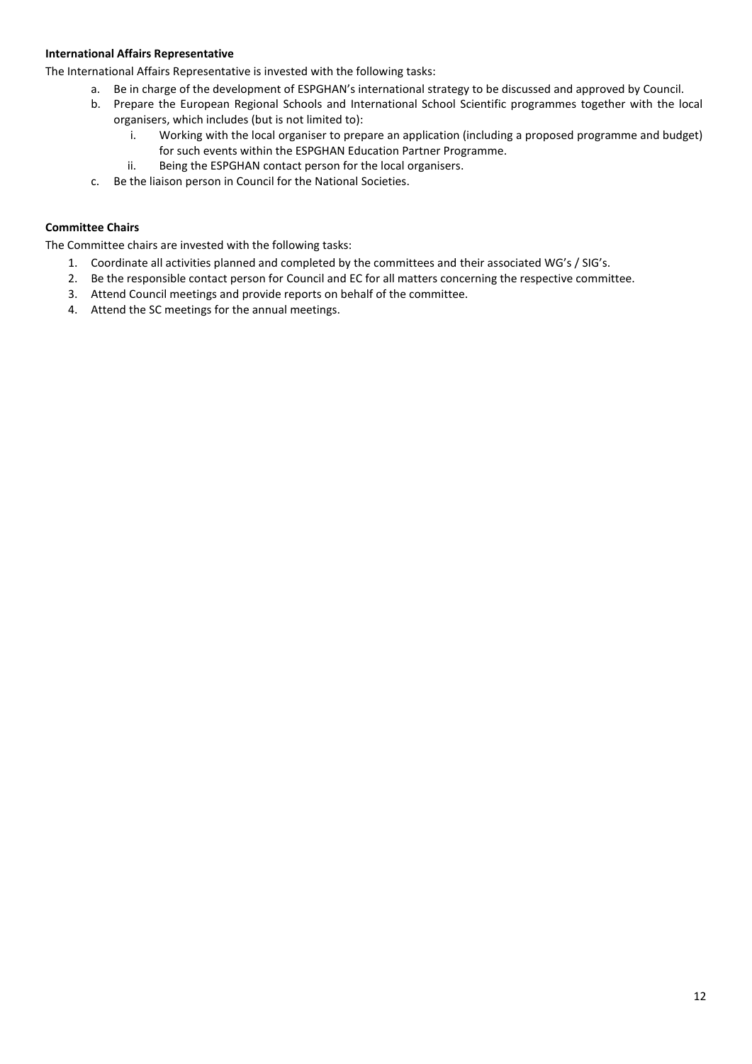**International Affairs Representative**

The International Affairs Representative is invested with the following tasks:

a. Be in charge of the development of ESPGHAN's international strategy to be discussed and approved by Council.
b. Prepare the European Regional Schools and International School Scientific programmes together with the local organisers, which includes (but is not limited to):
    i. Working with the local organiser to prepare an application (including a proposed programme and budget) for such events within the ESPGHAN Education Partner Programme.
    ii. Being the ESPGHAN contact person for the local organisers.
c. Be the liaison person in Council for the National Societies.

**Committee Chairs**

The Committee chairs are invested with the following tasks:

1. Coordinate all activities planned and completed by the committees and their associated WG's / SIG's.
2. Be the responsible contact person for Council and EC for all matters concerning the respective committee.
3. Attend Council meetings and provide reports on behalf of the committee.
4. Attend the SC meetings for the annual meetings.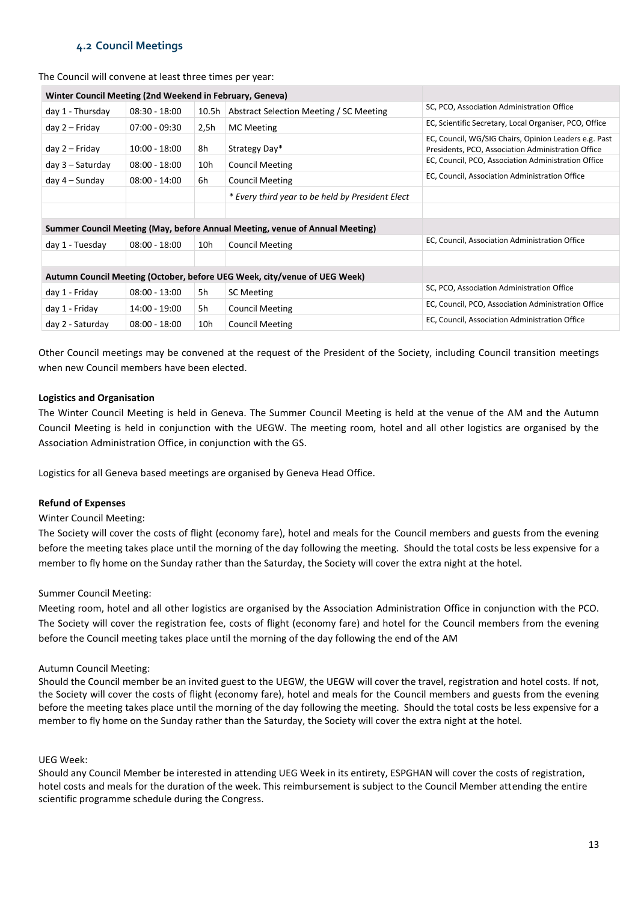## 4.2 Council Meetings

The Council will convene at least three times per year:

| Winter Council Meeting (2nd Weekend in February, Geneva) | | | | |
|---|---|---|---|---|
| day 1 - Thursday | 08:30 - 18:00 | 10.5h | Abstract Selection Meeting / SC Meeting | SC, PCO, Association Administration Office |
| day 2 – Friday | 07:00 - 09:30 | 2,5h | MC Meeting | EC, Scientific Secretary, Local Organiser, PCO, Office |
| day 2 – Friday | 10:00 - 18:00 | 8h | Strategy Day* | EC, Council, WG/SIG Chairs, Opinion Leaders e.g. Past Presidents, PCO, Association Administration Office |
| day 3 – Saturday | 08:00 - 18:00 | 10h | Council Meeting | EC, Council, PCO, Association Administration Office |
| day 4 – Sunday | 08:00 - 14:00 | 6h | Council Meeting | EC, Council, Association Administration Office |
| | | | *\* Every third year to be held by President Elect* | |
| | | | | |
| **Summer Council Meeting (May, before Annual Meeting, venue of Annual Meeting)** | | | | |
| day 1 - Tuesday | 08:00 - 18:00 | 10h | Council Meeting | EC, Council, Association Administration Office |
| | | | | |
| **Autumn Council Meeting (October, before UEG Week, city/venue of UEG Week)** | | | | |
| day 1 - Friday | 08:00 - 13:00 | 5h | SC Meeting | SC, PCO, Association Administration Office |
| day 1 - Friday | 14:00 - 19:00 | 5h | Council Meeting | EC, Council, PCO, Association Administration Office |
| day 2 - Saturday | 08:00 - 18:00 | 10h | Council Meeting | EC, Council, Association Administration Office |

Other Council meetings may be convened at the request of the President of the Society, including Council transition meetings when new Council members have been elected.

**Logistics and Organisation**

The Winter Council Meeting is held in Geneva. The Summer Council Meeting is held at the venue of the AM and the Autumn Council Meeting is held in conjunction with the UEGW. The meeting room, hotel and all other logistics are organised by the Association Administration Office, in conjunction with the GS.

Logistics for all Geneva based meetings are organised by Geneva Head Office.

**Refund of Expenses**

Winter Council Meeting:

The Society will cover the costs of flight (economy fare), hotel and meals for the Council members and guests from the evening before the meeting takes place until the morning of the day following the meeting. Should the total costs be less expensive for a member to fly home on the Sunday rather than the Saturday, the Society will cover the extra night at the hotel.

Summer Council Meeting:

Meeting room, hotel and all other logistics are organised by the Association Administration Office in conjunction with the PCO. The Society will cover the registration fee, costs of flight (economy fare) and hotel for the Council members from the evening before the Council meeting takes place until the morning of the day following the end of the AM

Autumn Council Meeting:

Should the Council member be an invited guest to the UEGW, the UEGW will cover the travel, registration and hotel costs. If not, the Society will cover the costs of flight (economy fare), hotel and meals for the Council members and guests from the evening before the meeting takes place until the morning of the day following the meeting. Should the total costs be less expensive for a member to fly home on the Sunday rather than the Saturday, the Society will cover the extra night at the hotel.

UEG Week:

Should any Council Member be interested in attending UEG Week in its entirety, ESPGHAN will cover the costs of registration, hotel costs and meals for the duration of the week. This reimbursement is subject to the Council Member attending the entire scientific programme schedule during the Congress.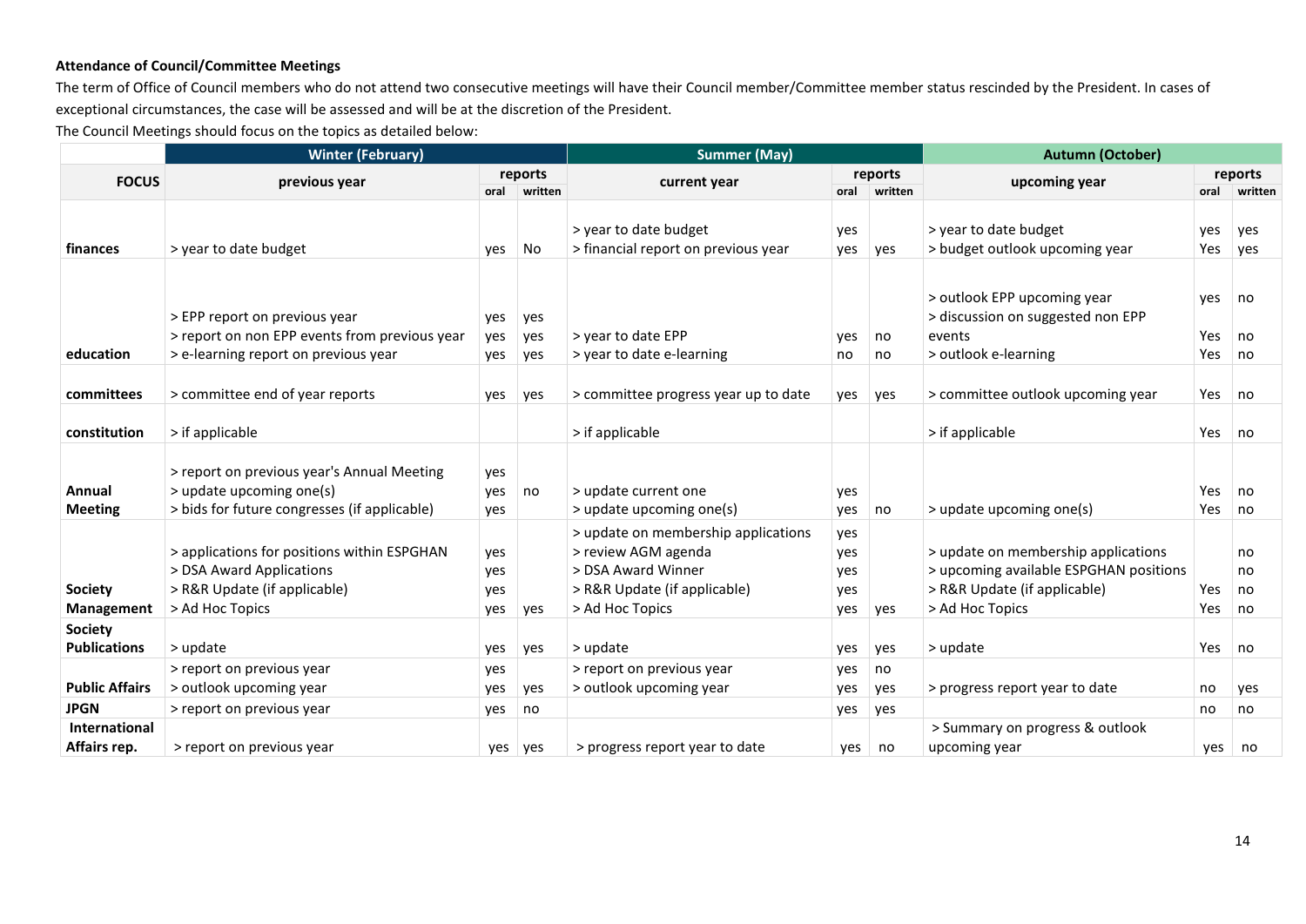**Attendance of Council/Committee Meetings**

The term of Office of Council members who do not attend two consecutive meetings will have their Council member/Committee member status rescinded by the President. In cases of exceptional circumstances, the case will be assessed and will be at the discretion of the President.

The Council Meetings should focus on the topics as detailed below:

| | Winter (February) | | | Summer (May) | | | Autumn (October) | | |
|---|---|---|---|---|---|---|---|---|---|
| **FOCUS** | **previous year** | **reports** | | **current year** | **reports** | | **upcoming year** | **reports** | |
| | | **oral** | **written** | | **oral** | **written** | | **oral** | **written** |
| **finances** | > year to date budget | yes | No | > year to date budget<br>> financial report on previous year | yes<br>yes | <br>yes | > year to date budget<br>> budget outlook upcoming year | yes<br>Yes | yes<br>yes |
| **education** | > EPP report on previous year<br>> report on non EPP events from previous year<br>> e-learning report on previous year | yes<br>yes<br>yes | yes<br>yes<br>yes | > year to date EPP<br>> year to date e-learning | yes<br>no | no<br>no | > outlook EPP upcoming year<br>> discussion on suggested non EPP events<br>> outlook e-learning | yes<br>Yes<br>Yes | no<br>no<br>no |
| **committees** | > committee end of year reports | yes | yes | > committee progress year up to date | yes | yes | > committee outlook upcoming year | Yes | no |
| **constitution** | > if applicable | | | > if applicable | | | > if applicable | Yes | no |
| **Annual Meeting** | > report on previous year's Annual Meeting<br>> update upcoming one(s)<br>> bids for future congresses (if applicable) | yes<br>yes<br>yes | <br>no | > update current one<br>> update upcoming one(s) | yes<br>yes | <br>no | > update upcoming one(s) | Yes<br>Yes | no<br>no |
| **Society Management** | > applications for positions within ESPGHAN<br>> DSA Award Applications<br>> R&R Update (if applicable)<br>> Ad Hoc Topics | yes<br>yes<br>yes<br>yes | <br><br><br>yes | > update on membership applications<br>> review AGM agenda<br>> DSA Award Winner<br>> R&R Update (if applicable)<br>> Ad Hoc Topics | yes<br>yes<br>yes<br>yes<br>yes | <br><br><br><br>yes | > update on membership applications<br>> upcoming available ESPGHAN positions<br>> R&R Update (if applicable)<br>> Ad Hoc Topics | <br><br>Yes<br>Yes | no<br>no<br>no<br>no |
| **Society Publications** | > update | yes | yes | > update | yes | yes | > update | Yes | no |
| **Public Affairs** | > report on previous year<br>> outlook upcoming year | yes<br>yes | <br>yes | > report on previous year<br>> outlook upcoming year | yes<br>yes | no<br>yes | > progress report year to date | no | yes |
| **JPGN** | > report on previous year | yes | no | | yes | yes | | no | no |
| **International Affairs rep.** | > report on previous year | yes | yes | > progress report year to date | yes | no | > Summary on progress & outlook upcoming year | yes | no |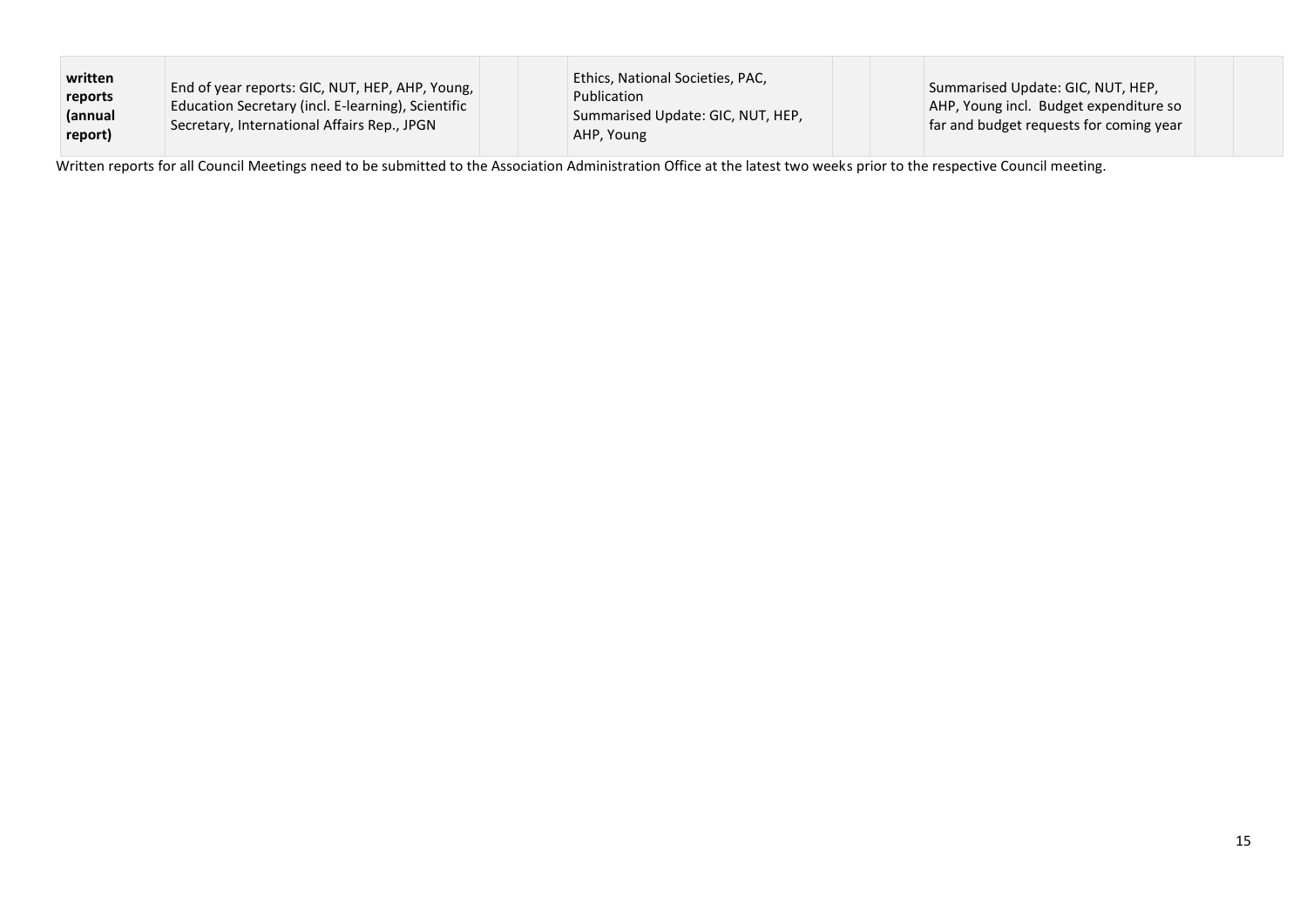| **written reports (annual report)** | End of year reports: GIC, NUT, HEP, AHP, Young, Education Secretary (incl. E-learning), Scientific Secretary, International Affairs Rep., JPGN | | | Ethics, National Societies, PAC, Publication<br>Summarised Update: GIC, NUT, HEP, AHP, Young | | | Summarised Update: GIC, NUT, HEP, AHP, Young incl. Budget expenditure so far and budget requests for coming year | | |
|---|---|---|---|---|---|---|---|---|---|

Written reports for all Council Meetings need to be submitted to the Association Administration Office at the latest two weeks prior to the respective Council meeting.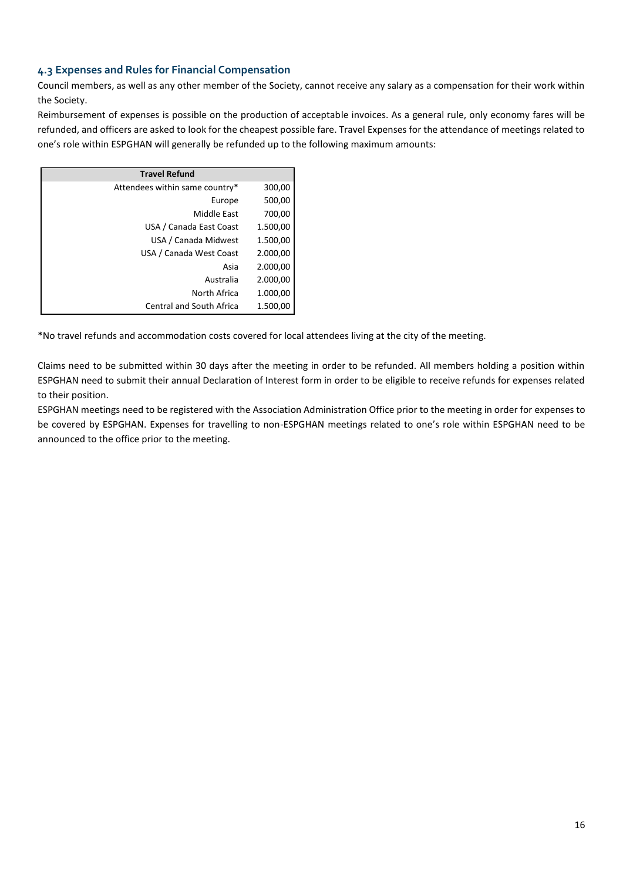### 4.3 Expenses and Rules for Financial Compensation

Council members, as well as any other member of the Society, cannot receive any salary as a compensation for their work within the Society.

Reimbursement of expenses is possible on the production of acceptable invoices. As a general rule, only economy fares will be refunded, and officers are asked to look for the cheapest possible fare. Travel Expenses for the attendance of meetings related to one's role within ESPGHAN will generally be refunded up to the following maximum amounts:

| Travel Refund | |
|---:|---:|
| Attendees within same country* | 300,00 |
| Europe | 500,00 |
| Middle East | 700,00 |
| USA / Canada East Coast | 1.500,00 |
| USA / Canada Midwest | 1.500,00 |
| USA / Canada West Coast | 2.000,00 |
| Asia | 2.000,00 |
| Australia | 2.000,00 |
| North Africa | 1.000,00 |
| Central and South Africa | 1.500,00 |

*No travel refunds and accommodation costs covered for local attendees living at the city of the meeting.

Claims need to be submitted within 30 days after the meeting in order to be refunded. All members holding a position within ESPGHAN need to submit their annual Declaration of Interest form in order to be eligible to receive refunds for expenses related to their position.

ESPGHAN meetings need to be registered with the Association Administration Office prior to the meeting in order for expenses to be covered by ESPGHAN. Expenses for travelling to non-ESPGHAN meetings related to one's role within ESPGHAN need to be announced to the office prior to the meeting.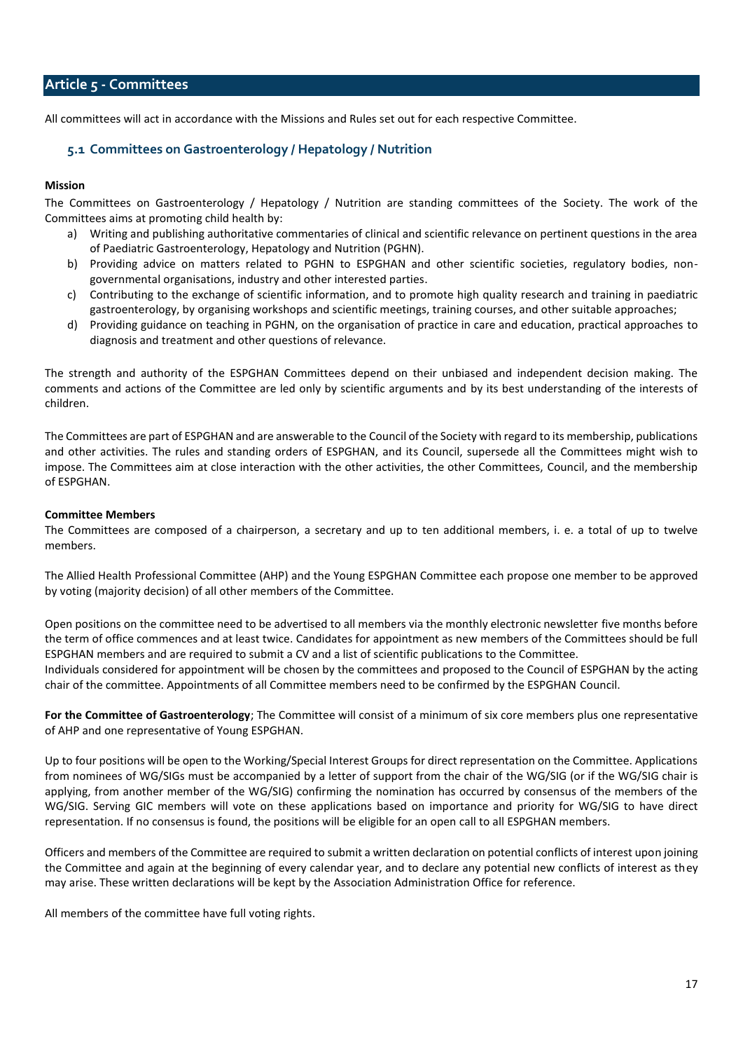## Article 5 - Committees

All committees will act in accordance with the Missions and Rules set out for each respective Committee.

### 5.1 Committees on Gastroenterology / Hepatology / Nutrition

**Mission**

The Committees on Gastroenterology / Hepatology / Nutrition are standing committees of the Society. The work of the Committees aims at promoting child health by:

a) Writing and publishing authoritative commentaries of clinical and scientific relevance on pertinent questions in the area of Paediatric Gastroenterology, Hepatology and Nutrition (PGHN).
b) Providing advice on matters related to PGHN to ESPGHAN and other scientific societies, regulatory bodies, non-governmental organisations, industry and other interested parties.
c) Contributing to the exchange of scientific information, and to promote high quality research and training in paediatric gastroenterology, by organising workshops and scientific meetings, training courses, and other suitable approaches;
d) Providing guidance on teaching in PGHN, on the organisation of practice in care and education, practical approaches to diagnosis and treatment and other questions of relevance.

The strength and authority of the ESPGHAN Committees depend on their unbiased and independent decision making. The comments and actions of the Committee are led only by scientific arguments and by its best understanding of the interests of children.

The Committees are part of ESPGHAN and are answerable to the Council of the Society with regard to its membership, publications and other activities. The rules and standing orders of ESPGHAN, and its Council, supersede all the Committees might wish to impose. The Committees aim at close interaction with the other activities, the other Committees, Council, and the membership of ESPGHAN.

**Committee Members**

The Committees are composed of a chairperson, a secretary and up to ten additional members, i. e. a total of up to twelve members.

The Allied Health Professional Committee (AHP) and the Young ESPGHAN Committee each propose one member to be approved by voting (majority decision) of all other members of the Committee.

Open positions on the committee need to be advertised to all members via the monthly electronic newsletter five months before the term of office commences and at least twice. Candidates for appointment as new members of the Committees should be full ESPGHAN members and are required to submit a CV and a list of scientific publications to the Committee.
Individuals considered for appointment will be chosen by the committees and proposed to the Council of ESPGHAN by the acting chair of the committee. Appointments of all Committee members need to be confirmed by the ESPGHAN Council.

**For the Committee of Gastroenterology**; The Committee will consist of a minimum of six core members plus one representative of AHP and one representative of Young ESPGHAN.

Up to four positions will be open to the Working/Special Interest Groups for direct representation on the Committee. Applications from nominees of WG/SIGs must be accompanied by a letter of support from the chair of the WG/SIG (or if the WG/SIG chair is applying, from another member of the WG/SIG) confirming the nomination has occurred by consensus of the members of the WG/SIG. Serving GIC members will vote on these applications based on importance and priority for WG/SIG to have direct representation. If no consensus is found, the positions will be eligible for an open call to all ESPGHAN members.

Officers and members of the Committee are required to submit a written declaration on potential conflicts of interest upon joining the Committee and again at the beginning of every calendar year, and to declare any potential new conflicts of interest as they may arise. These written declarations will be kept by the Association Administration Office for reference.

All members of the committee have full voting rights.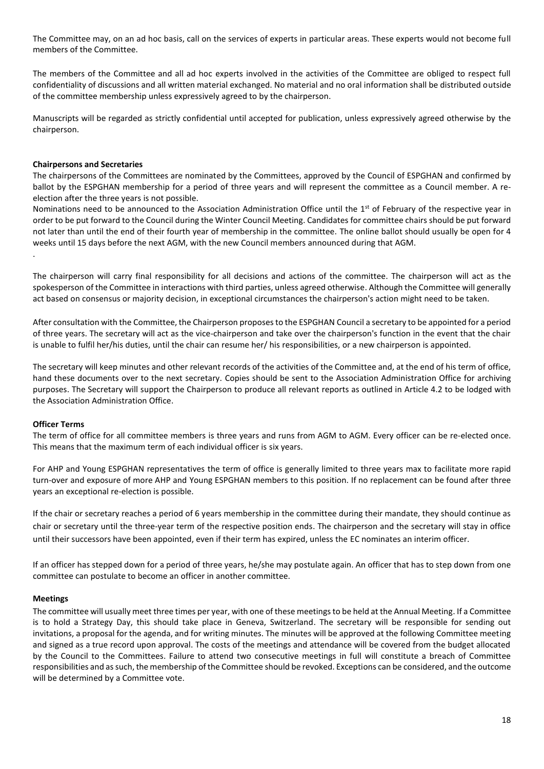The Committee may, on an ad hoc basis, call on the services of experts in particular areas. These experts would not become full members of the Committee.

The members of the Committee and all ad hoc experts involved in the activities of the Committee are obliged to respect full confidentiality of discussions and all written material exchanged. No material and no oral information shall be distributed outside of the committee membership unless expressively agreed to by the chairperson.

Manuscripts will be regarded as strictly confidential until accepted for publication, unless expressively agreed otherwise by the chairperson.

**Chairpersons and Secretaries**

The chairpersons of the Committees are nominated by the Committees, approved by the Council of ESPGHAN and confirmed by ballot by the ESPGHAN membership for a period of three years and will represent the committee as a Council member. A re-election after the three years is not possible.

Nominations need to be announced to the Association Administration Office until the 1st of February of the respective year in order to be put forward to the Council during the Winter Council Meeting. Candidates for committee chairs should be put forward not later than until the end of their fourth year of membership in the committee. The online ballot should usually be open for 4 weeks until 15 days before the next AGM, with the new Council members announced during that AGM.

.

The chairperson will carry final responsibility for all decisions and actions of the committee. The chairperson will act as the spokesperson of the Committee in interactions with third parties, unless agreed otherwise. Although the Committee will generally act based on consensus or majority decision, in exceptional circumstances the chairperson's action might need to be taken.

After consultation with the Committee, the Chairperson proposes to the ESPGHAN Council a secretary to be appointed for a period of three years. The secretary will act as the vice-chairperson and take over the chairperson's function in the event that the chair is unable to fulfil her/his duties, until the chair can resume her/ his responsibilities, or a new chairperson is appointed.

The secretary will keep minutes and other relevant records of the activities of the Committee and, at the end of his term of office, hand these documents over to the next secretary. Copies should be sent to the Association Administration Office for archiving purposes. The Secretary will support the Chairperson to produce all relevant reports as outlined in Article 4.2 to be lodged with the Association Administration Office.

**Officer Terms**

The term of office for all committee members is three years and runs from AGM to AGM. Every officer can be re-elected once. This means that the maximum term of each individual officer is six years.

For AHP and Young ESPGHAN representatives the term of office is generally limited to three years max to facilitate more rapid turn-over and exposure of more AHP and Young ESPGHAN members to this position. If no replacement can be found after three years an exceptional re-election is possible.

If the chair or secretary reaches a period of 6 years membership in the committee during their mandate, they should continue as chair or secretary until the three-year term of the respective position ends. The chairperson and the secretary will stay in office until their successors have been appointed, even if their term has expired, unless the EC nominates an interim officer.

If an officer has stepped down for a period of three years, he/she may postulate again. An officer that has to step down from one committee can postulate to become an officer in another committee.

**Meetings**

The committee will usually meet three times per year, with one of these meetings to be held at the Annual Meeting. If a Committee is to hold a Strategy Day, this should take place in Geneva, Switzerland. The secretary will be responsible for sending out invitations, a proposal for the agenda, and for writing minutes. The minutes will be approved at the following Committee meeting and signed as a true record upon approval. The costs of the meetings and attendance will be covered from the budget allocated by the Council to the Committees. Failure to attend two consecutive meetings in full will constitute a breach of Committee responsibilities and as such, the membership of the Committee should be revoked. Exceptions can be considered, and the outcome will be determined by a Committee vote.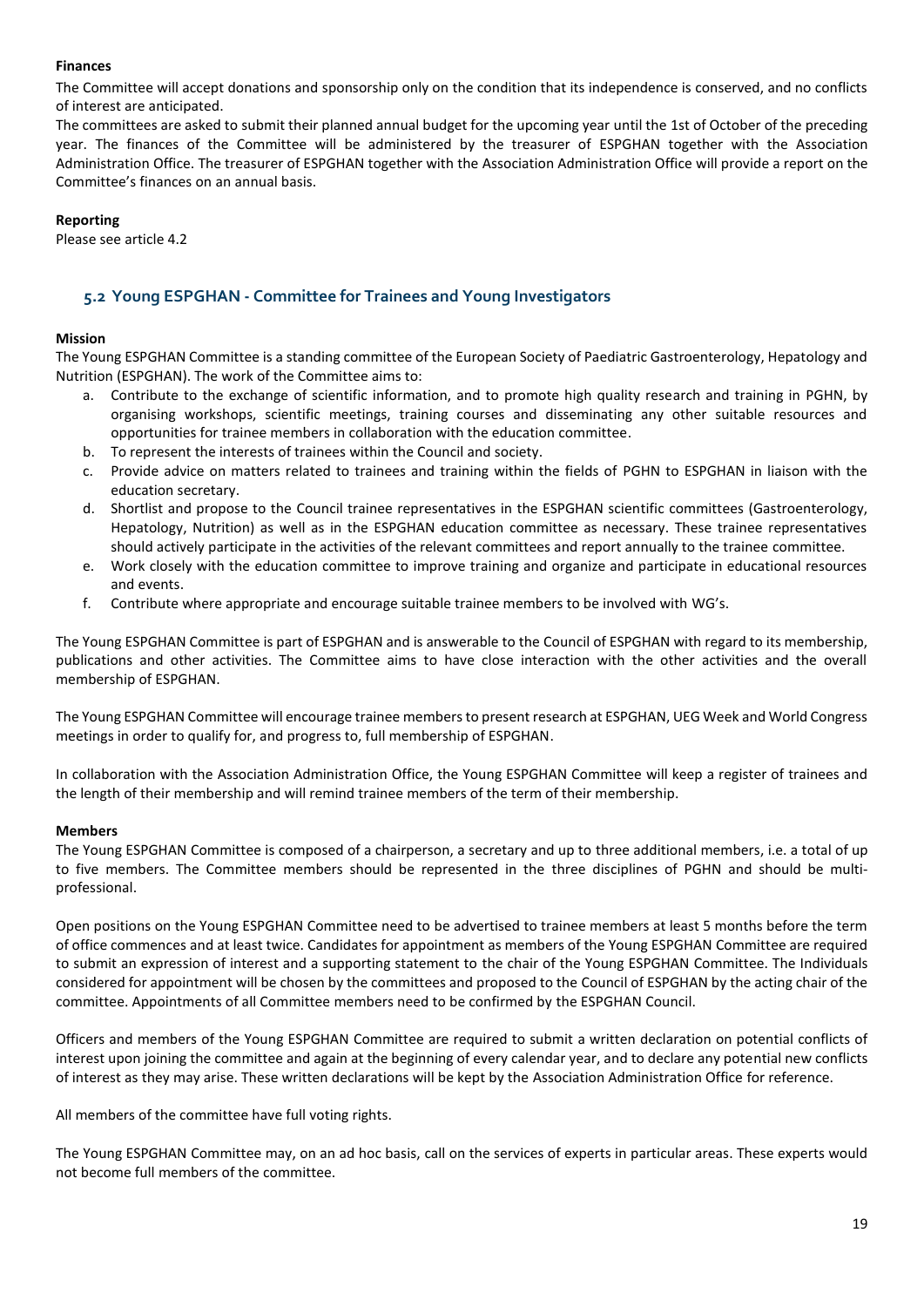**Finances**

The Committee will accept donations and sponsorship only on the condition that its independence is conserved, and no conflicts of interest are anticipated.

The committees are asked to submit their planned annual budget for the upcoming year until the 1st of October of the preceding year. The finances of the Committee will be administered by the treasurer of ESPGHAN together with the Association Administration Office. The treasurer of ESPGHAN together with the Association Administration Office will provide a report on the Committee's finances on an annual basis.

**Reporting**

Please see article 4.2

## 5.2 Young ESPGHAN - Committee for Trainees and Young Investigators

**Mission**

The Young ESPGHAN Committee is a standing committee of the European Society of Paediatric Gastroenterology, Hepatology and Nutrition (ESPGHAN). The work of the Committee aims to:

a. Contribute to the exchange of scientific information, and to promote high quality research and training in PGHN, by organising workshops, scientific meetings, training courses and disseminating any other suitable resources and opportunities for trainee members in collaboration with the education committee.
b. To represent the interests of trainees within the Council and society.
c. Provide advice on matters related to trainees and training within the fields of PGHN to ESPGHAN in liaison with the education secretary.
d. Shortlist and propose to the Council trainee representatives in the ESPGHAN scientific committees (Gastroenterology, Hepatology, Nutrition) as well as in the ESPGHAN education committee as necessary. These trainee representatives should actively participate in the activities of the relevant committees and report annually to the trainee committee.
e. Work closely with the education committee to improve training and organize and participate in educational resources and events.
f. Contribute where appropriate and encourage suitable trainee members to be involved with WG's.

The Young ESPGHAN Committee is part of ESPGHAN and is answerable to the Council of ESPGHAN with regard to its membership, publications and other activities. The Committee aims to have close interaction with the other activities and the overall membership of ESPGHAN.

The Young ESPGHAN Committee will encourage trainee members to present research at ESPGHAN, UEG Week and World Congress meetings in order to qualify for, and progress to, full membership of ESPGHAN.

In collaboration with the Association Administration Office, the Young ESPGHAN Committee will keep a register of trainees and the length of their membership and will remind trainee members of the term of their membership.

**Members**

The Young ESPGHAN Committee is composed of a chairperson, a secretary and up to three additional members, i.e. a total of up to five members. The Committee members should be represented in the three disciplines of PGHN and should be multi-professional.

Open positions on the Young ESPGHAN Committee need to be advertised to trainee members at least 5 months before the term of office commences and at least twice. Candidates for appointment as members of the Young ESPGHAN Committee are required to submit an expression of interest and a supporting statement to the chair of the Young ESPGHAN Committee. The Individuals considered for appointment will be chosen by the committees and proposed to the Council of ESPGHAN by the acting chair of the committee. Appointments of all Committee members need to be confirmed by the ESPGHAN Council.

Officers and members of the Young ESPGHAN Committee are required to submit a written declaration on potential conflicts of interest upon joining the committee and again at the beginning of every calendar year, and to declare any potential new conflicts of interest as they may arise. These written declarations will be kept by the Association Administration Office for reference.

All members of the committee have full voting rights.

The Young ESPGHAN Committee may, on an ad hoc basis, call on the services of experts in particular areas. These experts would not become full members of the committee.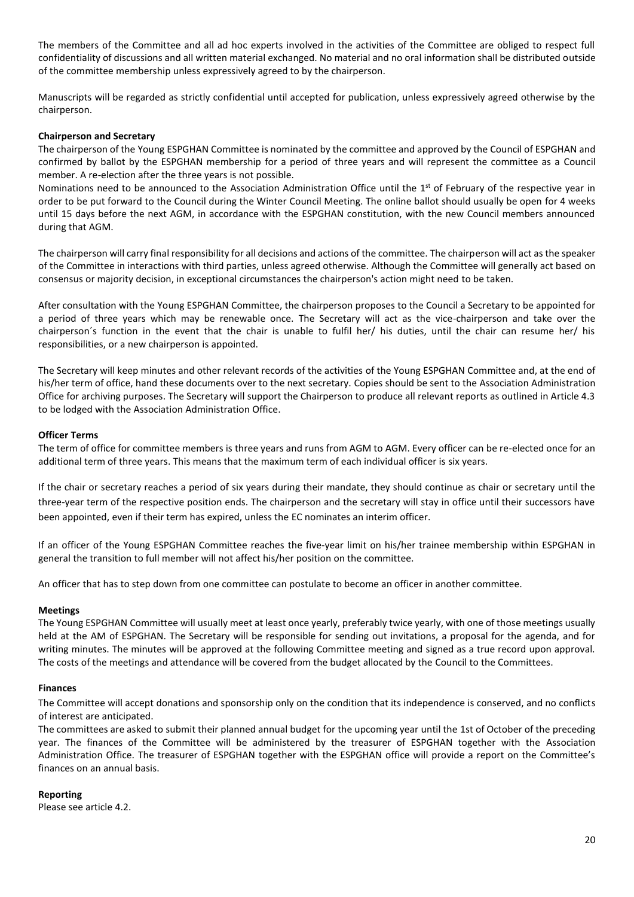The members of the Committee and all ad hoc experts involved in the activities of the Committee are obliged to respect full confidentiality of discussions and all written material exchanged. No material and no oral information shall be distributed outside of the committee membership unless expressively agreed to by the chairperson.

Manuscripts will be regarded as strictly confidential until accepted for publication, unless expressively agreed otherwise by the chairperson.

**Chairperson and Secretary**

The chairperson of the Young ESPGHAN Committee is nominated by the committee and approved by the Council of ESPGHAN and confirmed by ballot by the ESPGHAN membership for a period of three years and will represent the committee as a Council member. A re-election after the three years is not possible.

Nominations need to be announced to the Association Administration Office until the 1st of February of the respective year in order to be put forward to the Council during the Winter Council Meeting. The online ballot should usually be open for 4 weeks until 15 days before the next AGM, in accordance with the ESPGHAN constitution, with the new Council members announced during that AGM.

The chairperson will carry final responsibility for all decisions and actions of the committee. The chairperson will act as the speaker of the Committee in interactions with third parties, unless agreed otherwise. Although the Committee will generally act based on consensus or majority decision, in exceptional circumstances the chairperson's action might need to be taken.

After consultation with the Young ESPGHAN Committee, the chairperson proposes to the Council a Secretary to be appointed for a period of three years which may be renewable once. The Secretary will act as the vice-chairperson and take over the chairperson´s function in the event that the chair is unable to fulfil her/ his duties, until the chair can resume her/ his responsibilities, or a new chairperson is appointed.

The Secretary will keep minutes and other relevant records of the activities of the Young ESPGHAN Committee and, at the end of his/her term of office, hand these documents over to the next secretary. Copies should be sent to the Association Administration Office for archiving purposes. The Secretary will support the Chairperson to produce all relevant reports as outlined in Article 4.3 to be lodged with the Association Administration Office.

**Officer Terms**

The term of office for committee members is three years and runs from AGM to AGM. Every officer can be re-elected once for an additional term of three years. This means that the maximum term of each individual officer is six years.

If the chair or secretary reaches a period of six years during their mandate, they should continue as chair or secretary until the three-year term of the respective position ends. The chairperson and the secretary will stay in office until their successors have been appointed, even if their term has expired, unless the EC nominates an interim officer.

If an officer of the Young ESPGHAN Committee reaches the five-year limit on his/her trainee membership within ESPGHAN in general the transition to full member will not affect his/her position on the committee.

An officer that has to step down from one committee can postulate to become an officer in another committee.

**Meetings**

The Young ESPGHAN Committee will usually meet at least once yearly, preferably twice yearly, with one of those meetings usually held at the AM of ESPGHAN. The Secretary will be responsible for sending out invitations, a proposal for the agenda, and for writing minutes. The minutes will be approved at the following Committee meeting and signed as a true record upon approval. The costs of the meetings and attendance will be covered from the budget allocated by the Council to the Committees.

**Finances**

The Committee will accept donations and sponsorship only on the condition that its independence is conserved, and no conflicts of interest are anticipated.

The committees are asked to submit their planned annual budget for the upcoming year until the 1st of October of the preceding year. The finances of the Committee will be administered by the treasurer of ESPGHAN together with the Association Administration Office. The treasurer of ESPGHAN together with the ESPGHAN office will provide a report on the Committee's finances on an annual basis.

**Reporting**

Please see article 4.2.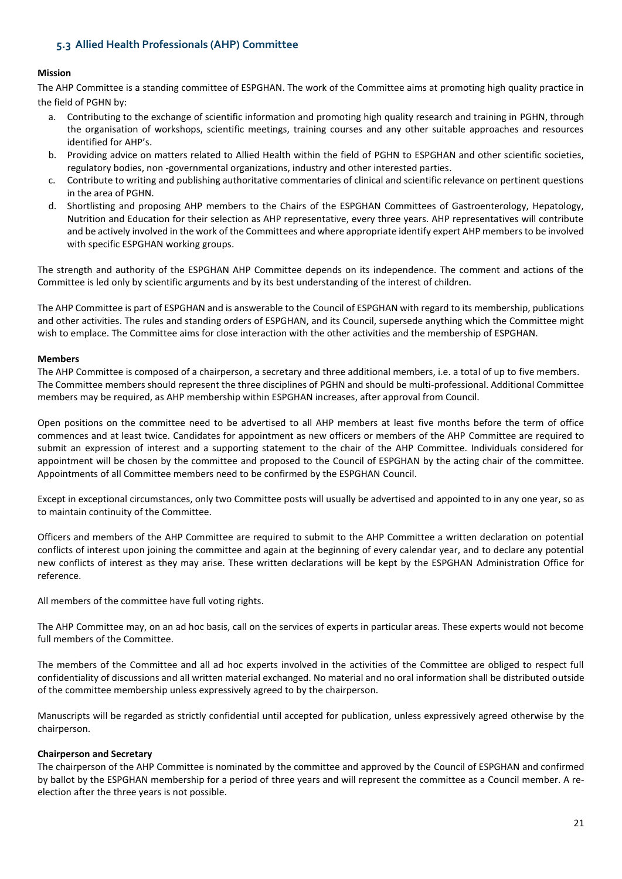## 5.3 Allied Health Professionals (AHP) Committee

**Mission**

The AHP Committee is a standing committee of ESPGHAN. The work of the Committee aims at promoting high quality practice in the field of PGHN by:

a. Contributing to the exchange of scientific information and promoting high quality research and training in PGHN, through the organisation of workshops, scientific meetings, training courses and any other suitable approaches and resources identified for AHP's.
b. Providing advice on matters related to Allied Health within the field of PGHN to ESPGHAN and other scientific societies, regulatory bodies, non -governmental organizations, industry and other interested parties.
c. Contribute to writing and publishing authoritative commentaries of clinical and scientific relevance on pertinent questions in the area of PGHN.
d. Shortlisting and proposing AHP members to the Chairs of the ESPGHAN Committees of Gastroenterology, Hepatology, Nutrition and Education for their selection as AHP representative, every three years. AHP representatives will contribute and be actively involved in the work of the Committees and where appropriate identify expert AHP members to be involved with specific ESPGHAN working groups.

The strength and authority of the ESPGHAN AHP Committee depends on its independence. The comment and actions of the Committee is led only by scientific arguments and by its best understanding of the interest of children.

The AHP Committee is part of ESPGHAN and is answerable to the Council of ESPGHAN with regard to its membership, publications and other activities. The rules and standing orders of ESPGHAN, and its Council, supersede anything which the Committee might wish to emplace. The Committee aims for close interaction with the other activities and the membership of ESPGHAN.

**Members**

The AHP Committee is composed of a chairperson, a secretary and three additional members, i.e. a total of up to five members. The Committee members should represent the three disciplines of PGHN and should be multi-professional. Additional Committee members may be required, as AHP membership within ESPGHAN increases, after approval from Council.

Open positions on the committee need to be advertised to all AHP members at least five months before the term of office commences and at least twice. Candidates for appointment as new officers or members of the AHP Committee are required to submit an expression of interest and a supporting statement to the chair of the AHP Committee. Individuals considered for appointment will be chosen by the committee and proposed to the Council of ESPGHAN by the acting chair of the committee. Appointments of all Committee members need to be confirmed by the ESPGHAN Council.

Except in exceptional circumstances, only two Committee posts will usually be advertised and appointed to in any one year, so as to maintain continuity of the Committee.

Officers and members of the AHP Committee are required to submit to the AHP Committee a written declaration on potential conflicts of interest upon joining the committee and again at the beginning of every calendar year, and to declare any potential new conflicts of interest as they may arise. These written declarations will be kept by the ESPGHAN Administration Office for reference.

All members of the committee have full voting rights.

The AHP Committee may, on an ad hoc basis, call on the services of experts in particular areas. These experts would not become full members of the Committee.

The members of the Committee and all ad hoc experts involved in the activities of the Committee are obliged to respect full confidentiality of discussions and all written material exchanged. No material and no oral information shall be distributed outside of the committee membership unless expressively agreed to by the chairperson.

Manuscripts will be regarded as strictly confidential until accepted for publication, unless expressively agreed otherwise by the chairperson.

**Chairperson and Secretary**

The chairperson of the AHP Committee is nominated by the committee and approved by the Council of ESPGHAN and confirmed by ballot by the ESPGHAN membership for a period of three years and will represent the committee as a Council member. A re-election after the three years is not possible.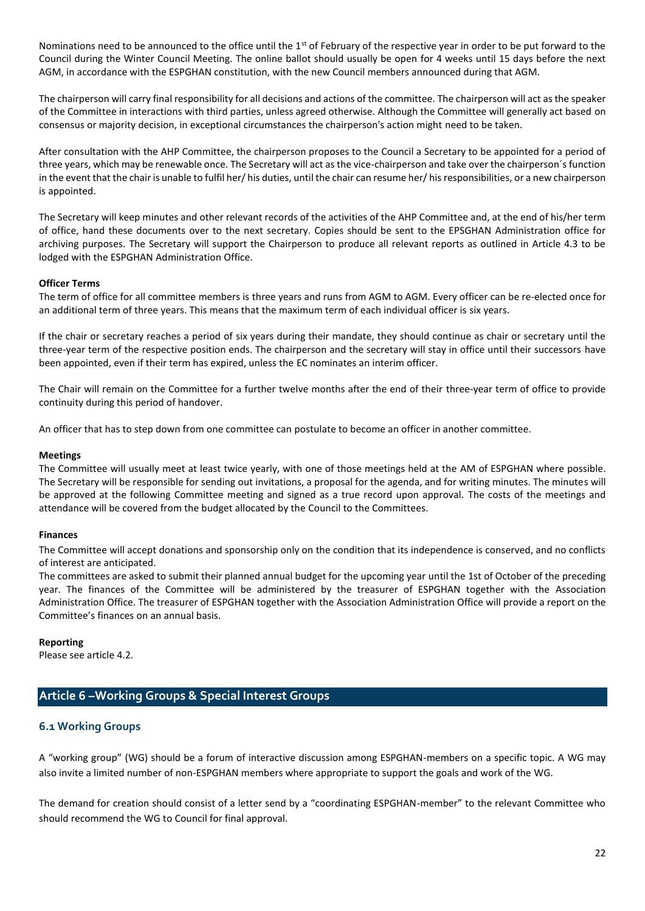Nominations need to be announced to the office until the 1st of February of the respective year in order to be put forward to the Council during the Winter Council Meeting. The online ballot should usually be open for 4 weeks until 15 days before the next AGM, in accordance with the ESPGHAN constitution, with the new Council members announced during that AGM.

The chairperson will carry final responsibility for all decisions and actions of the committee. The chairperson will act as the speaker of the Committee in interactions with third parties, unless agreed otherwise. Although the Committee will generally act based on consensus or majority decision, in exceptional circumstances the chairperson's action might need to be taken.

After consultation with the AHP Committee, the chairperson proposes to the Council a Secretary to be appointed for a period of three years, which may be renewable once. The Secretary will act as the vice-chairperson and take over the chairperson´s function in the event that the chair is unable to fulfil her/ his duties, until the chair can resume her/ his responsibilities, or a new chairperson is appointed.

The Secretary will keep minutes and other relevant records of the activities of the AHP Committee and, at the end of his/her term of office, hand these documents over to the next secretary. Copies should be sent to the EPSGHAN Administration office for archiving purposes. The Secretary will support the Chairperson to produce all relevant reports as outlined in Article 4.3 to be lodged with the ESPGHAN Administration Office.

**Officer Terms**

The term of office for all committee members is three years and runs from AGM to AGM. Every officer can be re-elected once for an additional term of three years. This means that the maximum term of each individual officer is six years.

If the chair or secretary reaches a period of six years during their mandate, they should continue as chair or secretary until the three-year term of the respective position ends. The chairperson and the secretary will stay in office until their successors have been appointed, even if their term has expired, unless the EC nominates an interim officer.

The Chair will remain on the Committee for a further twelve months after the end of their three-year term of office to provide continuity during this period of handover.

An officer that has to step down from one committee can postulate to become an officer in another committee.

**Meetings**

The Committee will usually meet at least twice yearly, with one of those meetings held at the AM of ESPGHAN where possible. The Secretary will be responsible for sending out invitations, a proposal for the agenda, and for writing minutes. The minutes will be approved at the following Committee meeting and signed as a true record upon approval. The costs of the meetings and attendance will be covered from the budget allocated by the Council to the Committees.

**Finances**

The Committee will accept donations and sponsorship only on the condition that its independence is conserved, and no conflicts of interest are anticipated.

The committees are asked to submit their planned annual budget for the upcoming year until the 1st of October of the preceding year. The finances of the Committee will be administered by the treasurer of ESPGHAN together with the Association Administration Office. The treasurer of ESPGHAN together with the Association Administration Office will provide a report on the Committee's finances on an annual basis.

**Reporting**

Please see article 4.2.

## Article 6 –Working Groups & Special Interest Groups

### 6.1 Working Groups

A "working group" (WG) should be a forum of interactive discussion among ESPGHAN-members on a specific topic. A WG may also invite a limited number of non-ESPGHAN members where appropriate to support the goals and work of the WG.

The demand for creation should consist of a letter send by a "coordinating ESPGHAN-member" to the relevant Committee who should recommend the WG to Council for final approval.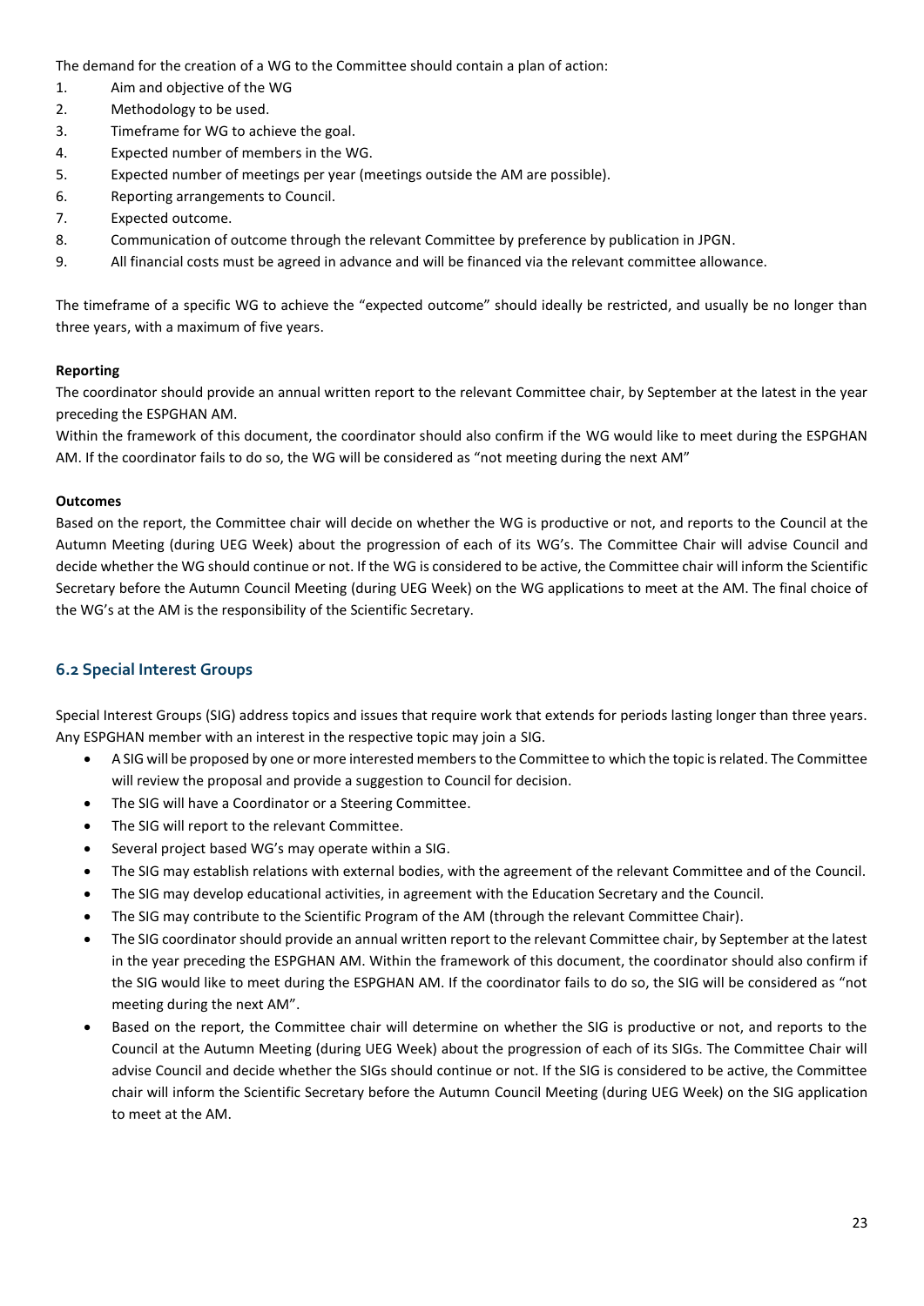The demand for the creation of a WG to the Committee should contain a plan of action:

1. Aim and objective of the WG
2. Methodology to be used.
3. Timeframe for WG to achieve the goal.
4. Expected number of members in the WG.
5. Expected number of meetings per year (meetings outside the AM are possible).
6. Reporting arrangements to Council.
7. Expected outcome.
8. Communication of outcome through the relevant Committee by preference by publication in JPGN.
9. All financial costs must be agreed in advance and will be financed via the relevant committee allowance.

The timeframe of a specific WG to achieve the "expected outcome" should ideally be restricted, and usually be no longer than three years, with a maximum of five years.

**Reporting**

The coordinator should provide an annual written report to the relevant Committee chair, by September at the latest in the year preceding the ESPGHAN AM.

Within the framework of this document, the coordinator should also confirm if the WG would like to meet during the ESPGHAN AM. If the coordinator fails to do so, the WG will be considered as "not meeting during the next AM"

**Outcomes**

Based on the report, the Committee chair will decide on whether the WG is productive or not, and reports to the Council at the Autumn Meeting (during UEG Week) about the progression of each of its WG's. The Committee Chair will advise Council and decide whether the WG should continue or not. If the WG is considered to be active, the Committee chair will inform the Scientific Secretary before the Autumn Council Meeting (during UEG Week) on the WG applications to meet at the AM. The final choice of the WG's at the AM is the responsibility of the Scientific Secretary.

## 6.2 Special Interest Groups

Special Interest Groups (SIG) address topics and issues that require work that extends for periods lasting longer than three years. Any ESPGHAN member with an interest in the respective topic may join a SIG.

- A SIG will be proposed by one or more interested members to the Committee to which the topic is related. The Committee will review the proposal and provide a suggestion to Council for decision.
- The SIG will have a Coordinator or a Steering Committee.
- The SIG will report to the relevant Committee.
- Several project based WG's may operate within a SIG.
- The SIG may establish relations with external bodies, with the agreement of the relevant Committee and of the Council.
- The SIG may develop educational activities, in agreement with the Education Secretary and the Council.
- The SIG may contribute to the Scientific Program of the AM (through the relevant Committee Chair).
- The SIG coordinator should provide an annual written report to the relevant Committee chair, by September at the latest in the year preceding the ESPGHAN AM. Within the framework of this document, the coordinator should also confirm if the SIG would like to meet during the ESPGHAN AM. If the coordinator fails to do so, the SIG will be considered as "not meeting during the next AM".
- Based on the report, the Committee chair will determine on whether the SIG is productive or not, and reports to the Council at the Autumn Meeting (during UEG Week) about the progression of each of its SIGs. The Committee Chair will advise Council and decide whether the SIGs should continue or not. If the SIG is considered to be active, the Committee chair will inform the Scientific Secretary before the Autumn Council Meeting (during UEG Week) on the SIG application to meet at the AM.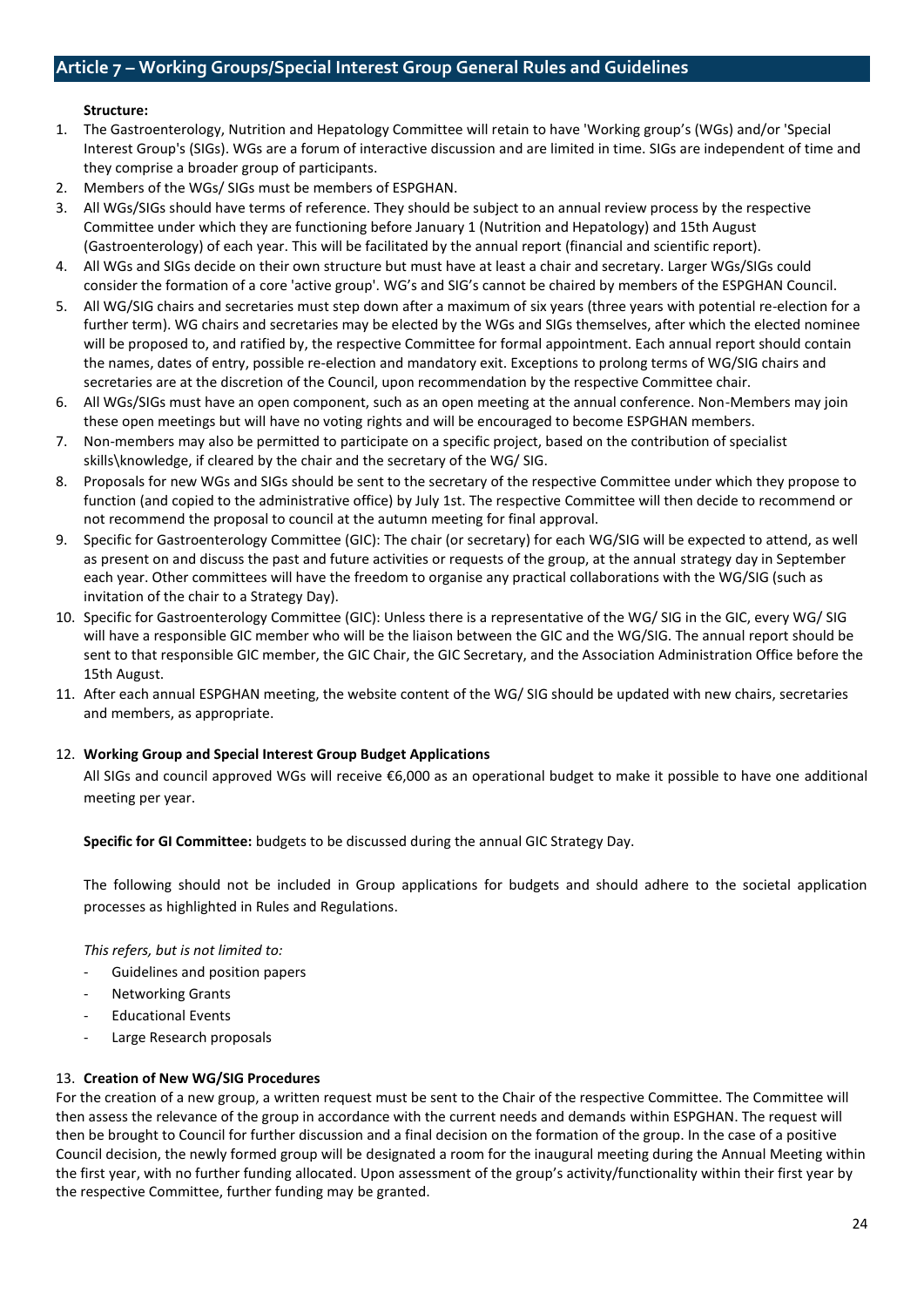## Article 7 – Working Groups/Special Interest Group General Rules and Guidelines

**Structure:**

1. The Gastroenterology, Nutrition and Hepatology Committee will retain to have 'Working group's (WGs) and/or 'Special Interest Group's (SIGs). WGs are a forum of interactive discussion and are limited in time. SIGs are independent of time and they comprise a broader group of participants.
2. Members of the WGs/ SIGs must be members of ESPGHAN.
3. All WGs/SIGs should have terms of reference. They should be subject to an annual review process by the respective Committee under which they are functioning before January 1 (Nutrition and Hepatology) and 15th August (Gastroenterology) of each year. This will be facilitated by the annual report (financial and scientific report).
4. All WGs and SIGs decide on their own structure but must have at least a chair and secretary. Larger WGs/SIGs could consider the formation of a core 'active group'. WG's and SIG's cannot be chaired by members of the ESPGHAN Council.
5. All WG/SIG chairs and secretaries must step down after a maximum of six years (three years with potential re-election for a further term). WG chairs and secretaries may be elected by the WGs and SIGs themselves, after which the elected nominee will be proposed to, and ratified by, the respective Committee for formal appointment. Each annual report should contain the names, dates of entry, possible re-election and mandatory exit. Exceptions to prolong terms of WG/SIG chairs and secretaries are at the discretion of the Council, upon recommendation by the respective Committee chair.
6. All WGs/SIGs must have an open component, such as an open meeting at the annual conference. Non-Members may join these open meetings but will have no voting rights and will be encouraged to become ESPGHAN members.
7. Non-members may also be permitted to participate on a specific project, based on the contribution of specialist skills\knowledge, if cleared by the chair and the secretary of the WG/ SIG.
8. Proposals for new WGs and SIGs should be sent to the secretary of the respective Committee under which they propose to function (and copied to the administrative office) by July 1st. The respective Committee will then decide to recommend or not recommend the proposal to council at the autumn meeting for final approval.
9. Specific for Gastroenterology Committee (GIC): The chair (or secretary) for each WG/SIG will be expected to attend, as well as present on and discuss the past and future activities or requests of the group, at the annual strategy day in September each year. Other committees will have the freedom to organise any practical collaborations with the WG/SIG (such as invitation of the chair to a Strategy Day).
10. Specific for Gastroenterology Committee (GIC): Unless there is a representative of the WG/ SIG in the GIC, every WG/ SIG will have a responsible GIC member who will be the liaison between the GIC and the WG/SIG. The annual report should be sent to that responsible GIC member, the GIC Chair, the GIC Secretary, and the Association Administration Office before the 15th August.
11. After each annual ESPGHAN meeting, the website content of the WG/ SIG should be updated with new chairs, secretaries and members, as appropriate.
12. **Working Group and Special Interest Group Budget Applications**

    All SIGs and council approved WGs will receive €6,000 as an operational budget to make it possible to have one additional meeting per year.

    **Specific for GI Committee:** budgets to be discussed during the annual GIC Strategy Day.

    The following should not be included in Group applications for budgets and should adhere to the societal application processes as highlighted in Rules and Regulations.

    *This refers, but is not limited to:*

    - Guidelines and position papers
    - Networking Grants
    - Educational Events
    - Large Research proposals

13. **Creation of New WG/SIG Procedures**

For the creation of a new group, a written request must be sent to the Chair of the respective Committee. The Committee will then assess the relevance of the group in accordance with the current needs and demands within ESPGHAN. The request will then be brought to Council for further discussion and a final decision on the formation of the group. In the case of a positive Council decision, the newly formed group will be designated a room for the inaugural meeting during the Annual Meeting within the first year, with no further funding allocated. Upon assessment of the group's activity/functionality within their first year by the respective Committee, further funding may be granted.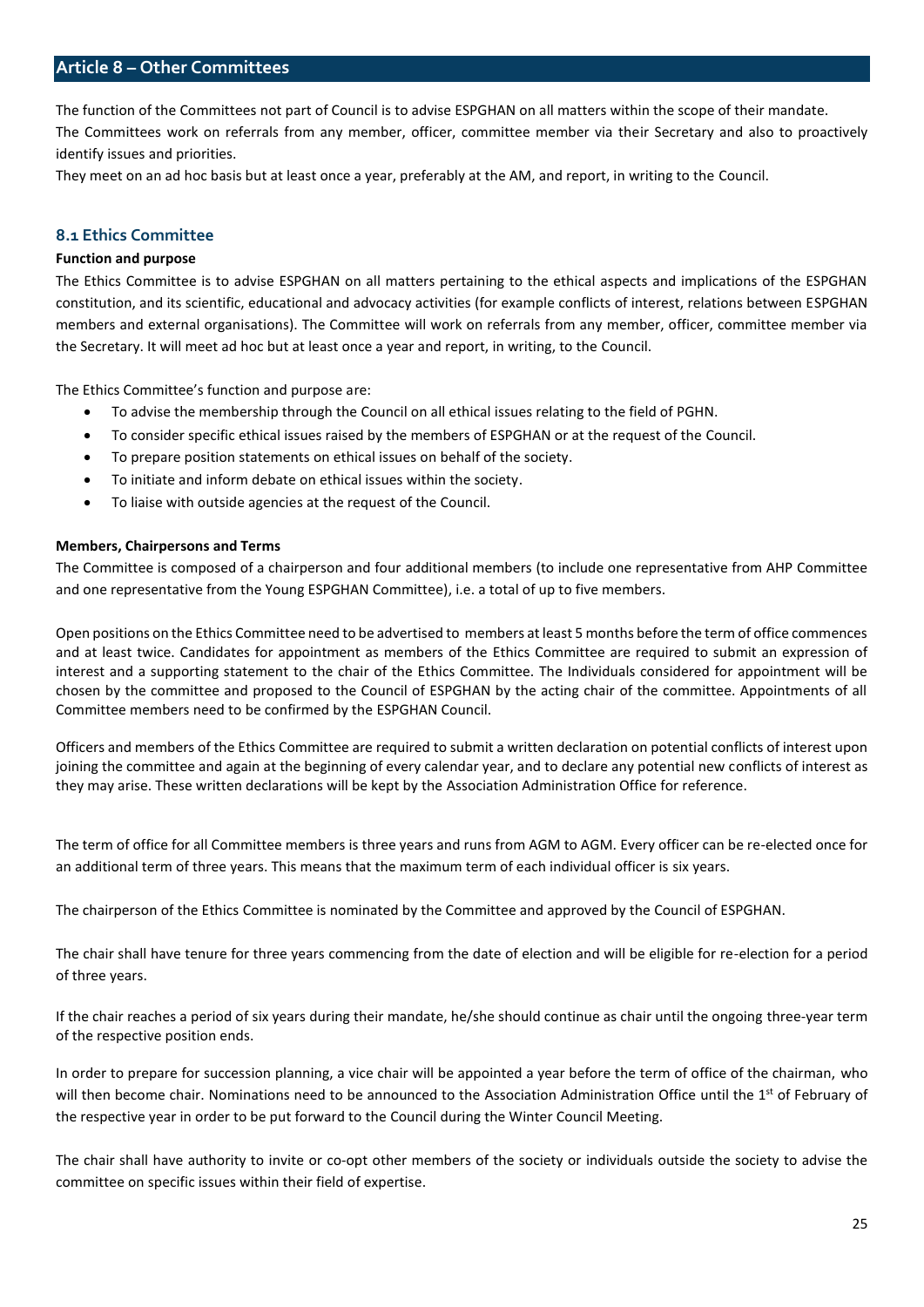## Article 8 – Other Committees

The function of the Committees not part of Council is to advise ESPGHAN on all matters within the scope of their mandate.
The Committees work on referrals from any member, officer, committee member via their Secretary and also to proactively identify issues and priorities.
They meet on an ad hoc basis but at least once a year, preferably at the AM, and report, in writing to the Council.

### 8.1 Ethics Committee

**Function and purpose**

The Ethics Committee is to advise ESPGHAN on all matters pertaining to the ethical aspects and implications of the ESPGHAN constitution, and its scientific, educational and advocacy activities (for example conflicts of interest, relations between ESPGHAN members and external organisations). The Committee will work on referrals from any member, officer, committee member via the Secretary. It will meet ad hoc but at least once a year and report, in writing, to the Council.

The Ethics Committee's function and purpose are:

- To advise the membership through the Council on all ethical issues relating to the field of PGHN.
- To consider specific ethical issues raised by the members of ESPGHAN or at the request of the Council.
- To prepare position statements on ethical issues on behalf of the society.
- To initiate and inform debate on ethical issues within the society.
- To liaise with outside agencies at the request of the Council.

**Members, Chairpersons and Terms**

The Committee is composed of a chairperson and four additional members (to include one representative from AHP Committee and one representative from the Young ESPGHAN Committee), i.e. a total of up to five members.

Open positions on the Ethics Committee need to be advertised to members at least 5 months before the term of office commences and at least twice. Candidates for appointment as members of the Ethics Committee are required to submit an expression of interest and a supporting statement to the chair of the Ethics Committee. The Individuals considered for appointment will be chosen by the committee and proposed to the Council of ESPGHAN by the acting chair of the committee. Appointments of all Committee members need to be confirmed by the ESPGHAN Council.

Officers and members of the Ethics Committee are required to submit a written declaration on potential conflicts of interest upon joining the committee and again at the beginning of every calendar year, and to declare any potential new conflicts of interest as they may arise. These written declarations will be kept by the Association Administration Office for reference.

The term of office for all Committee members is three years and runs from AGM to AGM. Every officer can be re-elected once for an additional term of three years. This means that the maximum term of each individual officer is six years.

The chairperson of the Ethics Committee is nominated by the Committee and approved by the Council of ESPGHAN.

The chair shall have tenure for three years commencing from the date of election and will be eligible for re-election for a period of three years.

If the chair reaches a period of six years during their mandate, he/she should continue as chair until the ongoing three-year term of the respective position ends.

In order to prepare for succession planning, a vice chair will be appointed a year before the term of office of the chairman, who will then become chair. Nominations need to be announced to the Association Administration Office until the 1st of February of the respective year in order to be put forward to the Council during the Winter Council Meeting.

The chair shall have authority to invite or co-opt other members of the society or individuals outside the society to advise the committee on specific issues within their field of expertise.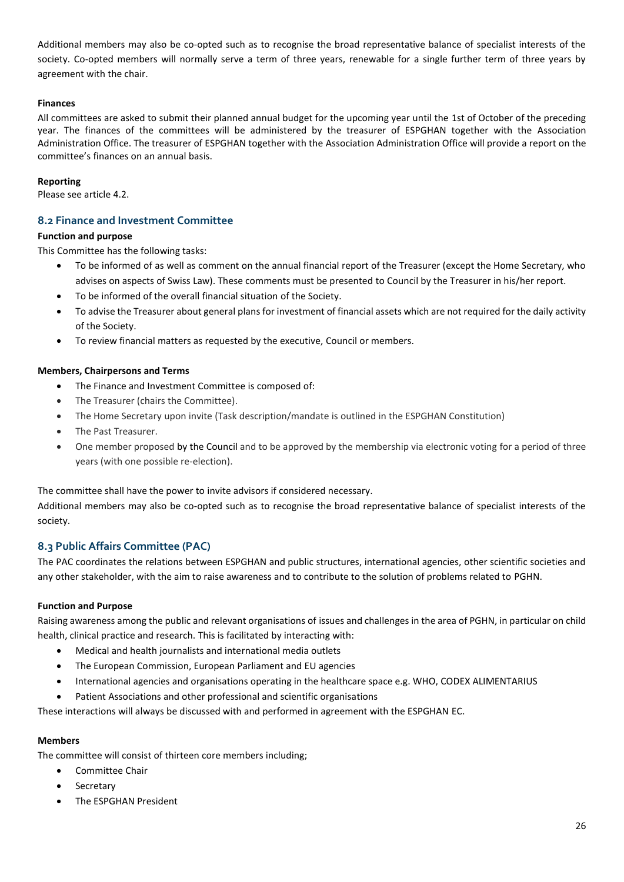Additional members may also be co-opted such as to recognise the broad representative balance of specialist interests of the society. Co-opted members will normally serve a term of three years, renewable for a single further term of three years by agreement with the chair.

**Finances**

All committees are asked to submit their planned annual budget for the upcoming year until the 1st of October of the preceding year. The finances of the committees will be administered by the treasurer of ESPGHAN together with the Association Administration Office. The treasurer of ESPGHAN together with the Association Administration Office will provide a report on the committee's finances on an annual basis.

**Reporting**

Please see article 4.2.

## 8.2 Finance and Investment Committee

**Function and purpose**

This Committee has the following tasks:

- To be informed of as well as comment on the annual financial report of the Treasurer (except the Home Secretary, who advises on aspects of Swiss Law). These comments must be presented to Council by the Treasurer in his/her report.
- To be informed of the overall financial situation of the Society.
- To advise the Treasurer about general plans for investment of financial assets which are not required for the daily activity of the Society.
- To review financial matters as requested by the executive, Council or members.

**Members, Chairpersons and Terms**

- The Finance and Investment Committee is composed of:
- The Treasurer (chairs the Committee).
- The Home Secretary upon invite (Task description/mandate is outlined in the ESPGHAN Constitution)
- The Past Treasurer.
- One member proposed by the Council and to be approved by the membership via electronic voting for a period of three years (with one possible re-election).

The committee shall have the power to invite advisors if considered necessary.

Additional members may also be co-opted such as to recognise the broad representative balance of specialist interests of the society.

## 8.3 Public Affairs Committee (PAC)

The PAC coordinates the relations between ESPGHAN and public structures, international agencies, other scientific societies and any other stakeholder, with the aim to raise awareness and to contribute to the solution of problems related to PGHN.

**Function and Purpose**

Raising awareness among the public and relevant organisations of issues and challenges in the area of PGHN, in particular on child health, clinical practice and research. This is facilitated by interacting with:

- Medical and health journalists and international media outlets
- The European Commission, European Parliament and EU agencies
- International agencies and organisations operating in the healthcare space e.g. WHO, CODEX ALIMENTARIUS
- Patient Associations and other professional and scientific organisations

These interactions will always be discussed with and performed in agreement with the ESPGHAN EC.

**Members**

The committee will consist of thirteen core members including;

- Committee Chair
- Secretary
- The ESPGHAN President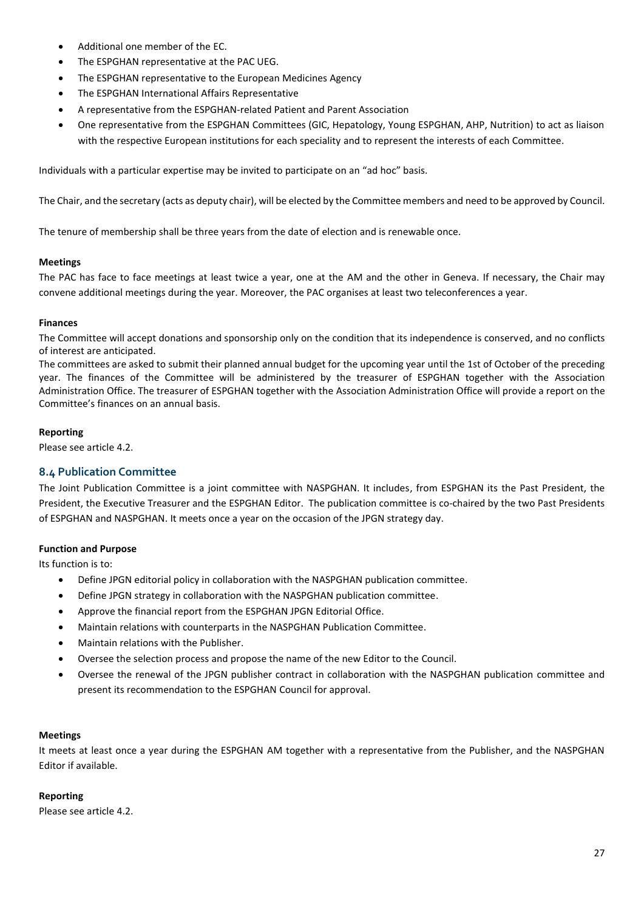- Additional one member of the EC.
- The ESPGHAN representative at the PAC UEG.
- The ESPGHAN representative to the European Medicines Agency
- The ESPGHAN International Affairs Representative
- A representative from the ESPGHAN-related Patient and Parent Association
- One representative from the ESPGHAN Committees (GIC, Hepatology, Young ESPGHAN, AHP, Nutrition) to act as liaison with the respective European institutions for each speciality and to represent the interests of each Committee.

Individuals with a particular expertise may be invited to participate on an "ad hoc" basis.

The Chair, and the secretary (acts as deputy chair), will be elected by the Committee members and need to be approved by Council.

The tenure of membership shall be three years from the date of election and is renewable once.

**Meetings**

The PAC has face to face meetings at least twice a year, one at the AM and the other in Geneva. If necessary, the Chair may convene additional meetings during the year. Moreover, the PAC organises at least two teleconferences a year.

**Finances**

The Committee will accept donations and sponsorship only on the condition that its independence is conserved, and no conflicts of interest are anticipated.

The committees are asked to submit their planned annual budget for the upcoming year until the 1st of October of the preceding year. The finances of the Committee will be administered by the treasurer of ESPGHAN together with the Association Administration Office. The treasurer of ESPGHAN together with the Association Administration Office will provide a report on the Committee's finances on an annual basis.

**Reporting**

Please see article 4.2.

## 8.4 Publication Committee

The Joint Publication Committee is a joint committee with NASPGHAN. It includes, from ESPGHAN its the Past President, the President, the Executive Treasurer and the ESPGHAN Editor. The publication committee is co-chaired by the two Past Presidents of ESPGHAN and NASPGHAN. It meets once a year on the occasion of the JPGN strategy day.

**Function and Purpose**

Its function is to:

- Define JPGN editorial policy in collaboration with the NASPGHAN publication committee.
- Define JPGN strategy in collaboration with the NASPGHAN publication committee.
- Approve the financial report from the ESPGHAN JPGN Editorial Office.
- Maintain relations with counterparts in the NASPGHAN Publication Committee.
- Maintain relations with the Publisher.
- Oversee the selection process and propose the name of the new Editor to the Council.
- Oversee the renewal of the JPGN publisher contract in collaboration with the NASPGHAN publication committee and present its recommendation to the ESPGHAN Council for approval.

**Meetings**

It meets at least once a year during the ESPGHAN AM together with a representative from the Publisher, and the NASPGHAN Editor if available.

**Reporting**

Please see article 4.2.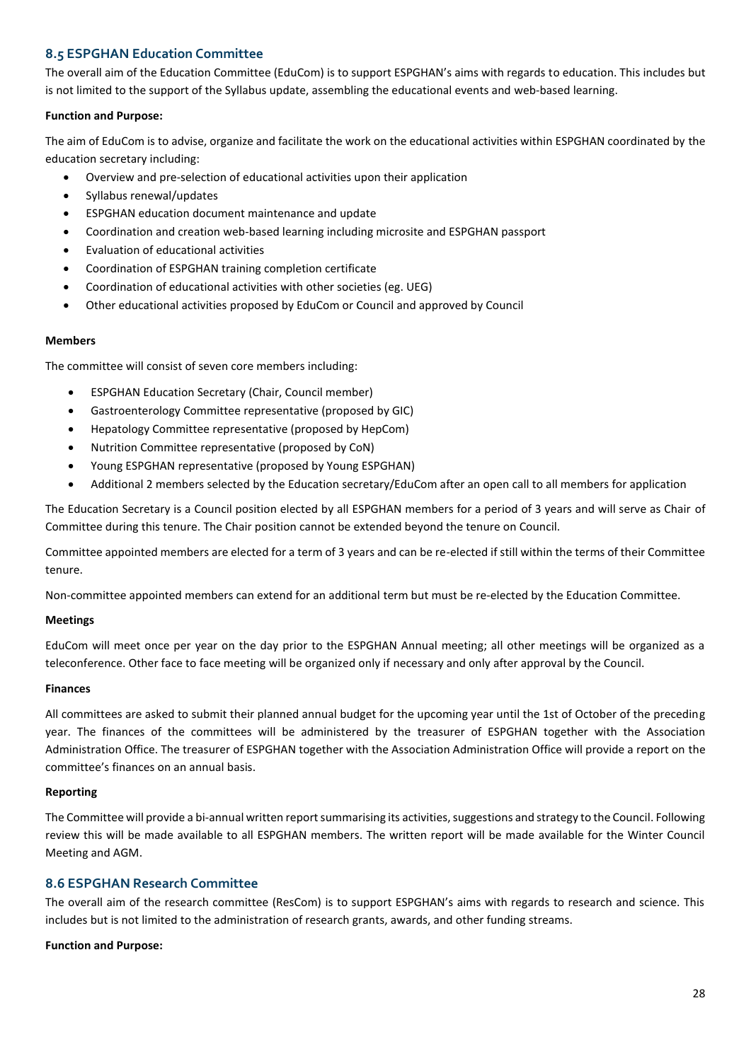### 8.5 ESPGHAN Education Committee

The overall aim of the Education Committee (EduCom) is to support ESPGHAN's aims with regards to education. This includes but is not limited to the support of the Syllabus update, assembling the educational events and web-based learning.

**Function and Purpose:**

The aim of EduCom is to advise, organize and facilitate the work on the educational activities within ESPGHAN coordinated by the education secretary including:

- Overview and pre-selection of educational activities upon their application
- Syllabus renewal/updates
- ESPGHAN education document maintenance and update
- Coordination and creation web-based learning including microsite and ESPGHAN passport
- Evaluation of educational activities
- Coordination of ESPGHAN training completion certificate
- Coordination of educational activities with other societies (eg. UEG)
- Other educational activities proposed by EduCom or Council and approved by Council

**Members**

The committee will consist of seven core members including:

- ESPGHAN Education Secretary (Chair, Council member)
- Gastroenterology Committee representative (proposed by GIC)
- Hepatology Committee representative (proposed by HepCom)
- Nutrition Committee representative (proposed by CoN)
- Young ESPGHAN representative (proposed by Young ESPGHAN)
- Additional 2 members selected by the Education secretary/EduCom after an open call to all members for application

The Education Secretary is a Council position elected by all ESPGHAN members for a period of 3 years and will serve as Chair of Committee during this tenure. The Chair position cannot be extended beyond the tenure on Council.

Committee appointed members are elected for a term of 3 years and can be re-elected if still within the terms of their Committee tenure.

Non-committee appointed members can extend for an additional term but must be re-elected by the Education Committee.

**Meetings**

EduCom will meet once per year on the day prior to the ESPGHAN Annual meeting; all other meetings will be organized as a teleconference. Other face to face meeting will be organized only if necessary and only after approval by the Council.

**Finances**

All committees are asked to submit their planned annual budget for the upcoming year until the 1st of October of the preceding year. The finances of the committees will be administered by the treasurer of ESPGHAN together with the Association Administration Office. The treasurer of ESPGHAN together with the Association Administration Office will provide a report on the committee's finances on an annual basis.

**Reporting**

The Committee will provide a bi-annual written report summarising its activities, suggestions and strategy to the Council. Following review this will be made available to all ESPGHAN members. The written report will be made available for the Winter Council Meeting and AGM.

### 8.6 ESPGHAN Research Committee

The overall aim of the research committee (ResCom) is to support ESPGHAN's aims with regards to research and science. This includes but is not limited to the administration of research grants, awards, and other funding streams.

**Function and Purpose:**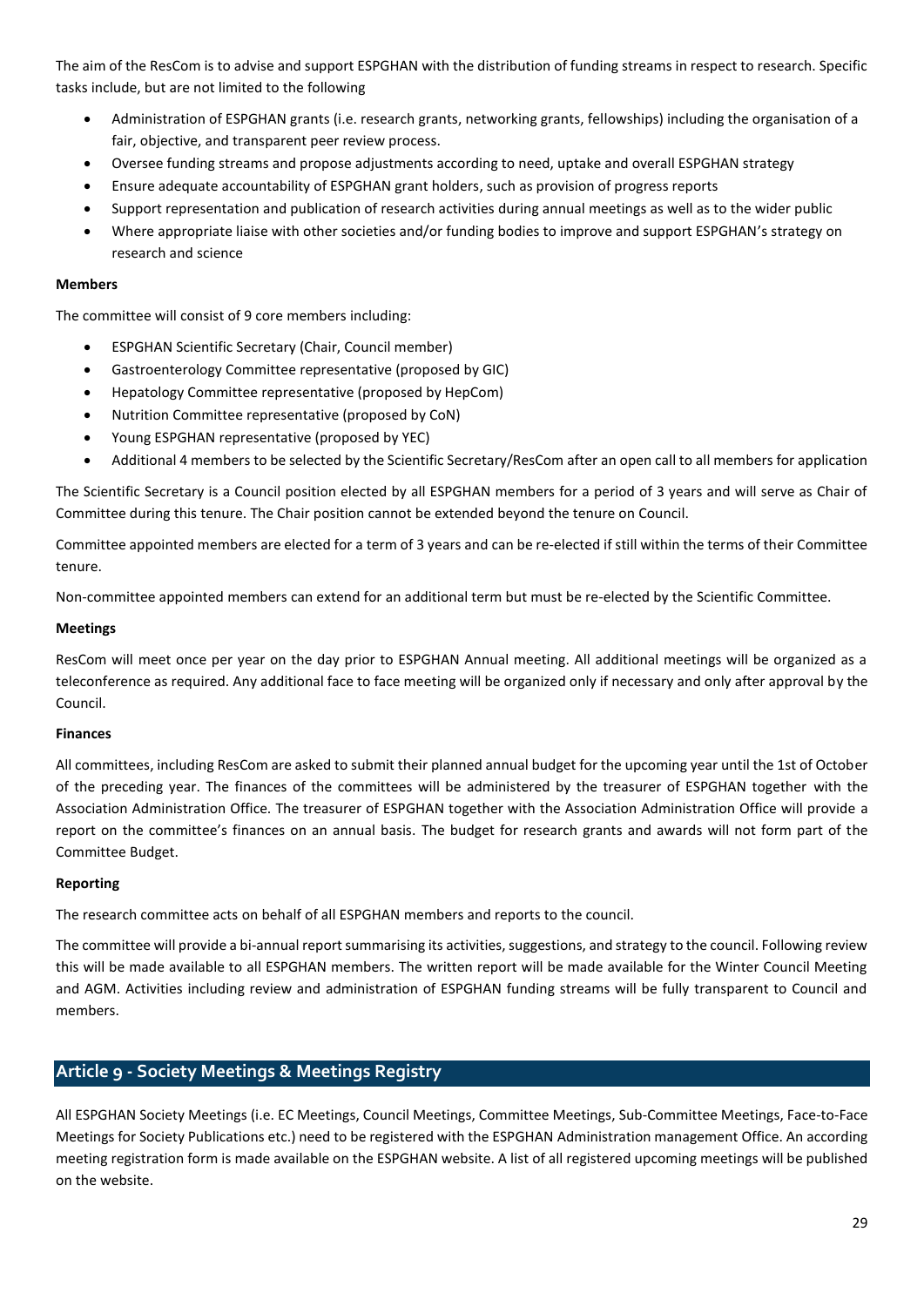The aim of the ResCom is to advise and support ESPGHAN with the distribution of funding streams in respect to research. Specific tasks include, but are not limited to the following

- Administration of ESPGHAN grants (i.e. research grants, networking grants, fellowships) including the organisation of a fair, objective, and transparent peer review process.
- Oversee funding streams and propose adjustments according to need, uptake and overall ESPGHAN strategy
- Ensure adequate accountability of ESPGHAN grant holders, such as provision of progress reports
- Support representation and publication of research activities during annual meetings as well as to the wider public
- Where appropriate liaise with other societies and/or funding bodies to improve and support ESPGHAN's strategy on research and science

**Members**

The committee will consist of 9 core members including:

- ESPGHAN Scientific Secretary (Chair, Council member)
- Gastroenterology Committee representative (proposed by GIC)
- Hepatology Committee representative (proposed by HepCom)
- Nutrition Committee representative (proposed by CoN)
- Young ESPGHAN representative (proposed by YEC)
- Additional 4 members to be selected by the Scientific Secretary/ResCom after an open call to all members for application

The Scientific Secretary is a Council position elected by all ESPGHAN members for a period of 3 years and will serve as Chair of Committee during this tenure. The Chair position cannot be extended beyond the tenure on Council.

Committee appointed members are elected for a term of 3 years and can be re-elected if still within the terms of their Committee tenure.

Non-committee appointed members can extend for an additional term but must be re-elected by the Scientific Committee.

**Meetings**

ResCom will meet once per year on the day prior to ESPGHAN Annual meeting. All additional meetings will be organized as a teleconference as required. Any additional face to face meeting will be organized only if necessary and only after approval by the Council.

**Finances**

All committees, including ResCom are asked to submit their planned annual budget for the upcoming year until the 1st of October of the preceding year. The finances of the committees will be administered by the treasurer of ESPGHAN together with the Association Administration Office. The treasurer of ESPGHAN together with the Association Administration Office will provide a report on the committee's finances on an annual basis. The budget for research grants and awards will not form part of the Committee Budget.

**Reporting**

The research committee acts on behalf of all ESPGHAN members and reports to the council.

The committee will provide a bi-annual report summarising its activities, suggestions, and strategy to the council. Following review this will be made available to all ESPGHAN members. The written report will be made available for the Winter Council Meeting and AGM. Activities including review and administration of ESPGHAN funding streams will be fully transparent to Council and members.

## Article 9 - Society Meetings & Meetings Registry

All ESPGHAN Society Meetings (i.e. EC Meetings, Council Meetings, Committee Meetings, Sub-Committee Meetings, Face-to-Face Meetings for Society Publications etc.) need to be registered with the ESPGHAN Administration management Office. An according meeting registration form is made available on the ESPGHAN website. A list of all registered upcoming meetings will be published on the website.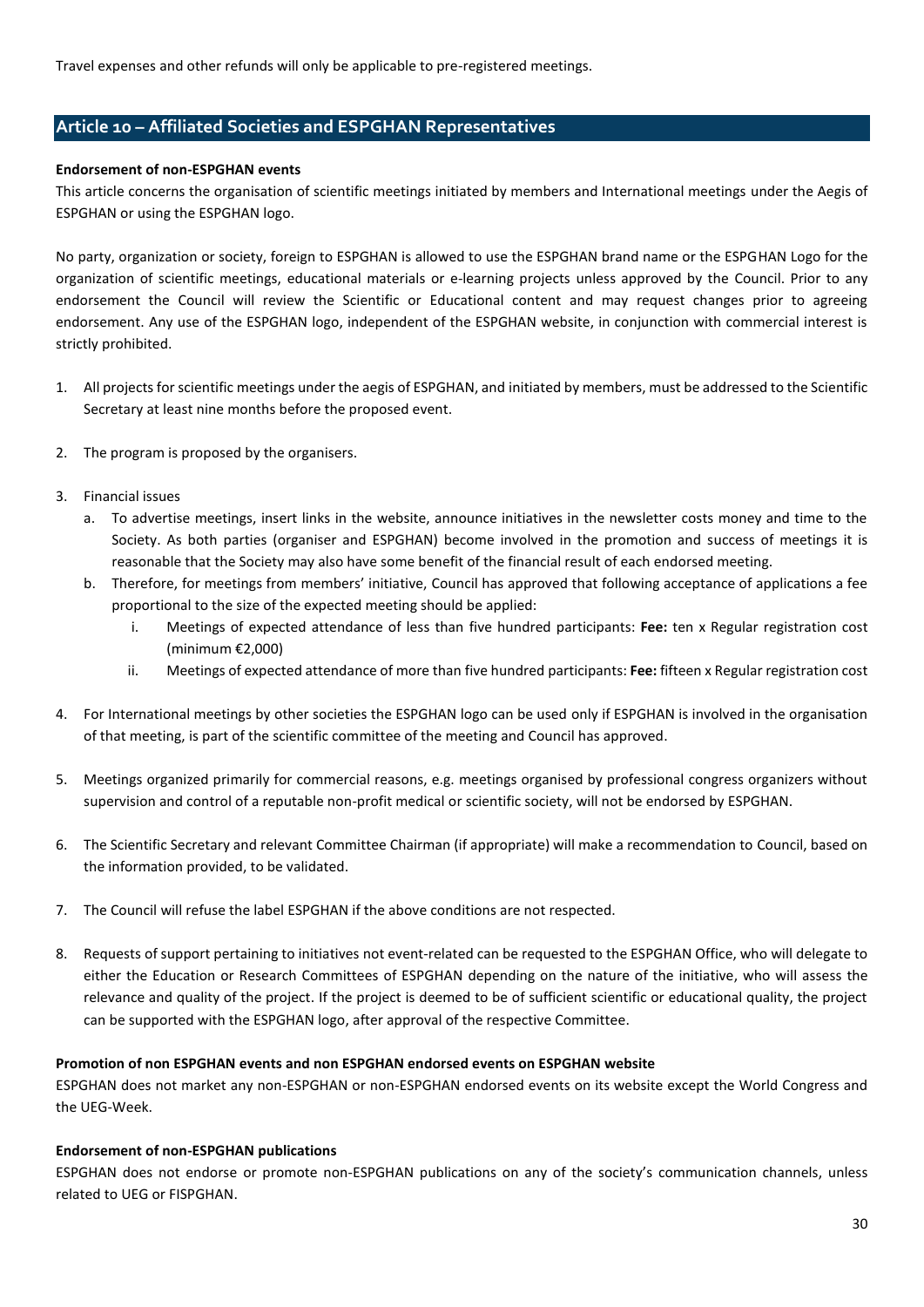Travel expenses and other refunds will only be applicable to pre-registered meetings.

## Article 10 – Affiliated Societies and ESPGHAN Representatives

**Endorsement of non-ESPGHAN events**

This article concerns the organisation of scientific meetings initiated by members and International meetings under the Aegis of ESPGHAN or using the ESPGHAN logo.

No party, organization or society, foreign to ESPGHAN is allowed to use the ESPGHAN brand name or the ESPGHAN Logo for the organization of scientific meetings, educational materials or e-learning projects unless approved by the Council. Prior to any endorsement the Council will review the Scientific or Educational content and may request changes prior to agreeing endorsement. Any use of the ESPGHAN logo, independent of the ESPGHAN website, in conjunction with commercial interest is strictly prohibited.

1. All projects for scientific meetings under the aegis of ESPGHAN, and initiated by members, must be addressed to the Scientific Secretary at least nine months before the proposed event.

2. The program is proposed by the organisers.

3. Financial issues
   a. To advertise meetings, insert links in the website, announce initiatives in the newsletter costs money and time to the Society. As both parties (organiser and ESPGHAN) become involved in the promotion and success of meetings it is reasonable that the Society may also have some benefit of the financial result of each endorsed meeting.
   b. Therefore, for meetings from members' initiative, Council has approved that following acceptance of applications a fee proportional to the size of the expected meeting should be applied:
      i. Meetings of expected attendance of less than five hundred participants: **Fee:** ten x Regular registration cost (minimum €2,000)
      ii. Meetings of expected attendance of more than five hundred participants: **Fee:** fifteen x Regular registration cost

4. For International meetings by other societies the ESPGHAN logo can be used only if ESPGHAN is involved in the organisation of that meeting, is part of the scientific committee of the meeting and Council has approved.

5. Meetings organized primarily for commercial reasons, e.g. meetings organised by professional congress organizers without supervision and control of a reputable non-profit medical or scientific society, will not be endorsed by ESPGHAN.

6. The Scientific Secretary and relevant Committee Chairman (if appropriate) will make a recommendation to Council, based on the information provided, to be validated.

7. The Council will refuse the label ESPGHAN if the above conditions are not respected.

8. Requests of support pertaining to initiatives not event-related can be requested to the ESPGHAN Office, who will delegate to either the Education or Research Committees of ESPGHAN depending on the nature of the initiative, who will assess the relevance and quality of the project. If the project is deemed to be of sufficient scientific or educational quality, the project can be supported with the ESPGHAN logo, after approval of the respective Committee.

**Promotion of non ESPGHAN events and non ESPGHAN endorsed events on ESPGHAN website**

ESPGHAN does not market any non-ESPGHAN or non-ESPGHAN endorsed events on its website except the World Congress and the UEG-Week.

**Endorsement of non-ESPGHAN publications**

ESPGHAN does not endorse or promote non-ESPGHAN publications on any of the society's communication channels, unless related to UEG or FISPGHAN.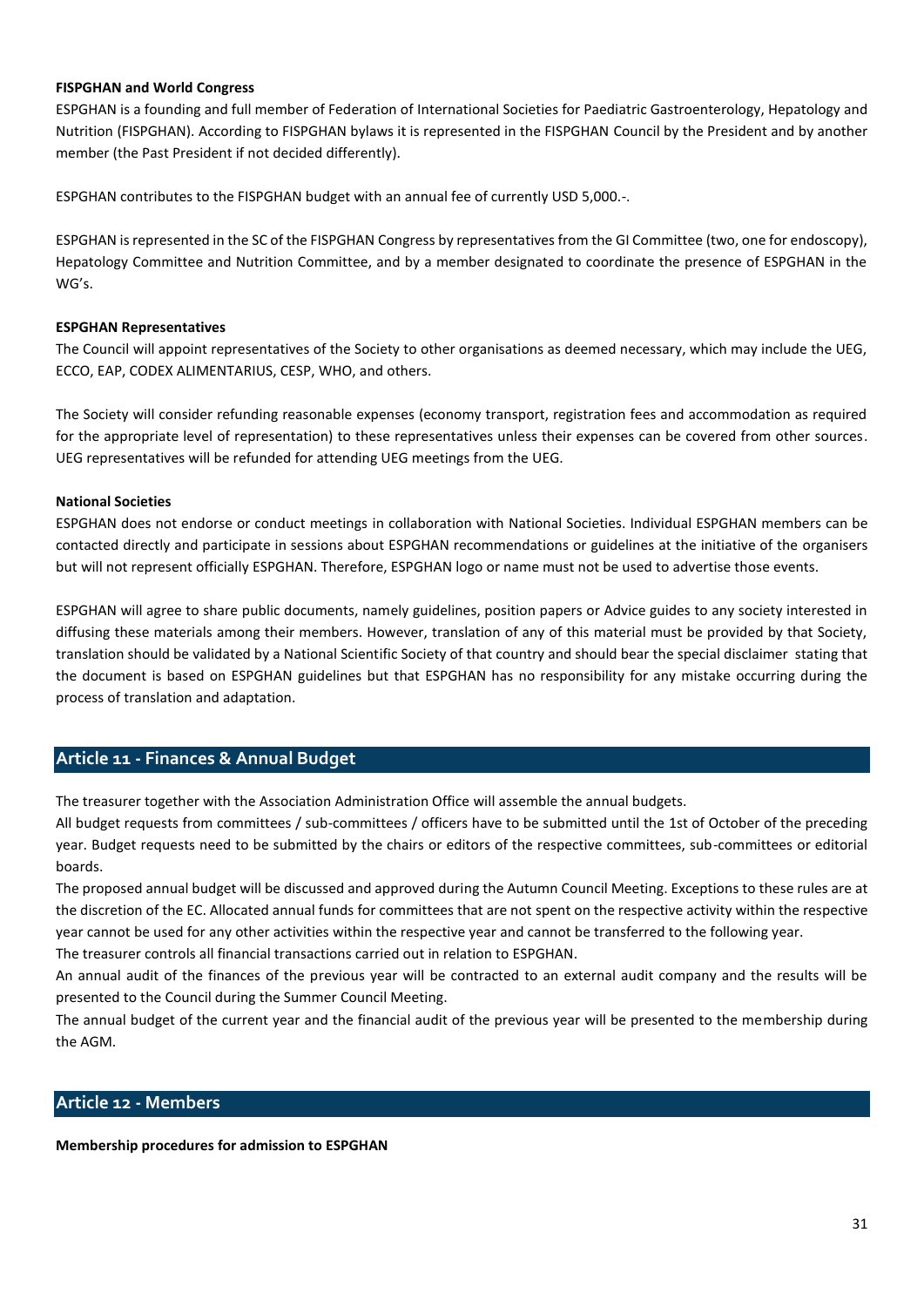**FISPGHAN and World Congress**

ESPGHAN is a founding and full member of Federation of International Societies for Paediatric Gastroenterology, Hepatology and Nutrition (FISPGHAN). According to FISPGHAN bylaws it is represented in the FISPGHAN Council by the President and by another member (the Past President if not decided differently).

ESPGHAN contributes to the FISPGHAN budget with an annual fee of currently USD 5,000.-.

ESPGHAN is represented in the SC of the FISPGHAN Congress by representatives from the GI Committee (two, one for endoscopy), Hepatology Committee and Nutrition Committee, and by a member designated to coordinate the presence of ESPGHAN in the WG's.

**ESPGHAN Representatives**

The Council will appoint representatives of the Society to other organisations as deemed necessary, which may include the UEG, ECCO, EAP, CODEX ALIMENTARIUS, CESP, WHO, and others.

The Society will consider refunding reasonable expenses (economy transport, registration fees and accommodation as required for the appropriate level of representation) to these representatives unless their expenses can be covered from other sources. UEG representatives will be refunded for attending UEG meetings from the UEG.

**National Societies**

ESPGHAN does not endorse or conduct meetings in collaboration with National Societies. Individual ESPGHAN members can be contacted directly and participate in sessions about ESPGHAN recommendations or guidelines at the initiative of the organisers but will not represent officially ESPGHAN. Therefore, ESPGHAN logo or name must not be used to advertise those events.

ESPGHAN will agree to share public documents, namely guidelines, position papers or Advice guides to any society interested in diffusing these materials among their members. However, translation of any of this material must be provided by that Society, translation should be validated by a National Scientific Society of that country and should bear the special disclaimer stating that the document is based on ESPGHAN guidelines but that ESPGHAN has no responsibility for any mistake occurring during the process of translation and adaptation.

## Article 11 - Finances & Annual Budget

The treasurer together with the Association Administration Office will assemble the annual budgets.
All budget requests from committees / sub-committees / officers have to be submitted until the 1st of October of the preceding year. Budget requests need to be submitted by the chairs or editors of the respective committees, sub-committees or editorial boards.
The proposed annual budget will be discussed and approved during the Autumn Council Meeting. Exceptions to these rules are at the discretion of the EC. Allocated annual funds for committees that are not spent on the respective activity within the respective year cannot be used for any other activities within the respective year and cannot be transferred to the following year.
The treasurer controls all financial transactions carried out in relation to ESPGHAN.
An annual audit of the finances of the previous year will be contracted to an external audit company and the results will be presented to the Council during the Summer Council Meeting.
The annual budget of the current year and the financial audit of the previous year will be presented to the membership during the AGM.

## Article 12 - Members

**Membership procedures for admission to ESPGHAN**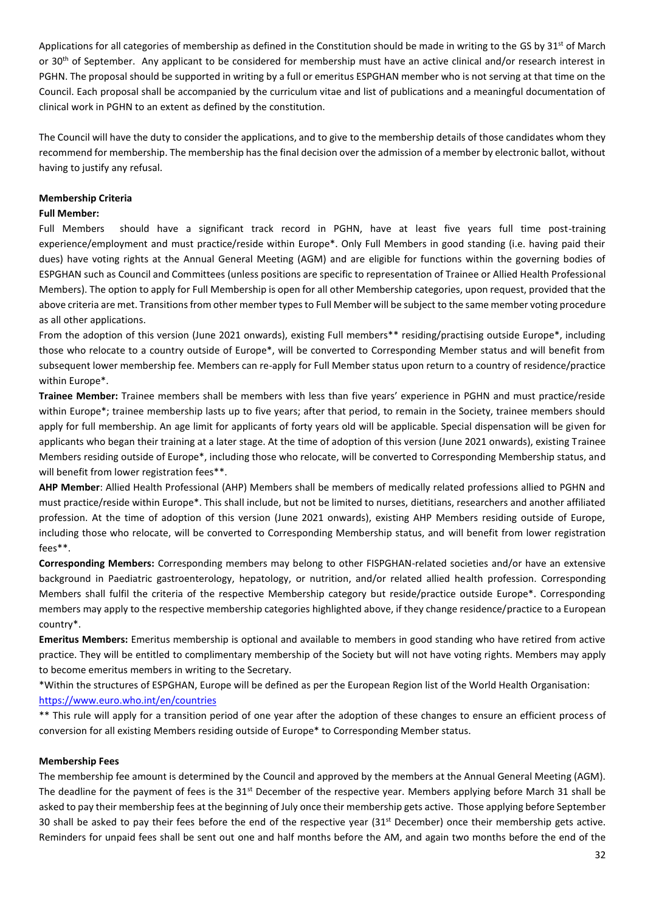Applications for all categories of membership as defined in the Constitution should be made in writing to the GS by 31st of March or 30th of September. Any applicant to be considered for membership must have an active clinical and/or research interest in PGHN. The proposal should be supported in writing by a full or emeritus ESPGHAN member who is not serving at that time on the Council. Each proposal shall be accompanied by the curriculum vitae and list of publications and a meaningful documentation of clinical work in PGHN to an extent as defined by the constitution.

The Council will have the duty to consider the applications, and to give to the membership details of those candidates whom they recommend for membership. The membership has the final decision over the admission of a member by electronic ballot, without having to justify any refusal.

**Membership Criteria**

**Full Member:**

Full Members should have a significant track record in PGHN, have at least five years full time post-training experience/employment and must practice/reside within Europe*. Only Full Members in good standing (i.e. having paid their dues) have voting rights at the Annual General Meeting (AGM) and are eligible for functions within the governing bodies of ESPGHAN such as Council and Committees (unless positions are specific to representation of Trainee or Allied Health Professional Members). The option to apply for Full Membership is open for all other Membership categories, upon request, provided that the above criteria are met. Transitions from other member types to Full Member will be subject to the same member voting procedure as all other applications.

From the adoption of this version (June 2021 onwards), existing Full members** residing/practising outside Europe*, including those who relocate to a country outside of Europe*, will be converted to Corresponding Member status and will benefit from subsequent lower membership fee. Members can re-apply for Full Member status upon return to a country of residence/practice within Europe*.

**Trainee Member:** Trainee members shall be members with less than five years' experience in PGHN and must practice/reside within Europe*; trainee membership lasts up to five years; after that period, to remain in the Society, trainee members should apply for full membership. An age limit for applicants of forty years old will be applicable. Special dispensation will be given for applicants who began their training at a later stage. At the time of adoption of this version (June 2021 onwards), existing Trainee Members residing outside of Europe*, including those who relocate, will be converted to Corresponding Membership status, and will benefit from lower registration fees**.

**AHP Member**: Allied Health Professional (AHP) Members shall be members of medically related professions allied to PGHN and must practice/reside within Europe*. This shall include, but not be limited to nurses, dietitians, researchers and another affiliated profession. At the time of adoption of this version (June 2021 onwards), existing AHP Members residing outside of Europe, including those who relocate, will be converted to Corresponding Membership status, and will benefit from lower registration fees**.

**Corresponding Members:** Corresponding members may belong to other FISPGHAN-related societies and/or have an extensive background in Paediatric gastroenterology, hepatology, or nutrition, and/or related allied health profession. Corresponding Members shall fulfil the criteria of the respective Membership category but reside/practice outside Europe*. Corresponding members may apply to the respective membership categories highlighted above, if they change residence/practice to a European country*.

**Emeritus Members:** Emeritus membership is optional and available to members in good standing who have retired from active practice. They will be entitled to complimentary membership of the Society but will not have voting rights. Members may apply to become emeritus members in writing to the Secretary.

*Within the structures of ESPGHAN, Europe will be defined as per the European Region list of the World Health Organisation: https://www.euro.who.int/en/countries

** This rule will apply for a transition period of one year after the adoption of these changes to ensure an efficient process of conversion for all existing Members residing outside of Europe* to Corresponding Member status.

**Membership Fees**

The membership fee amount is determined by the Council and approved by the members at the Annual General Meeting (AGM). The deadline for the payment of fees is the 31st December of the respective year. Members applying before March 31 shall be asked to pay their membership fees at the beginning of July once their membership gets active. Those applying before September 30 shall be asked to pay their fees before the end of the respective year (31st December) once their membership gets active. Reminders for unpaid fees shall be sent out one and half months before the AM, and again two months before the end of the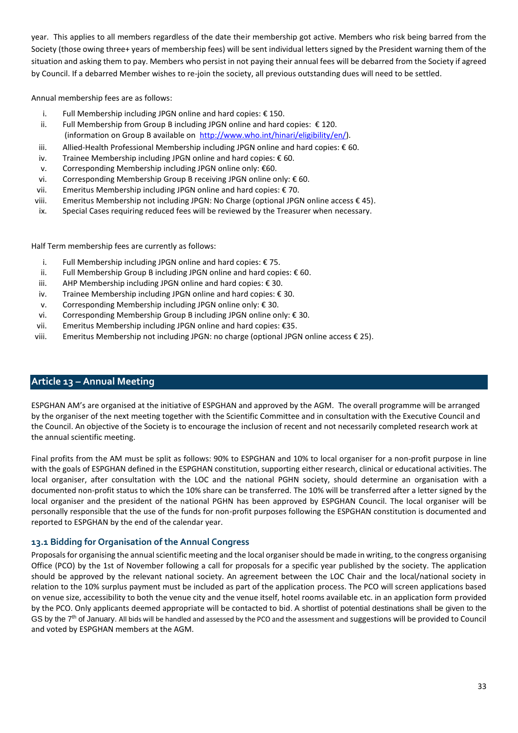year. This applies to all members regardless of the date their membership got active. Members who risk being barred from the Society (those owing three+ years of membership fees) will be sent individual letters signed by the President warning them of the situation and asking them to pay. Members who persist in not paying their annual fees will be debarred from the Society if agreed by Council. If a debarred Member wishes to re-join the society, all previous outstanding dues will need to be settled.

Annual membership fees are as follows:

i. Full Membership including JPGN online and hard copies: € 150.
ii. Full Membership from Group B including JPGN online and hard copies: € 120. (information on Group B available on http://www.who.int/hinari/eligibility/en/).
iii. Allied-Health Professional Membership including JPGN online and hard copies: € 60.
iv. Trainee Membership including JPGN online and hard copies: € 60.
v. Corresponding Membership including JPGN online only: €60.
vi. Corresponding Membership Group B receiving JPGN online only: € 60.
vii. Emeritus Membership including JPGN online and hard copies: € 70.
viii. Emeritus Membership not including JPGN: No Charge (optional JPGN online access € 45).
ix. Special Cases requiring reduced fees will be reviewed by the Treasurer when necessary.

Half Term membership fees are currently as follows:

i. Full Membership including JPGN online and hard copies: € 75.
ii. Full Membership Group B including JPGN online and hard copies: € 60.
iii. AHP Membership including JPGN online and hard copies: € 30.
iv. Trainee Membership including JPGN online and hard copies: € 30.
v. Corresponding Membership including JPGN online only: € 30.
vi. Corresponding Membership Group B including JPGN online only: € 30.
vii. Emeritus Membership including JPGN online and hard copies: €35.
viii. Emeritus Membership not including JPGN: no charge (optional JPGN online access € 25).

## Article 13 – Annual Meeting

ESPGHAN AM's are organised at the initiative of ESPGHAN and approved by the AGM. The overall programme will be arranged by the organiser of the next meeting together with the Scientific Committee and in consultation with the Executive Council and the Council. An objective of the Society is to encourage the inclusion of recent and not necessarily completed research work at the annual scientific meeting.

Final profits from the AM must be split as follows: 90% to ESPGHAN and 10% to local organiser for a non-profit purpose in line with the goals of ESPGHAN defined in the ESPGHAN constitution, supporting either research, clinical or educational activities. The local organiser, after consultation with the LOC and the national PGHN society, should determine an organisation with a documented non-profit status to which the 10% share can be transferred. The 10% will be transferred after a letter signed by the local organiser and the president of the national PGHN has been approved by ESPGHAN Council. The local organiser will be personally responsible that the use of the funds for non-profit purposes following the ESPGHAN constitution is documented and reported to ESPGHAN by the end of the calendar year.

### 13.1 Bidding for Organisation of the Annual Congress

Proposals for organising the annual scientific meeting and the local organiser should be made in writing, to the congress organising Office (PCO) by the 1st of November following a call for proposals for a specific year published by the society. The application should be approved by the relevant national society. An agreement between the LOC Chair and the local/national society in relation to the 10% surplus payment must be included as part of the application process. The PCO will screen applications based on venue size, accessibility to both the venue city and the venue itself, hotel rooms available etc. in an application form provided by the PCO. Only applicants deemed appropriate will be contacted to bid. A shortlist of potential destinations shall be given to the GS by the 7th of January. All bids will be handled and assessed by the PCO and the assessment and suggestions will be provided to Council and voted by ESPGHAN members at the AGM.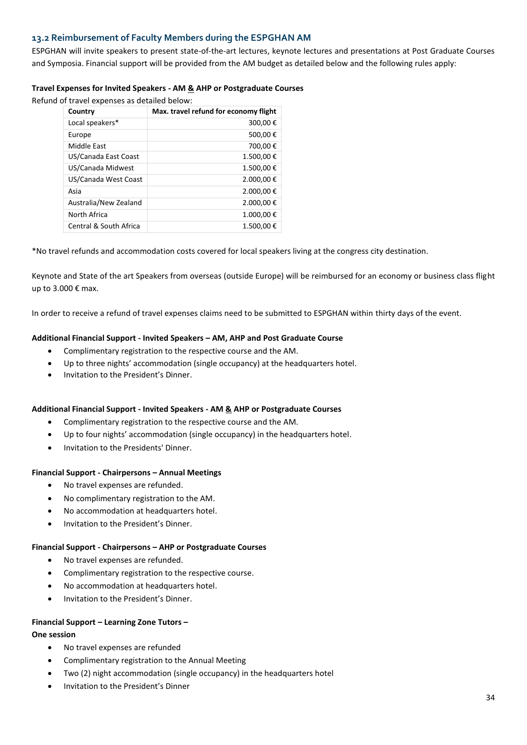### 13.2 Reimbursement of Faculty Members during the ESPGHAN AM

ESPGHAN will invite speakers to present state-of-the-art lectures, keynote lectures and presentations at Post Graduate Courses and Symposia. Financial support will be provided from the AM budget as detailed below and the following rules apply:

**Travel Expenses for Invited Speakers - AM & AHP or Postgraduate Courses**

Refund of travel expenses as detailed below:

| Country | Max. travel refund for economy flight |
|---|---:|
| Local speakers* | 300,00 € |
| Europe | 500,00 € |
| Middle East | 700,00 € |
| US/Canada East Coast | 1.500,00 € |
| US/Canada Midwest | 1.500,00 € |
| US/Canada West Coast | 2.000,00 € |
| Asia | 2.000,00 € |
| Australia/New Zealand | 2.000,00 € |
| North Africa | 1.000,00 € |
| Central & South Africa | 1.500,00 € |

*No travel refunds and accommodation costs covered for local speakers living at the congress city destination.

Keynote and State of the art Speakers from overseas (outside Europe) will be reimbursed for an economy or business class flight up to 3.000 € max.

In order to receive a refund of travel expenses claims need to be submitted to ESPGHAN within thirty days of the event.

**Additional Financial Support - Invited Speakers – AM, AHP and Post Graduate Course**

- Complimentary registration to the respective course and the AM.
- Up to three nights' accommodation (single occupancy) at the headquarters hotel.
- Invitation to the President's Dinner.

**Additional Financial Support - Invited Speakers - AM & AHP or Postgraduate Courses**

- Complimentary registration to the respective course and the AM.
- Up to four nights' accommodation (single occupancy) in the headquarters hotel.
- Invitation to the Presidents' Dinner.

**Financial Support - Chairpersons – Annual Meetings**

- No travel expenses are refunded.
- No complimentary registration to the AM.
- No accommodation at headquarters hotel.
- Invitation to the President's Dinner.

**Financial Support - Chairpersons – AHP or Postgraduate Courses**

- No travel expenses are refunded.
- Complimentary registration to the respective course.
- No accommodation at headquarters hotel.
- Invitation to the President's Dinner.

**Financial Support – Learning Zone Tutors –**
**One session**

- No travel expenses are refunded
- Complimentary registration to the Annual Meeting
- Two (2) night accommodation (single occupancy) in the headquarters hotel
- Invitation to the President's Dinner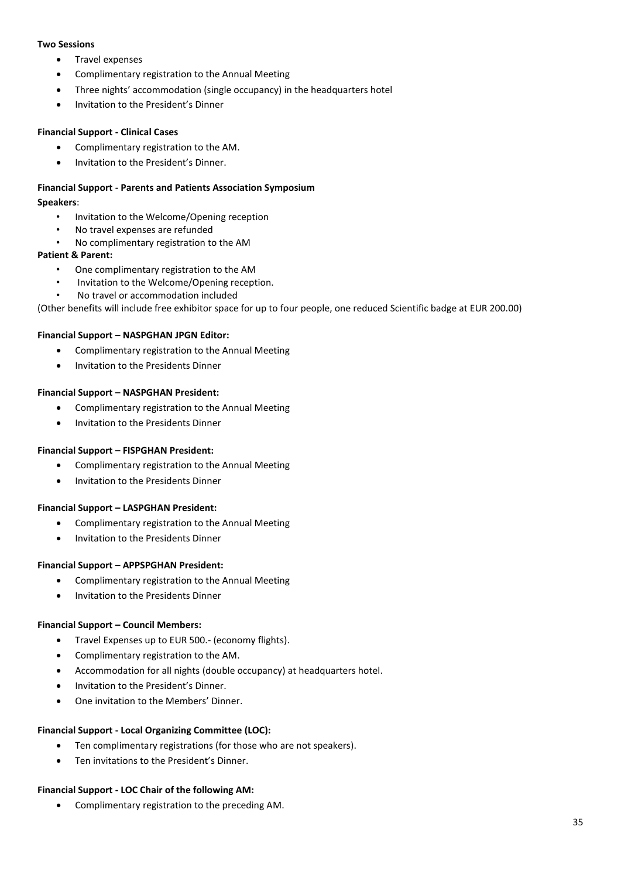**Two Sessions**

- Travel expenses
- Complimentary registration to the Annual Meeting
- Three nights' accommodation (single occupancy) in the headquarters hotel
- Invitation to the President's Dinner

**Financial Support - Clinical Cases**

- Complimentary registration to the AM.
- Invitation to the President's Dinner.

**Financial Support - Parents and Patients Association Symposium**

**Speakers**:

- Invitation to the Welcome/Opening reception
- No travel expenses are refunded
- No complimentary registration to the AM

**Patient & Parent:**

- One complimentary registration to the AM
- Invitation to the Welcome/Opening reception.
- No travel or accommodation included

(Other benefits will include free exhibitor space for up to four people, one reduced Scientific badge at EUR 200.00)

**Financial Support – NASPGHAN JPGN Editor:**

- Complimentary registration to the Annual Meeting
- Invitation to the Presidents Dinner

**Financial Support – NASPGHAN President:**

- Complimentary registration to the Annual Meeting
- Invitation to the Presidents Dinner

**Financial Support – FISPGHAN President:**

- Complimentary registration to the Annual Meeting
- Invitation to the Presidents Dinner

**Financial Support – LASPGHAN President:**

- Complimentary registration to the Annual Meeting
- Invitation to the Presidents Dinner

**Financial Support – APPSPGHAN President:**

- Complimentary registration to the Annual Meeting
- Invitation to the Presidents Dinner

**Financial Support – Council Members:**

- Travel Expenses up to EUR 500.- (economy flights).
- Complimentary registration to the AM.
- Accommodation for all nights (double occupancy) at headquarters hotel.
- Invitation to the President's Dinner.
- One invitation to the Members' Dinner.

**Financial Support - Local Organizing Committee (LOC):**

- Ten complimentary registrations (for those who are not speakers).
- Ten invitations to the President's Dinner.

**Financial Support - LOC Chair of the following AM:**

- Complimentary registration to the preceding AM.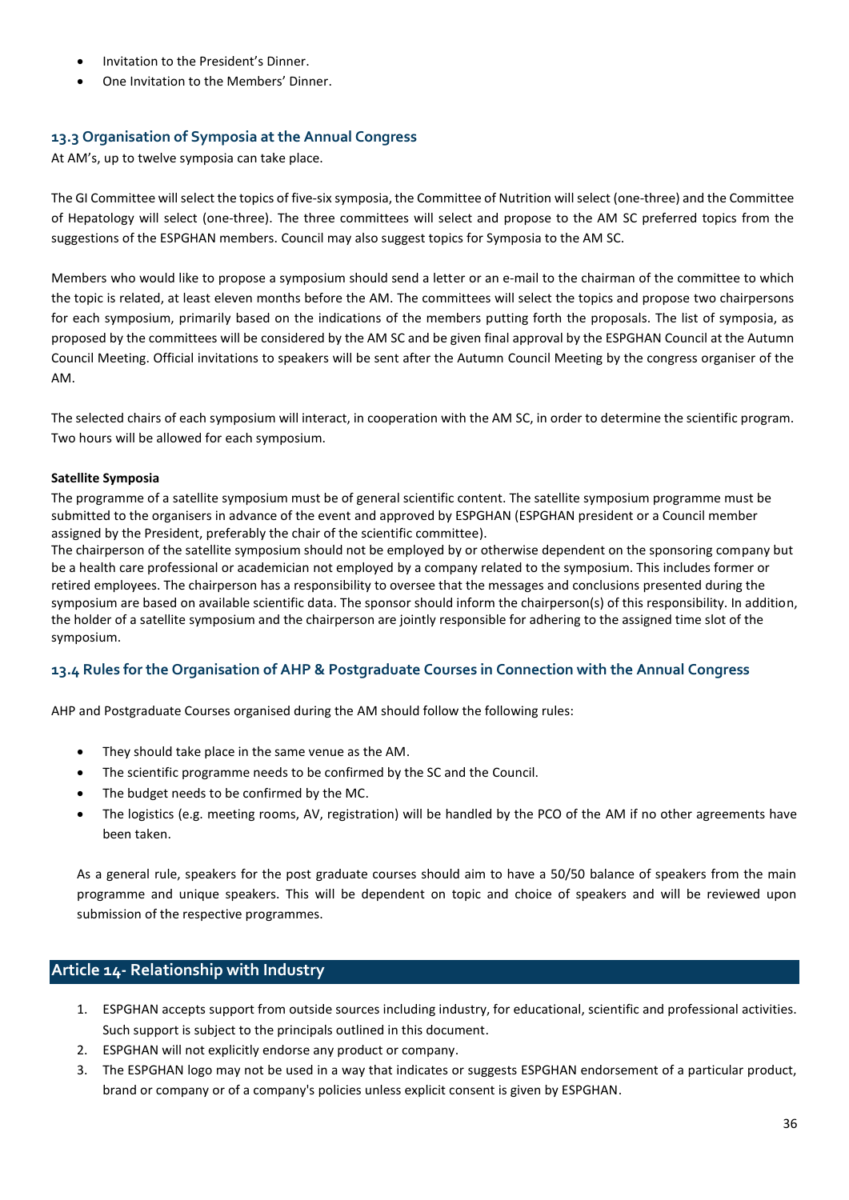- Invitation to the President's Dinner.
- One Invitation to the Members' Dinner.

### 13.3 Organisation of Symposia at the Annual Congress

At AM's, up to twelve symposia can take place.

The GI Committee will select the topics of five-six symposia, the Committee of Nutrition will select (one-three) and the Committee of Hepatology will select (one-three). The three committees will select and propose to the AM SC preferred topics from the suggestions of the ESPGHAN members. Council may also suggest topics for Symposia to the AM SC.

Members who would like to propose a symposium should send a letter or an e-mail to the chairman of the committee to which the topic is related, at least eleven months before the AM. The committees will select the topics and propose two chairpersons for each symposium, primarily based on the indications of the members putting forth the proposals. The list of symposia, as proposed by the committees will be considered by the AM SC and be given final approval by the ESPGHAN Council at the Autumn Council Meeting. Official invitations to speakers will be sent after the Autumn Council Meeting by the congress organiser of the AM.

The selected chairs of each symposium will interact, in cooperation with the AM SC, in order to determine the scientific program. Two hours will be allowed for each symposium.

**Satellite Symposia**

The programme of a satellite symposium must be of general scientific content. The satellite symposium programme must be submitted to the organisers in advance of the event and approved by ESPGHAN (ESPGHAN president or a Council member assigned by the President, preferably the chair of the scientific committee).

The chairperson of the satellite symposium should not be employed by or otherwise dependent on the sponsoring company but be a health care professional or academician not employed by a company related to the symposium. This includes former or retired employees. The chairperson has a responsibility to oversee that the messages and conclusions presented during the symposium are based on available scientific data. The sponsor should inform the chairperson(s) of this responsibility. In addition, the holder of a satellite symposium and the chairperson are jointly responsible for adhering to the assigned time slot of the symposium.

### 13.4 Rules for the Organisation of AHP & Postgraduate Courses in Connection with the Annual Congress

AHP and Postgraduate Courses organised during the AM should follow the following rules:

- They should take place in the same venue as the AM.
- The scientific programme needs to be confirmed by the SC and the Council.
- The budget needs to be confirmed by the MC.
- The logistics (e.g. meeting rooms, AV, registration) will be handled by the PCO of the AM if no other agreements have been taken.

As a general rule, speakers for the post graduate courses should aim to have a 50/50 balance of speakers from the main programme and unique speakers. This will be dependent on topic and choice of speakers and will be reviewed upon submission of the respective programmes.

## Article 14- Relationship with Industry

1. ESPGHAN accepts support from outside sources including industry, for educational, scientific and professional activities. Such support is subject to the principals outlined in this document.
2. ESPGHAN will not explicitly endorse any product or company.
3. The ESPGHAN logo may not be used in a way that indicates or suggests ESPGHAN endorsement of a particular product, brand or company or of a company's policies unless explicit consent is given by ESPGHAN.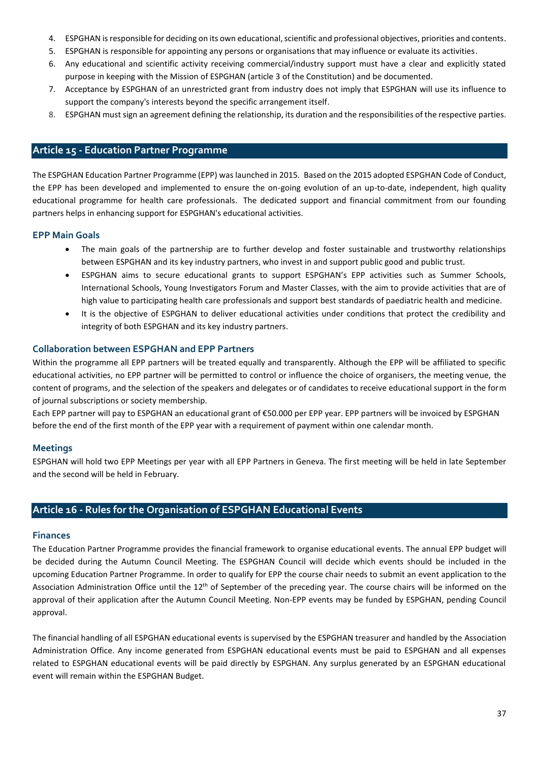4. ESPGHAN is responsible for deciding on its own educational, scientific and professional objectives, priorities and contents.
5. ESPGHAN is responsible for appointing any persons or organisations that may influence or evaluate its activities.
6. Any educational and scientific activity receiving commercial/industry support must have a clear and explicitly stated purpose in keeping with the Mission of ESPGHAN (article 3 of the Constitution) and be documented.
7. Acceptance by ESPGHAN of an unrestricted grant from industry does not imply that ESPGHAN will use its influence to support the company's interests beyond the specific arrangement itself.
8. ESPGHAN must sign an agreement defining the relationship, its duration and the responsibilities of the respective parties.

## Article 15 - Education Partner Programme

The ESPGHAN Education Partner Programme (EPP) was launched in 2015. Based on the 2015 adopted ESPGHAN Code of Conduct, the EPP has been developed and implemented to ensure the on-going evolution of an up-to-date, independent, high quality educational programme for health care professionals. The dedicated support and financial commitment from our founding partners helps in enhancing support for ESPGHAN's educational activities.

### EPP Main Goals

- The main goals of the partnership are to further develop and foster sustainable and trustworthy relationships between ESPGHAN and its key industry partners, who invest in and support public good and public trust.
- ESPGHAN aims to secure educational grants to support ESPGHAN's EPP activities such as Summer Schools, International Schools, Young Investigators Forum and Master Classes, with the aim to provide activities that are of high value to participating health care professionals and support best standards of paediatric health and medicine.
- It is the objective of ESPGHAN to deliver educational activities under conditions that protect the credibility and integrity of both ESPGHAN and its key industry partners.

### Collaboration between ESPGHAN and EPP Partners

Within the programme all EPP partners will be treated equally and transparently. Although the EPP will be affiliated to specific educational activities, no EPP partner will be permitted to control or influence the choice of organisers, the meeting venue, the content of programs, and the selection of the speakers and delegates or of candidates to receive educational support in the form of journal subscriptions or society membership.
Each EPP partner will pay to ESPGHAN an educational grant of €50.000 per EPP year. EPP partners will be invoiced by ESPGHAN before the end of the first month of the EPP year with a requirement of payment within one calendar month.

### Meetings

ESPGHAN will hold two EPP Meetings per year with all EPP Partners in Geneva. The first meeting will be held in late September and the second will be held in February.

## Article 16 - Rules for the Organisation of ESPGHAN Educational Events

### Finances

The Education Partner Programme provides the financial framework to organise educational events. The annual EPP budget will be decided during the Autumn Council Meeting. The ESPGHAN Council will decide which events should be included in the upcoming Education Partner Programme. In order to qualify for EPP the course chair needs to submit an event application to the Association Administration Office until the 12th of September of the preceding year. The course chairs will be informed on the approval of their application after the Autumn Council Meeting. Non-EPP events may be funded by ESPGHAN, pending Council approval.

The financial handling of all ESPGHAN educational events is supervised by the ESPGHAN treasurer and handled by the Association Administration Office. Any income generated from ESPGHAN educational events must be paid to ESPGHAN and all expenses related to ESPGHAN educational events will be paid directly by ESPGHAN. Any surplus generated by an ESPGHAN educational event will remain within the ESPGHAN Budget.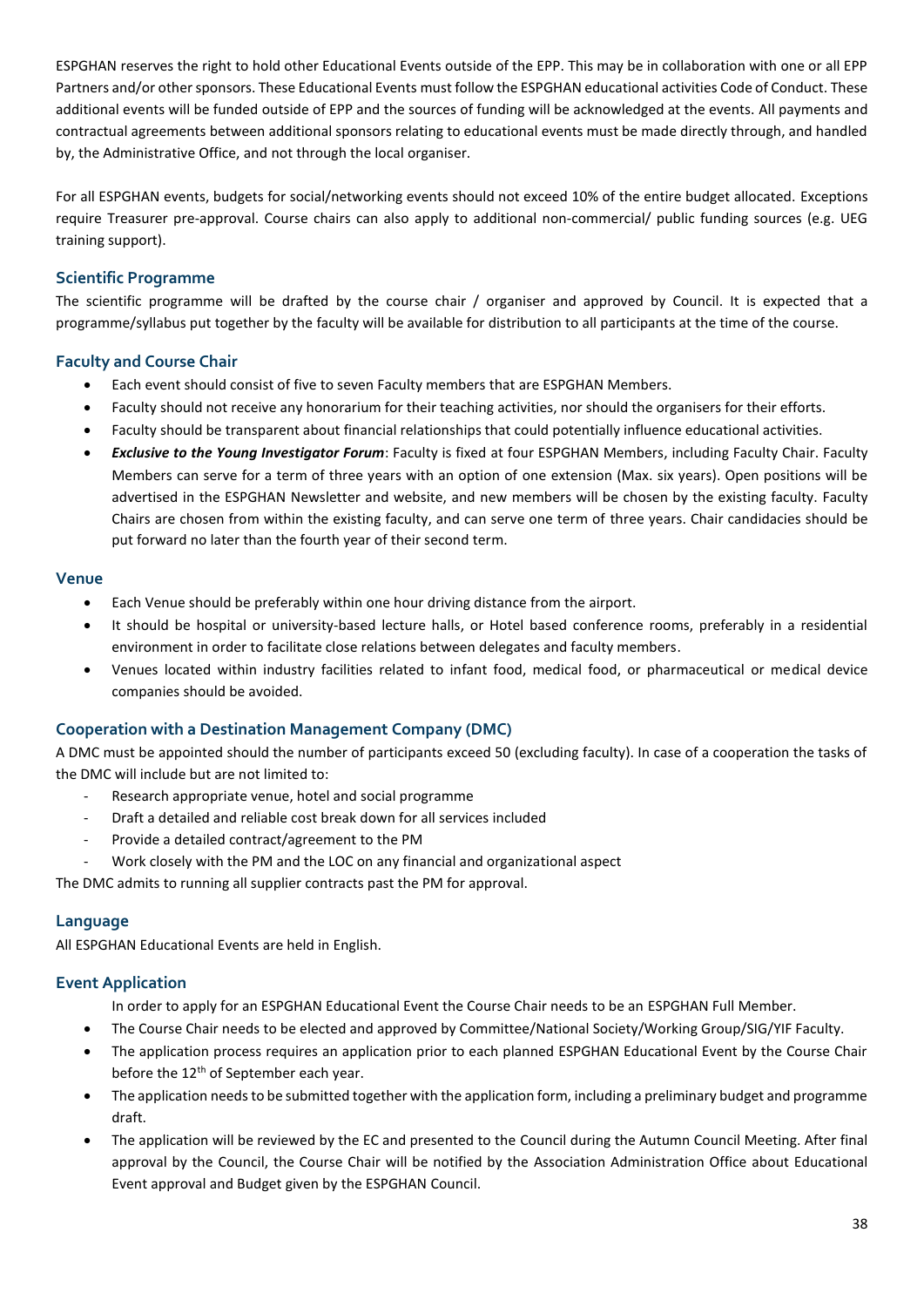ESPGHAN reserves the right to hold other Educational Events outside of the EPP. This may be in collaboration with one or all EPP Partners and/or other sponsors. These Educational Events must follow the ESPGHAN educational activities Code of Conduct. These additional events will be funded outside of EPP and the sources of funding will be acknowledged at the events. All payments and contractual agreements between additional sponsors relating to educational events must be made directly through, and handled by, the Administrative Office, and not through the local organiser.

For all ESPGHAN events, budgets for social/networking events should not exceed 10% of the entire budget allocated. Exceptions require Treasurer pre-approval. Course chairs can also apply to additional non-commercial/ public funding sources (e.g. UEG training support).

### Scientific Programme

The scientific programme will be drafted by the course chair / organiser and approved by Council. It is expected that a programme/syllabus put together by the faculty will be available for distribution to all participants at the time of the course.

### Faculty and Course Chair

- Each event should consist of five to seven Faculty members that are ESPGHAN Members.
- Faculty should not receive any honorarium for their teaching activities, nor should the organisers for their efforts.
- Faculty should be transparent about financial relationships that could potentially influence educational activities.
- ***Exclusive to the Young Investigator Forum***: Faculty is fixed at four ESPGHAN Members, including Faculty Chair. Faculty Members can serve for a term of three years with an option of one extension (Max. six years). Open positions will be advertised in the ESPGHAN Newsletter and website, and new members will be chosen by the existing faculty. Faculty Chairs are chosen from within the existing faculty, and can serve one term of three years. Chair candidacies should be put forward no later than the fourth year of their second term.

### Venue

- Each Venue should be preferably within one hour driving distance from the airport.
- It should be hospital or university-based lecture halls, or Hotel based conference rooms, preferably in a residential environment in order to facilitate close relations between delegates and faculty members.
- Venues located within industry facilities related to infant food, medical food, or pharmaceutical or medical device companies should be avoided.

### Cooperation with a Destination Management Company (DMC)

A DMC must be appointed should the number of participants exceed 50 (excluding faculty). In case of a cooperation the tasks of the DMC will include but are not limited to:

- Research appropriate venue, hotel and social programme
- Draft a detailed and reliable cost break down for all services included
- Provide a detailed contract/agreement to the PM
- Work closely with the PM and the LOC on any financial and organizational aspect

The DMC admits to running all supplier contracts past the PM for approval.

### Language

All ESPGHAN Educational Events are held in English.

### Event Application

In order to apply for an ESPGHAN Educational Event the Course Chair needs to be an ESPGHAN Full Member.

- The Course Chair needs to be elected and approved by Committee/National Society/Working Group/SIG/YIF Faculty.
- The application process requires an application prior to each planned ESPGHAN Educational Event by the Course Chair before the 12th of September each year.
- The application needs to be submitted together with the application form, including a preliminary budget and programme draft.
- The application will be reviewed by the EC and presented to the Council during the Autumn Council Meeting. After final approval by the Council, the Course Chair will be notified by the Association Administration Office about Educational Event approval and Budget given by the ESPGHAN Council.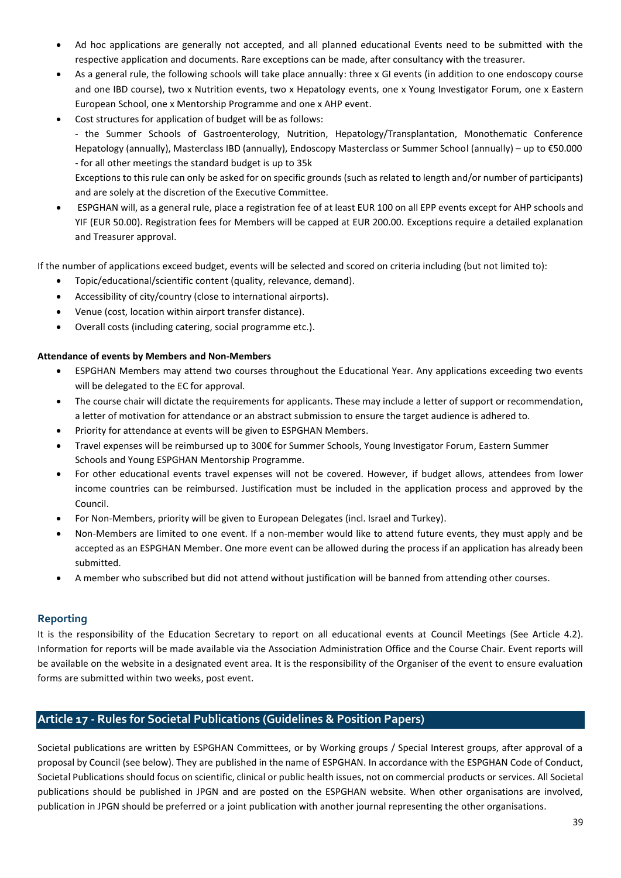- Ad hoc applications are generally not accepted, and all planned educational Events need to be submitted with the respective application and documents. Rare exceptions can be made, after consultancy with the treasurer.
- As a general rule, the following schools will take place annually: three x GI events (in addition to one endoscopy course and one IBD course), two x Nutrition events, two x Hepatology events, one x Young Investigator Forum, one x Eastern European School, one x Mentorship Programme and one x AHP event.
- Cost structures for application of budget will be as follows:
  - the Summer Schools of Gastroenterology, Nutrition, Hepatology/Transplantation, Monothematic Conference Hepatology (annually), Masterclass IBD (annually), Endoscopy Masterclass or Summer School (annually) – up to €50.000
  - for all other meetings the standard budget is up to 35k

  Exceptions to this rule can only be asked for on specific grounds (such as related to length and/or number of participants) and are solely at the discretion of the Executive Committee.
- ESPGHAN will, as a general rule, place a registration fee of at least EUR 100 on all EPP events except for AHP schools and YIF (EUR 50.00). Registration fees for Members will be capped at EUR 200.00. Exceptions require a detailed explanation and Treasurer approval.

If the number of applications exceed budget, events will be selected and scored on criteria including (but not limited to):

- Topic/educational/scientific content (quality, relevance, demand).
- Accessibility of city/country (close to international airports).
- Venue (cost, location within airport transfer distance).
- Overall costs (including catering, social programme etc.).

**Attendance of events by Members and Non-Members**

- ESPGHAN Members may attend two courses throughout the Educational Year. Any applications exceeding two events will be delegated to the EC for approval.
- The course chair will dictate the requirements for applicants. These may include a letter of support or recommendation, a letter of motivation for attendance or an abstract submission to ensure the target audience is adhered to.
- Priority for attendance at events will be given to ESPGHAN Members.
- Travel expenses will be reimbursed up to 300€ for Summer Schools, Young Investigator Forum, Eastern Summer Schools and Young ESPGHAN Mentorship Programme.
- For other educational events travel expenses will not be covered. However, if budget allows, attendees from lower income countries can be reimbursed. Justification must be included in the application process and approved by the Council.
- For Non-Members, priority will be given to European Delegates (incl. Israel and Turkey).
- Non-Members are limited to one event. If a non-member would like to attend future events, they must apply and be accepted as an ESPGHAN Member. One more event can be allowed during the process if an application has already been submitted.
- A member who subscribed but did not attend without justification will be banned from attending other courses.

### Reporting

It is the responsibility of the Education Secretary to report on all educational events at Council Meetings (See Article 4.2). Information for reports will be made available via the Association Administration Office and the Course Chair. Event reports will be available on the website in a designated event area. It is the responsibility of the Organiser of the event to ensure evaluation forms are submitted within two weeks, post event.

## Article 17 - Rules for Societal Publications (Guidelines & Position Papers)

Societal publications are written by ESPGHAN Committees, or by Working groups / Special Interest groups, after approval of a proposal by Council (see below). They are published in the name of ESPGHAN. In accordance with the ESPGHAN Code of Conduct, Societal Publications should focus on scientific, clinical or public health issues, not on commercial products or services. All Societal publications should be published in JPGN and are posted on the ESPGHAN website. When other organisations are involved, publication in JPGN should be preferred or a joint publication with another journal representing the other organisations.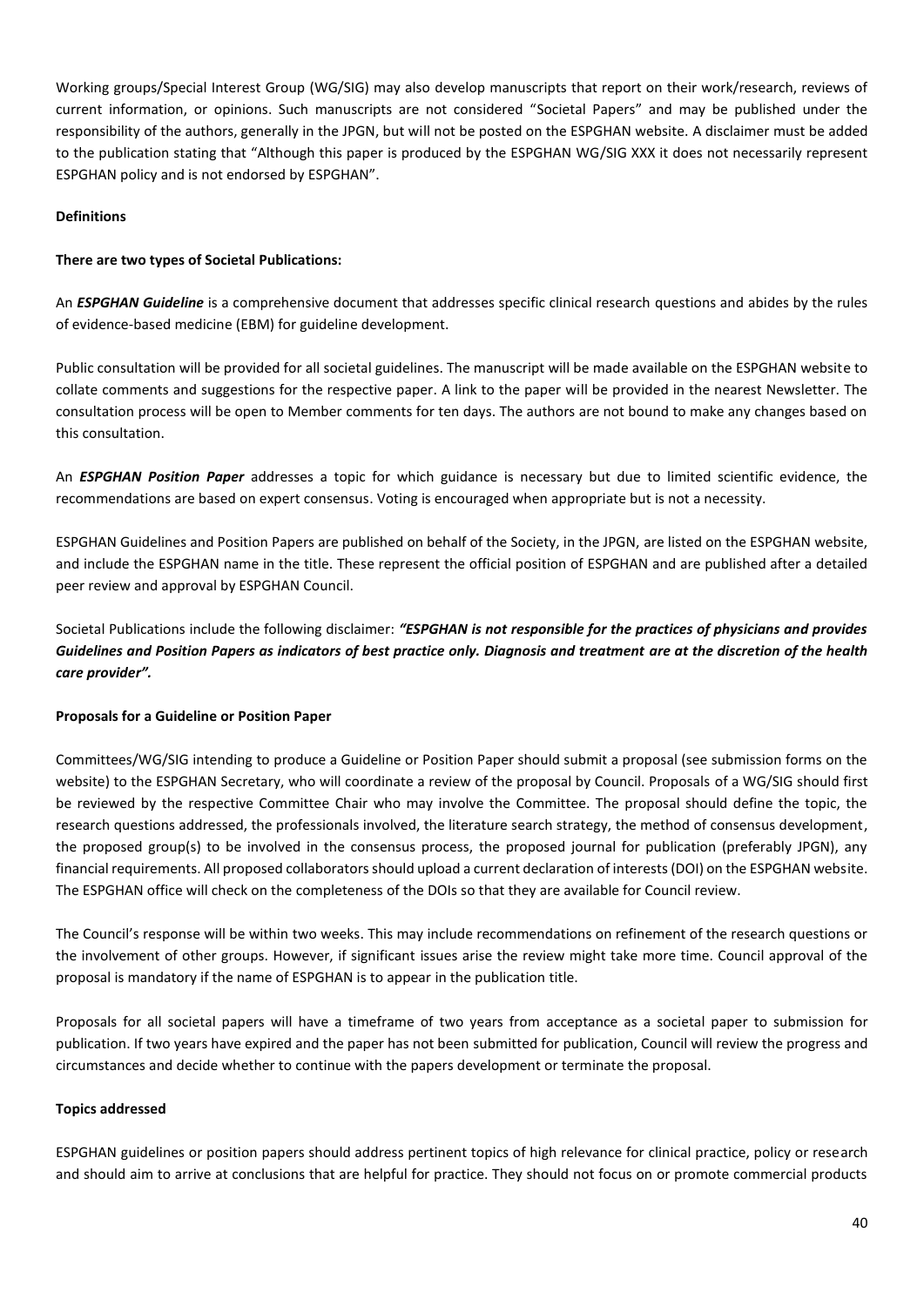Working groups/Special Interest Group (WG/SIG) may also develop manuscripts that report on their work/research, reviews of current information, or opinions. Such manuscripts are not considered "Societal Papers" and may be published under the responsibility of the authors, generally in the JPGN, but will not be posted on the ESPGHAN website. A disclaimer must be added to the publication stating that "Although this paper is produced by the ESPGHAN WG/SIG XXX it does not necessarily represent ESPGHAN policy and is not endorsed by ESPGHAN".

**Definitions**

**There are two types of Societal Publications:**

An ***ESPGHAN Guideline*** is a comprehensive document that addresses specific clinical research questions and abides by the rules of evidence-based medicine (EBM) for guideline development.

Public consultation will be provided for all societal guidelines. The manuscript will be made available on the ESPGHAN website to collate comments and suggestions for the respective paper. A link to the paper will be provided in the nearest Newsletter. The consultation process will be open to Member comments for ten days. The authors are not bound to make any changes based on this consultation.

An ***ESPGHAN Position Paper*** addresses a topic for which guidance is necessary but due to limited scientific evidence, the recommendations are based on expert consensus. Voting is encouraged when appropriate but is not a necessity.

ESPGHAN Guidelines and Position Papers are published on behalf of the Society, in the JPGN, are listed on the ESPGHAN website, and include the ESPGHAN name in the title. These represent the official position of ESPGHAN and are published after a detailed peer review and approval by ESPGHAN Council.

Societal Publications include the following disclaimer: ***"ESPGHAN is not responsible for the practices of physicians and provides Guidelines and Position Papers as indicators of best practice only. Diagnosis and treatment are at the discretion of the health care provider".***

**Proposals for a Guideline or Position Paper**

Committees/WG/SIG intending to produce a Guideline or Position Paper should submit a proposal (see submission forms on the website) to the ESPGHAN Secretary, who will coordinate a review of the proposal by Council. Proposals of a WG/SIG should first be reviewed by the respective Committee Chair who may involve the Committee. The proposal should define the topic, the research questions addressed, the professionals involved, the literature search strategy, the method of consensus development, the proposed group(s) to be involved in the consensus process, the proposed journal for publication (preferably JPGN), any financial requirements. All proposed collaborators should upload a current declaration of interests (DOI) on the ESPGHAN website. The ESPGHAN office will check on the completeness of the DOIs so that they are available for Council review.

The Council's response will be within two weeks. This may include recommendations on refinement of the research questions or the involvement of other groups. However, if significant issues arise the review might take more time. Council approval of the proposal is mandatory if the name of ESPGHAN is to appear in the publication title.

Proposals for all societal papers will have a timeframe of two years from acceptance as a societal paper to submission for publication. If two years have expired and the paper has not been submitted for publication, Council will review the progress and circumstances and decide whether to continue with the papers development or terminate the proposal.

**Topics addressed**

ESPGHAN guidelines or position papers should address pertinent topics of high relevance for clinical practice, policy or research and should aim to arrive at conclusions that are helpful for practice. They should not focus on or promote commercial products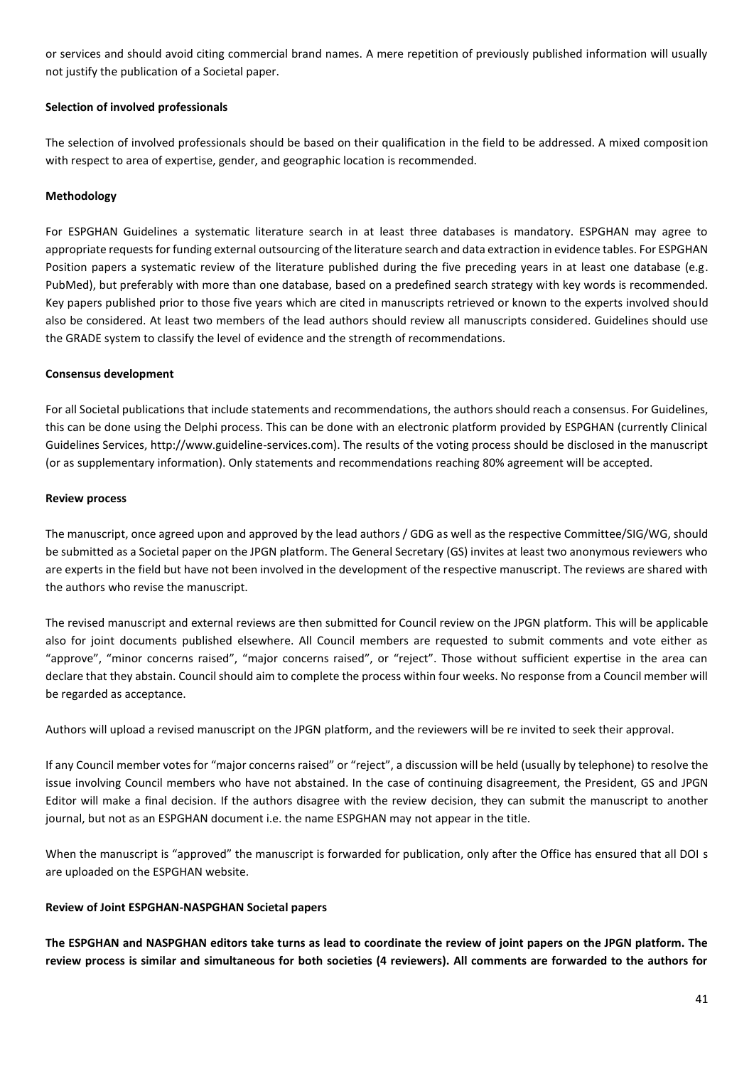or services and should avoid citing commercial brand names. A mere repetition of previously published information will usually not justify the publication of a Societal paper.

**Selection of involved professionals**

The selection of involved professionals should be based on their qualification in the field to be addressed. A mixed composition with respect to area of expertise, gender, and geographic location is recommended.

**Methodology**

For ESPGHAN Guidelines a systematic literature search in at least three databases is mandatory. ESPGHAN may agree to appropriate requests for funding external outsourcing of the literature search and data extraction in evidence tables. For ESPGHAN Position papers a systematic review of the literature published during the five preceding years in at least one database (e.g. PubMed), but preferably with more than one database, based on a predefined search strategy with key words is recommended. Key papers published prior to those five years which are cited in manuscripts retrieved or known to the experts involved should also be considered. At least two members of the lead authors should review all manuscripts considered. Guidelines should use the GRADE system to classify the level of evidence and the strength of recommendations.

**Consensus development**

For all Societal publications that include statements and recommendations, the authors should reach a consensus. For Guidelines, this can be done using the Delphi process. This can be done with an electronic platform provided by ESPGHAN (currently Clinical Guidelines Services, http://www.guideline-services.com). The results of the voting process should be disclosed in the manuscript (or as supplementary information). Only statements and recommendations reaching 80% agreement will be accepted.

**Review process**

The manuscript, once agreed upon and approved by the lead authors / GDG as well as the respective Committee/SIG/WG, should be submitted as a Societal paper on the JPGN platform. The General Secretary (GS) invites at least two anonymous reviewers who are experts in the field but have not been involved in the development of the respective manuscript. The reviews are shared with the authors who revise the manuscript.

The revised manuscript and external reviews are then submitted for Council review on the JPGN platform. This will be applicable also for joint documents published elsewhere. All Council members are requested to submit comments and vote either as "approve", "minor concerns raised", "major concerns raised", or "reject". Those without sufficient expertise in the area can declare that they abstain. Council should aim to complete the process within four weeks. No response from a Council member will be regarded as acceptance.

Authors will upload a revised manuscript on the JPGN platform, and the reviewers will be re invited to seek their approval.

If any Council member votes for "major concerns raised" or "reject", a discussion will be held (usually by telephone) to resolve the issue involving Council members who have not abstained. In the case of continuing disagreement, the President, GS and JPGN Editor will make a final decision. If the authors disagree with the review decision, they can submit the manuscript to another journal, but not as an ESPGHAN document i.e. the name ESPGHAN may not appear in the title.

When the manuscript is "approved" the manuscript is forwarded for publication, only after the Office has ensured that all DOI s are uploaded on the ESPGHAN website.

**Review of Joint ESPGHAN-NASPGHAN Societal papers**

**The ESPGHAN and NASPGHAN editors take turns as lead to coordinate the review of joint papers on the JPGN platform. The review process is similar and simultaneous for both societies (4 reviewers). All comments are forwarded to the authors for**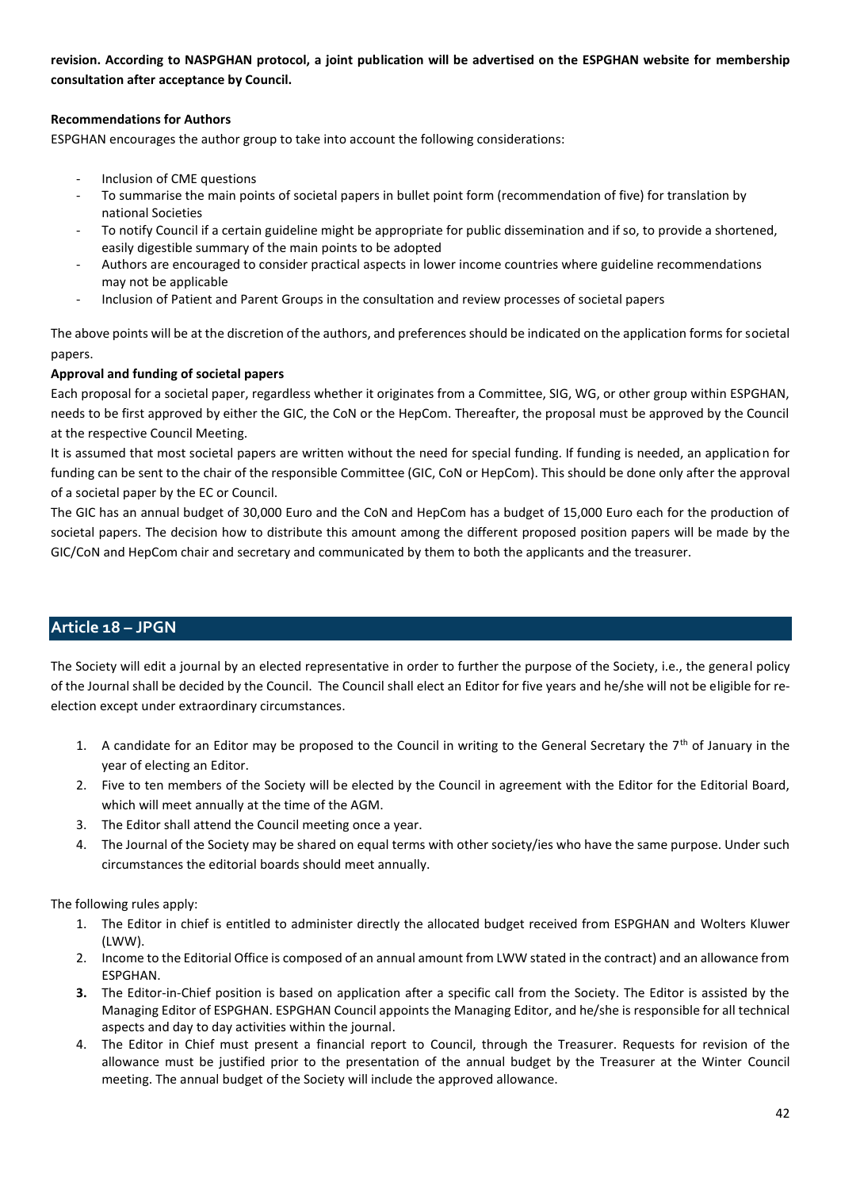**revision. According to NASPGHAN protocol, a joint publication will be advertised on the ESPGHAN website for membership consultation after acceptance by Council.**

**Recommendations for Authors**

ESPGHAN encourages the author group to take into account the following considerations:

- Inclusion of CME questions
- To summarise the main points of societal papers in bullet point form (recommendation of five) for translation by national Societies
- To notify Council if a certain guideline might be appropriate for public dissemination and if so, to provide a shortened, easily digestible summary of the main points to be adopted
- Authors are encouraged to consider practical aspects in lower income countries where guideline recommendations may not be applicable
- Inclusion of Patient and Parent Groups in the consultation and review processes of societal papers

The above points will be at the discretion of the authors, and preferences should be indicated on the application forms for societal papers.

**Approval and funding of societal papers**

Each proposal for a societal paper, regardless whether it originates from a Committee, SIG, WG, or other group within ESPGHAN, needs to be first approved by either the GIC, the CoN or the HepCom. Thereafter, the proposal must be approved by the Council at the respective Council Meeting.

It is assumed that most societal papers are written without the need for special funding. If funding is needed, an application for funding can be sent to the chair of the responsible Committee (GIC, CoN or HepCom). This should be done only after the approval of a societal paper by the EC or Council.

The GIC has an annual budget of 30,000 Euro and the CoN and HepCom has a budget of 15,000 Euro each for the production of societal papers. The decision how to distribute this amount among the different proposed position papers will be made by the GIC/CoN and HepCom chair and secretary and communicated by them to both the applicants and the treasurer.

## Article 18 – JPGN

The Society will edit a journal by an elected representative in order to further the purpose of the Society, i.e., the general policy of the Journal shall be decided by the Council. The Council shall elect an Editor for five years and he/she will not be eligible for re-election except under extraordinary circumstances.

1. A candidate for an Editor may be proposed to the Council in writing to the General Secretary the 7th of January in the year of electing an Editor.
2. Five to ten members of the Society will be elected by the Council in agreement with the Editor for the Editorial Board, which will meet annually at the time of the AGM.
3. The Editor shall attend the Council meeting once a year.
4. The Journal of the Society may be shared on equal terms with other society/ies who have the same purpose. Under such circumstances the editorial boards should meet annually.

The following rules apply:

1. The Editor in chief is entitled to administer directly the allocated budget received from ESPGHAN and Wolters Kluwer (LWW).
2. Income to the Editorial Office is composed of an annual amount from LWW stated in the contract) and an allowance from ESPGHAN.
3. The Editor-in-Chief position is based on application after a specific call from the Society. The Editor is assisted by the Managing Editor of ESPGHAN. ESPGHAN Council appoints the Managing Editor, and he/she is responsible for all technical aspects and day to day activities within the journal.
4. The Editor in Chief must present a financial report to Council, through the Treasurer. Requests for revision of the allowance must be justified prior to the presentation of the annual budget by the Treasurer at the Winter Council meeting. The annual budget of the Society will include the approved allowance.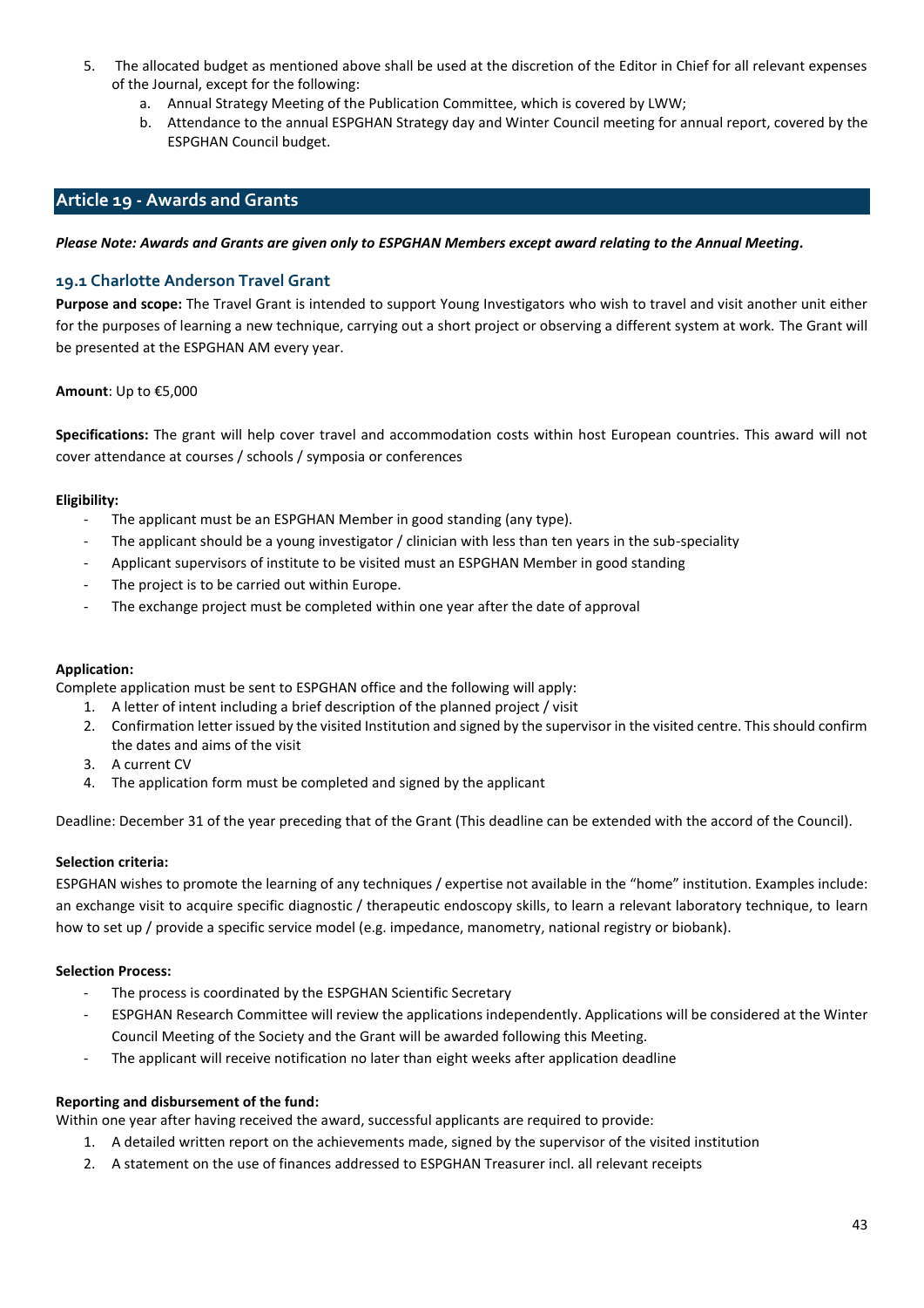5. The allocated budget as mentioned above shall be used at the discretion of the Editor in Chief for all relevant expenses of the Journal, except for the following:
   a. Annual Strategy Meeting of the Publication Committee, which is covered by LWW;
   b. Attendance to the annual ESPGHAN Strategy day and Winter Council meeting for annual report, covered by the ESPGHAN Council budget.

## Article 19 - Awards and Grants

***Please Note: Awards and Grants are given only to ESPGHAN Members except award relating to the Annual Meeting.***

### 19.1 Charlotte Anderson Travel Grant

**Purpose and scope:** The Travel Grant is intended to support Young Investigators who wish to travel and visit another unit either for the purposes of learning a new technique, carrying out a short project or observing a different system at work. The Grant will be presented at the ESPGHAN AM every year.

**Amount**: Up to €5,000

**Specifications:** The grant will help cover travel and accommodation costs within host European countries. This award will not cover attendance at courses / schools / symposia or conferences

**Eligibility:**

- The applicant must be an ESPGHAN Member in good standing (any type).
- The applicant should be a young investigator / clinician with less than ten years in the sub-speciality
- Applicant supervisors of institute to be visited must an ESPGHAN Member in good standing
- The project is to be carried out within Europe.
- The exchange project must be completed within one year after the date of approval

**Application:**

Complete application must be sent to ESPGHAN office and the following will apply:

1. A letter of intent including a brief description of the planned project / visit
2. Confirmation letter issued by the visited Institution and signed by the supervisor in the visited centre. This should confirm the dates and aims of the visit
3. A current CV
4. The application form must be completed and signed by the applicant

Deadline: December 31 of the year preceding that of the Grant (This deadline can be extended with the accord of the Council).

**Selection criteria:**

ESPGHAN wishes to promote the learning of any techniques / expertise not available in the "home" institution. Examples include: an exchange visit to acquire specific diagnostic / therapeutic endoscopy skills, to learn a relevant laboratory technique, to learn how to set up / provide a specific service model (e.g. impedance, manometry, national registry or biobank).

**Selection Process:**

- The process is coordinated by the ESPGHAN Scientific Secretary
- ESPGHAN Research Committee will review the applications independently. Applications will be considered at the Winter Council Meeting of the Society and the Grant will be awarded following this Meeting.
- The applicant will receive notification no later than eight weeks after application deadline

**Reporting and disbursement of the fund:**

Within one year after having received the award, successful applicants are required to provide:

1. A detailed written report on the achievements made, signed by the supervisor of the visited institution
2. A statement on the use of finances addressed to ESPGHAN Treasurer incl. all relevant receipts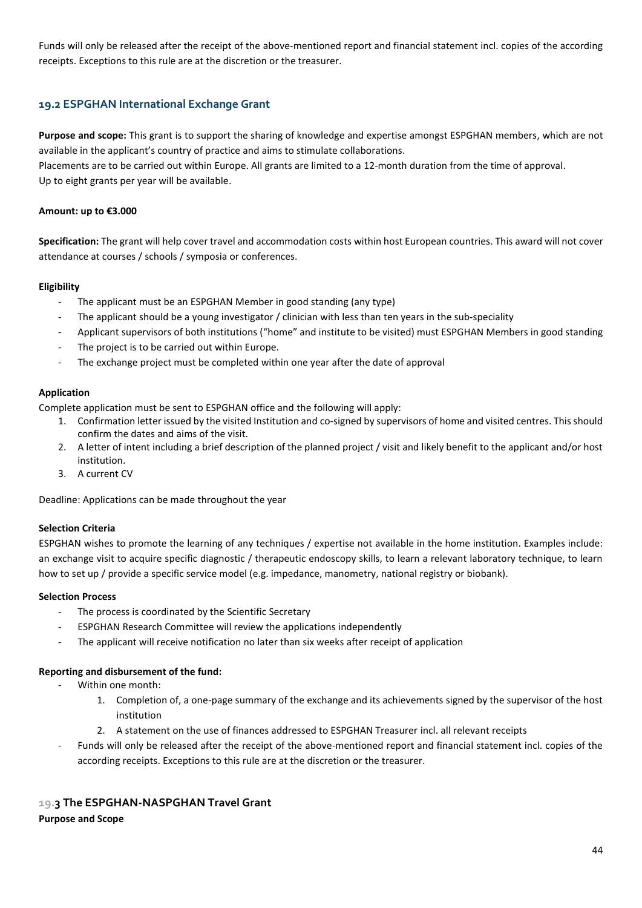Funds will only be released after the receipt of the above-mentioned report and financial statement incl. copies of the according receipts. Exceptions to this rule are at the discretion or the treasurer.

### 19.2 ESPGHAN International Exchange Grant

**Purpose and scope:** This grant is to support the sharing of knowledge and expertise amongst ESPGHAN members, which are not available in the applicant's country of practice and aims to stimulate collaborations.
Placements are to be carried out within Europe. All grants are limited to a 12-month duration from the time of approval.
Up to eight grants per year will be available.

**Amount: up to €3.000**

**Specification:** The grant will help cover travel and accommodation costs within host European countries. This award will not cover attendance at courses / schools / symposia or conferences.

**Eligibility**

- The applicant must be an ESPGHAN Member in good standing (any type)
- The applicant should be a young investigator / clinician with less than ten years in the sub-speciality
- Applicant supervisors of both institutions ("home" and institute to be visited) must ESPGHAN Members in good standing
- The project is to be carried out within Europe.
- The exchange project must be completed within one year after the date of approval

**Application**

Complete application must be sent to ESPGHAN office and the following will apply:

1. Confirmation letter issued by the visited Institution and co-signed by supervisors of home and visited centres. This should confirm the dates and aims of the visit.
2. A letter of intent including a brief description of the planned project / visit and likely benefit to the applicant and/or host institution.
3. A current CV

Deadline: Applications can be made throughout the year

**Selection Criteria**

ESPGHAN wishes to promote the learning of any techniques / expertise not available in the home institution. Examples include: an exchange visit to acquire specific diagnostic / therapeutic endoscopy skills, to learn a relevant laboratory technique, to learn how to set up / provide a specific service model (e.g. impedance, manometry, national registry or biobank).

**Selection Process**

- The process is coordinated by the Scientific Secretary
- ESPGHAN Research Committee will review the applications independently
- The applicant will receive notification no later than six weeks after receipt of application

**Reporting and disbursement of the fund:**

- Within one month:
    1. Completion of, a one-page summary of the exchange and its achievements signed by the supervisor of the host institution
    2. A statement on the use of finances addressed to ESPGHAN Treasurer incl. all relevant receipts
- Funds will only be released after the receipt of the above-mentioned report and financial statement incl. copies of the according receipts. Exceptions to this rule are at the discretion or the treasurer.

### 19.3 The ESPGHAN-NASPGHAN Travel Grant

**Purpose and Scope**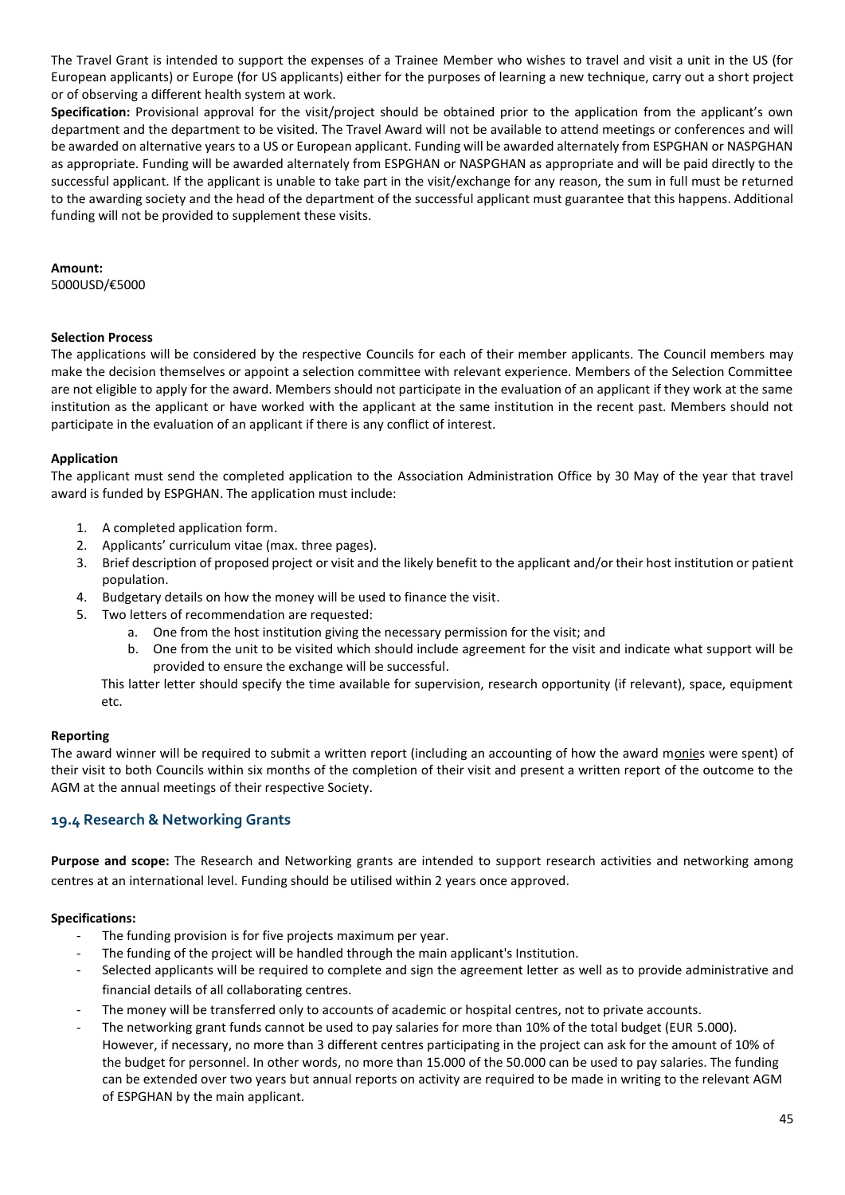The Travel Grant is intended to support the expenses of a Trainee Member who wishes to travel and visit a unit in the US (for European applicants) or Europe (for US applicants) either for the purposes of learning a new technique, carry out a short project or of observing a different health system at work.

**Specification:** Provisional approval for the visit/project should be obtained prior to the application from the applicant's own department and the department to be visited. The Travel Award will not be available to attend meetings or conferences and will be awarded on alternative years to a US or European applicant. Funding will be awarded alternately from ESPGHAN or NASPGHAN as appropriate. Funding will be awarded alternately from ESPGHAN or NASPGHAN as appropriate and will be paid directly to the successful applicant. If the applicant is unable to take part in the visit/exchange for any reason, the sum in full must be returned to the awarding society and the head of the department of the successful applicant must guarantee that this happens. Additional funding will not be provided to supplement these visits.

**Amount:**
5000USD/€5000

**Selection Process**
The applications will be considered by the respective Councils for each of their member applicants. The Council members may make the decision themselves or appoint a selection committee with relevant experience. Members of the Selection Committee are not eligible to apply for the award. Members should not participate in the evaluation of an applicant if they work at the same institution as the applicant or have worked with the applicant at the same institution in the recent past. Members should not participate in the evaluation of an applicant if there is any conflict of interest.

**Application**
The applicant must send the completed application to the Association Administration Office by 30 May of the year that travel award is funded by ESPGHAN. The application must include:

1. A completed application form.
2. Applicants' curriculum vitae (max. three pages).
3. Brief description of proposed project or visit and the likely benefit to the applicant and/or their host institution or patient population.
4. Budgetary details on how the money will be used to finance the visit.
5. Two letters of recommendation are requested:
   a. One from the host institution giving the necessary permission for the visit; and
   b. One from the unit to be visited which should include agreement for the visit and indicate what support will be provided to ensure the exchange will be successful.

   This latter letter should specify the time available for supervision, research opportunity (if relevant), space, equipment etc.

**Reporting**
The award winner will be required to submit a written report (including an accounting of how the award monies were spent) of their visit to both Councils within six months of the completion of their visit and present a written report of the outcome to the AGM at the annual meetings of their respective Society.

## 19.4 Research & Networking Grants

**Purpose and scope:** The Research and Networking grants are intended to support research activities and networking among centres at an international level. Funding should be utilised within 2 years once approved.

**Specifications:**

- The funding provision is for five projects maximum per year.
- The funding of the project will be handled through the main applicant's Institution.
- Selected applicants will be required to complete and sign the agreement letter as well as to provide administrative and financial details of all collaborating centres.
- The money will be transferred only to accounts of academic or hospital centres, not to private accounts.
- The networking grant funds cannot be used to pay salaries for more than 10% of the total budget (EUR 5.000). However, if necessary, no more than 3 different centres participating in the project can ask for the amount of 10% of the budget for personnel. In other words, no more than 15.000 of the 50.000 can be used to pay salaries. The funding can be extended over two years but annual reports on activity are required to be made in writing to the relevant AGM of ESPGHAN by the main applicant.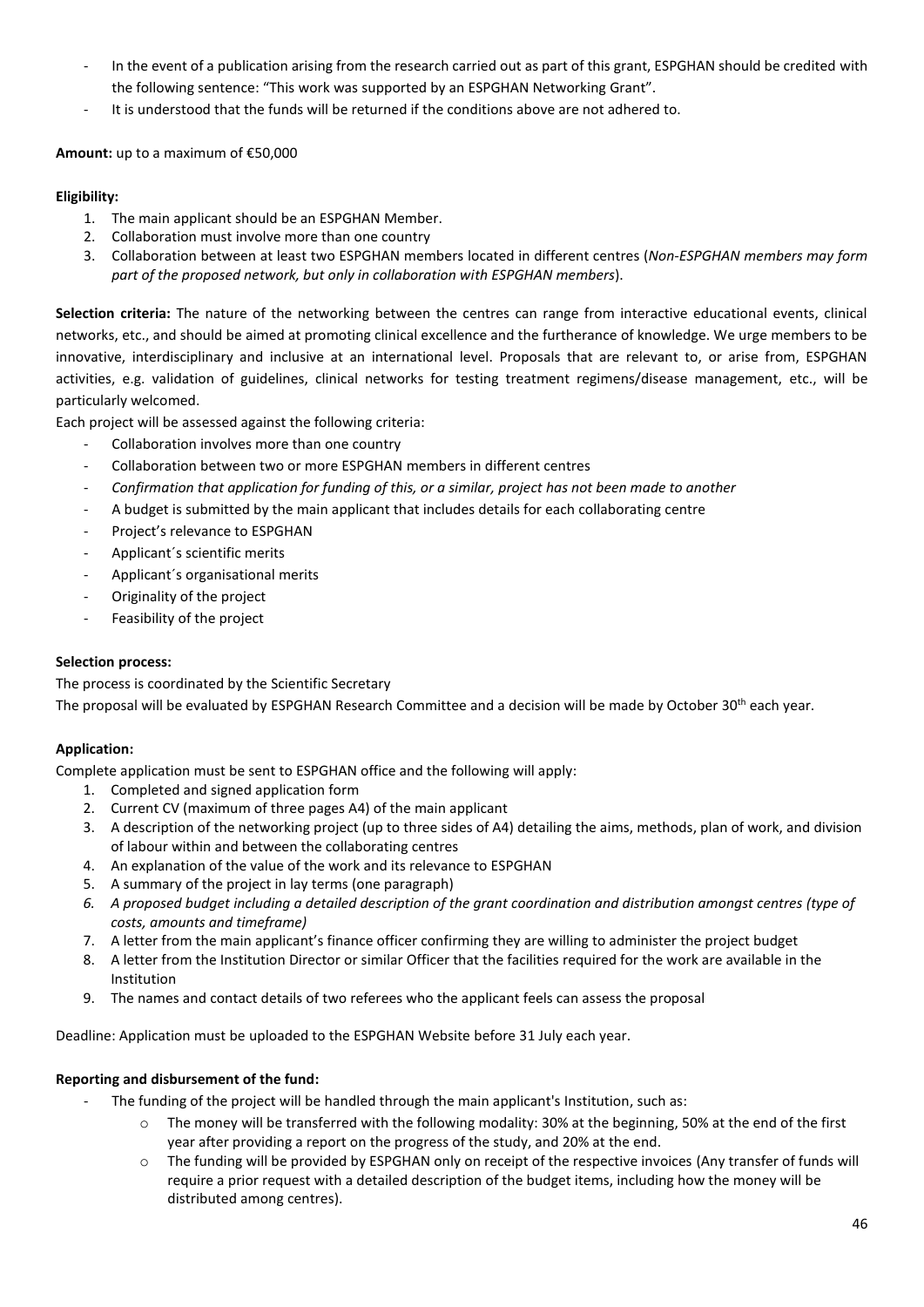- In the event of a publication arising from the research carried out as part of this grant, ESPGHAN should be credited with the following sentence: "This work was supported by an ESPGHAN Networking Grant".
- It is understood that the funds will be returned if the conditions above are not adhered to.

**Amount:** up to a maximum of €50,000

**Eligibility:**

1. The main applicant should be an ESPGHAN Member.
2. Collaboration must involve more than one country
3. Collaboration between at least two ESPGHAN members located in different centres (*Non-ESPGHAN members may form part of the proposed network, but only in collaboration with ESPGHAN members*).

**Selection criteria:** The nature of the networking between the centres can range from interactive educational events, clinical networks, etc., and should be aimed at promoting clinical excellence and the furtherance of knowledge. We urge members to be innovative, interdisciplinary and inclusive at an international level. Proposals that are relevant to, or arise from, ESPGHAN activities, e.g. validation of guidelines, clinical networks for testing treatment regimens/disease management, etc., will be particularly welcomed.

Each project will be assessed against the following criteria:

- Collaboration involves more than one country
- Collaboration between two or more ESPGHAN members in different centres
- *Confirmation that application for funding of this, or a similar, project has not been made to another*
- A budget is submitted by the main applicant that includes details for each collaborating centre
- Project's relevance to ESPGHAN
- Applicant´s scientific merits
- Applicant´s organisational merits
- Originality of the project
- Feasibility of the project

**Selection process:**

The process is coordinated by the Scientific Secretary

The proposal will be evaluated by ESPGHAN Research Committee and a decision will be made by October 30th each year.

**Application:**

Complete application must be sent to ESPGHAN office and the following will apply:

1. Completed and signed application form
2. Current CV (maximum of three pages A4) of the main applicant
3. A description of the networking project (up to three sides of A4) detailing the aims, methods, plan of work, and division of labour within and between the collaborating centres
4. An explanation of the value of the work and its relevance to ESPGHAN
5. A summary of the project in lay terms (one paragraph)
6. *A proposed budget including a detailed description of the grant coordination and distribution amongst centres (type of costs, amounts and timeframe)*
7. A letter from the main applicant's finance officer confirming they are willing to administer the project budget
8. A letter from the Institution Director or similar Officer that the facilities required for the work are available in the Institution
9. The names and contact details of two referees who the applicant feels can assess the proposal

Deadline: Application must be uploaded to the ESPGHAN Website before 31 July each year.

**Reporting and disbursement of the fund:**

- The funding of the project will be handled through the main applicant's Institution, such as:
  - The money will be transferred with the following modality: 30% at the beginning, 50% at the end of the first year after providing a report on the progress of the study, and 20% at the end.
  - The funding will be provided by ESPGHAN only on receipt of the respective invoices (Any transfer of funds will require a prior request with a detailed description of the budget items, including how the money will be distributed among centres).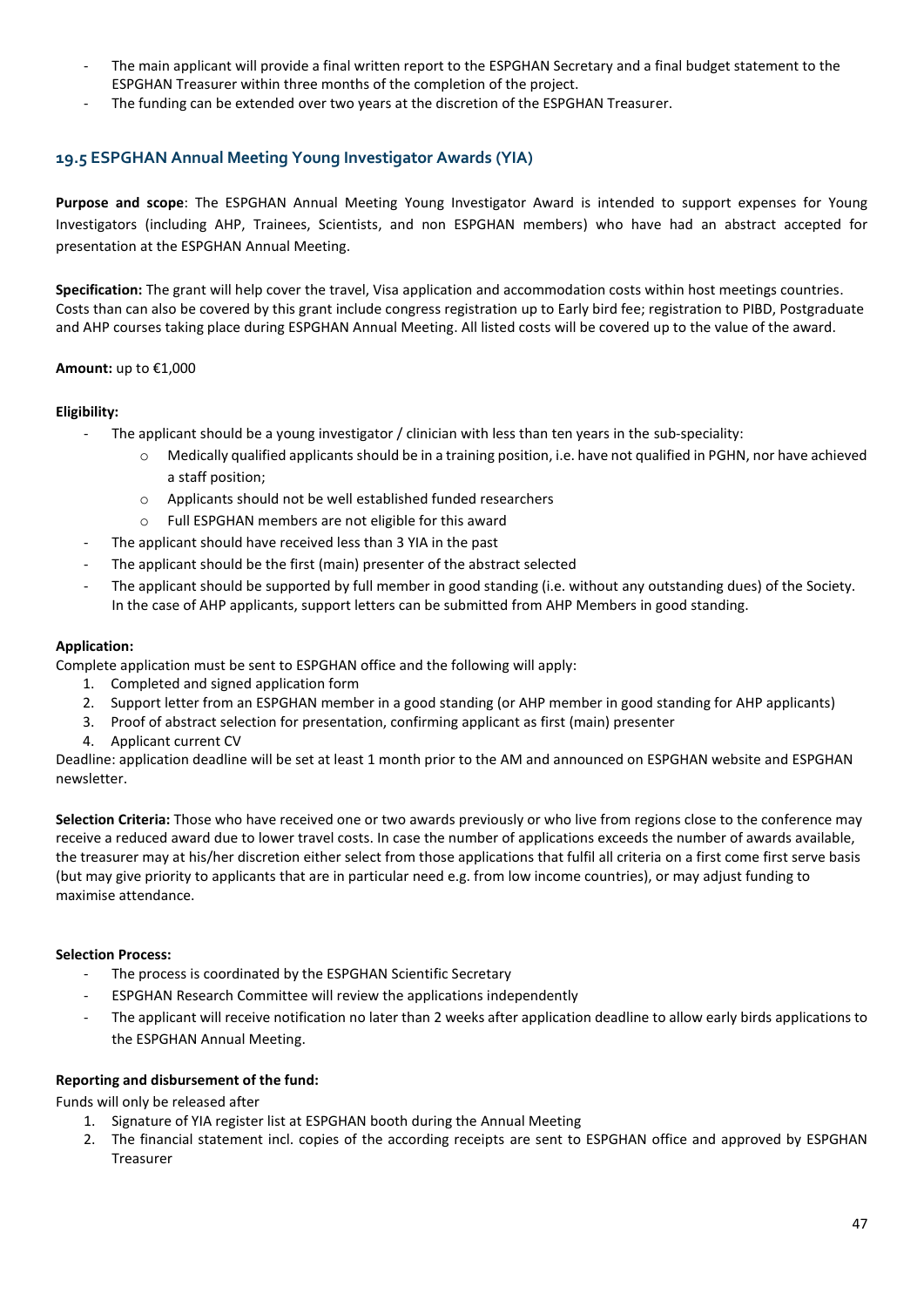- The main applicant will provide a final written report to the ESPGHAN Secretary and a final budget statement to the ESPGHAN Treasurer within three months of the completion of the project.
- The funding can be extended over two years at the discretion of the ESPGHAN Treasurer.

### 19.5 ESPGHAN Annual Meeting Young Investigator Awards (YIA)

**Purpose and scope**: The ESPGHAN Annual Meeting Young Investigator Award is intended to support expenses for Young Investigators (including AHP, Trainees, Scientists, and non ESPGHAN members) who have had an abstract accepted for presentation at the ESPGHAN Annual Meeting.

**Specification:** The grant will help cover the travel, Visa application and accommodation costs within host meetings countries. Costs than can also be covered by this grant include congress registration up to Early bird fee; registration to PIBD, Postgraduate and AHP courses taking place during ESPGHAN Annual Meeting. All listed costs will be covered up to the value of the award.

**Amount:** up to €1,000

**Eligibility:**

- The applicant should be a young investigator / clinician with less than ten years in the sub-speciality:
  - Medically qualified applicants should be in a training position, i.e. have not qualified in PGHN, nor have achieved a staff position;
  - Applicants should not be well established funded researchers
  - Full ESPGHAN members are not eligible for this award
- The applicant should have received less than 3 YIA in the past
- The applicant should be the first (main) presenter of the abstract selected
- The applicant should be supported by full member in good standing (i.e. without any outstanding dues) of the Society. In the case of AHP applicants, support letters can be submitted from AHP Members in good standing.

**Application:**

Complete application must be sent to ESPGHAN office and the following will apply:

1. Completed and signed application form
2. Support letter from an ESPGHAN member in a good standing (or AHP member in good standing for AHP applicants)
3. Proof of abstract selection for presentation, confirming applicant as first (main) presenter
4. Applicant current CV

Deadline: application deadline will be set at least 1 month prior to the AM and announced on ESPGHAN website and ESPGHAN newsletter.

**Selection Criteria:** Those who have received one or two awards previously or who live from regions close to the conference may receive a reduced award due to lower travel costs. In case the number of applications exceeds the number of awards available, the treasurer may at his/her discretion either select from those applications that fulfil all criteria on a first come first serve basis (but may give priority to applicants that are in particular need e.g. from low income countries), or may adjust funding to maximise attendance.

**Selection Process:**

- The process is coordinated by the ESPGHAN Scientific Secretary
- ESPGHAN Research Committee will review the applications independently
- The applicant will receive notification no later than 2 weeks after application deadline to allow early birds applications to the ESPGHAN Annual Meeting.

**Reporting and disbursement of the fund:**

Funds will only be released after

1. Signature of YIA register list at ESPGHAN booth during the Annual Meeting
2. The financial statement incl. copies of the according receipts are sent to ESPGHAN office and approved by ESPGHAN Treasurer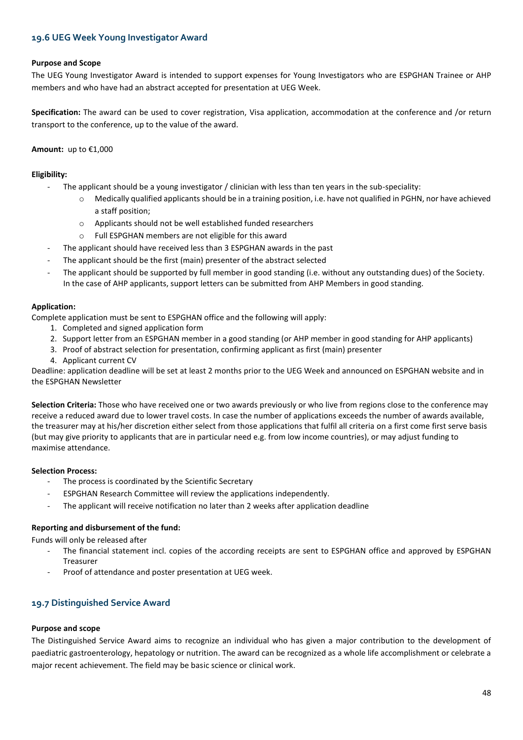## 19.6 UEG Week Young Investigator Award

**Purpose and Scope**

The UEG Young Investigator Award is intended to support expenses for Young Investigators who are ESPGHAN Trainee or AHP members and who have had an abstract accepted for presentation at UEG Week.

**Specification:** The award can be used to cover registration, Visa application, accommodation at the conference and /or return transport to the conference, up to the value of the award.

**Amount:** up to €1,000

**Eligibility:**

- The applicant should be a young investigator / clinician with less than ten years in the sub-speciality:
  - Medically qualified applicants should be in a training position, i.e. have not qualified in PGHN, nor have achieved a staff position;
  - Applicants should not be well established funded researchers
  - Full ESPGHAN members are not eligible for this award
- The applicant should have received less than 3 ESPGHAN awards in the past
- The applicant should be the first (main) presenter of the abstract selected
- The applicant should be supported by full member in good standing (i.e. without any outstanding dues) of the Society. In the case of AHP applicants, support letters can be submitted from AHP Members in good standing.

**Application:**

Complete application must be sent to ESPGHAN office and the following will apply:

1. Completed and signed application form
2. Support letter from an ESPGHAN member in a good standing (or AHP member in good standing for AHP applicants)
3. Proof of abstract selection for presentation, confirming applicant as first (main) presenter
4. Applicant current CV

Deadline: application deadline will be set at least 2 months prior to the UEG Week and announced on ESPGHAN website and in the ESPGHAN Newsletter

**Selection Criteria:** Those who have received one or two awards previously or who live from regions close to the conference may receive a reduced award due to lower travel costs. In case the number of applications exceeds the number of awards available, the treasurer may at his/her discretion either select from those applications that fulfil all criteria on a first come first serve basis (but may give priority to applicants that are in particular need e.g. from low income countries), or may adjust funding to maximise attendance.

**Selection Process:**

- The process is coordinated by the Scientific Secretary
- ESPGHAN Research Committee will review the applications independently.
- The applicant will receive notification no later than 2 weeks after application deadline

**Reporting and disbursement of the fund:**

Funds will only be released after

- The financial statement incl. copies of the according receipts are sent to ESPGHAN office and approved by ESPGHAN Treasurer
- Proof of attendance and poster presentation at UEG week.

## 19.7 Distinguished Service Award

**Purpose and scope**

The Distinguished Service Award aims to recognize an individual who has given a major contribution to the development of paediatric gastroenterology, hepatology or nutrition. The award can be recognized as a whole life accomplishment or celebrate a major recent achievement. The field may be basic science or clinical work.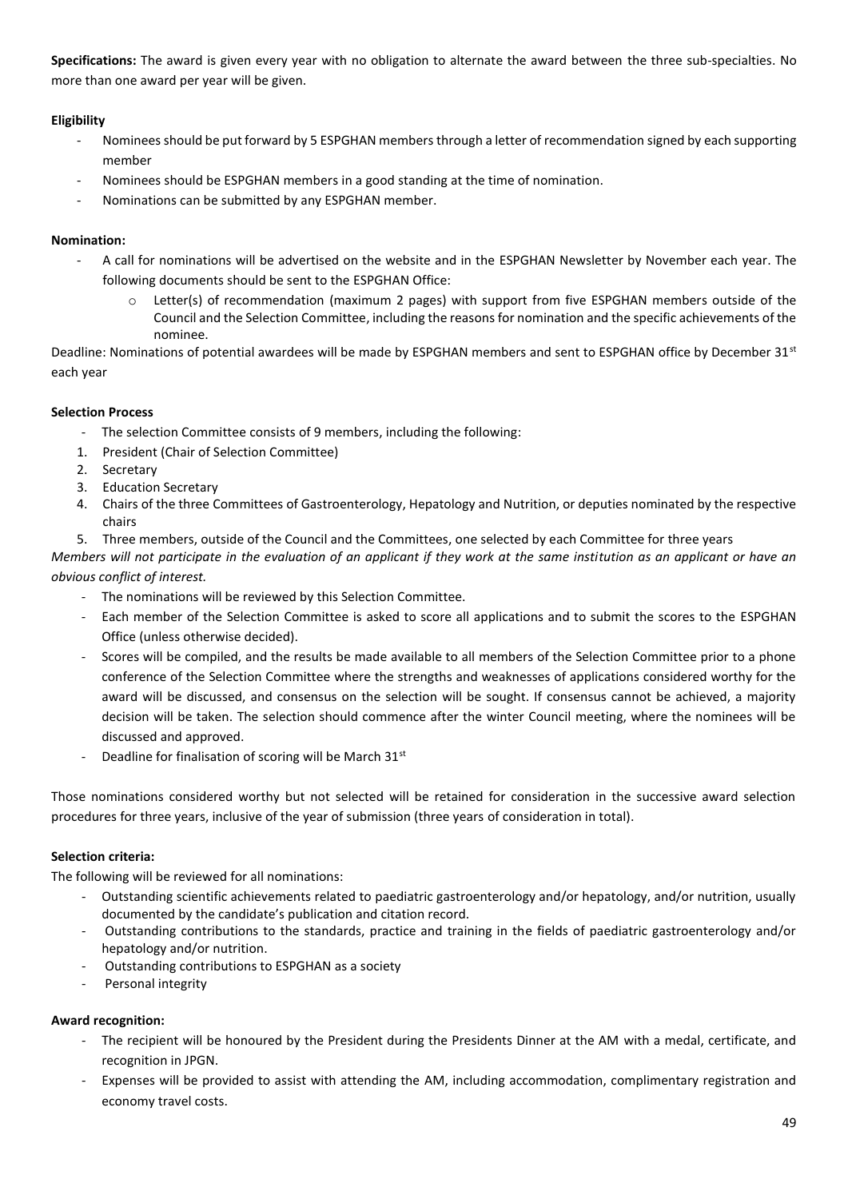**Specifications:** The award is given every year with no obligation to alternate the award between the three sub-specialties. No more than one award per year will be given.

**Eligibility**

- Nominees should be put forward by 5 ESPGHAN members through a letter of recommendation signed by each supporting member
- Nominees should be ESPGHAN members in a good standing at the time of nomination.
- Nominations can be submitted by any ESPGHAN member.

**Nomination:**

- A call for nominations will be advertised on the website and in the ESPGHAN Newsletter by November each year. The following documents should be sent to the ESPGHAN Office:
  - Letter(s) of recommendation (maximum 2 pages) with support from five ESPGHAN members outside of the Council and the Selection Committee, including the reasons for nomination and the specific achievements of the nominee.

Deadline: Nominations of potential awardees will be made by ESPGHAN members and sent to ESPGHAN office by December 31st each year

**Selection Process**

- The selection Committee consists of 9 members, including the following:

1. President (Chair of Selection Committee)
2. Secretary
3. Education Secretary
4. Chairs of the three Committees of Gastroenterology, Hepatology and Nutrition, or deputies nominated by the respective chairs
5. Three members, outside of the Council and the Committees, one selected by each Committee for three years

*Members will not participate in the evaluation of an applicant if they work at the same institution as an applicant or have an obvious conflict of interest.*

- The nominations will be reviewed by this Selection Committee.
- Each member of the Selection Committee is asked to score all applications and to submit the scores to the ESPGHAN Office (unless otherwise decided).
- Scores will be compiled, and the results be made available to all members of the Selection Committee prior to a phone conference of the Selection Committee where the strengths and weaknesses of applications considered worthy for the award will be discussed, and consensus on the selection will be sought. If consensus cannot be achieved, a majority decision will be taken. The selection should commence after the winter Council meeting, where the nominees will be discussed and approved.
- Deadline for finalisation of scoring will be March 31st

Those nominations considered worthy but not selected will be retained for consideration in the successive award selection procedures for three years, inclusive of the year of submission (three years of consideration in total).

**Selection criteria:**

The following will be reviewed for all nominations:

- Outstanding scientific achievements related to paediatric gastroenterology and/or hepatology, and/or nutrition, usually documented by the candidate's publication and citation record.
- Outstanding contributions to the standards, practice and training in the fields of paediatric gastroenterology and/or hepatology and/or nutrition.
- Outstanding contributions to ESPGHAN as a society
- Personal integrity

**Award recognition:**

- The recipient will be honoured by the President during the Presidents Dinner at the AM with a medal, certificate, and recognition in JPGN.
- Expenses will be provided to assist with attending the AM, including accommodation, complimentary registration and economy travel costs.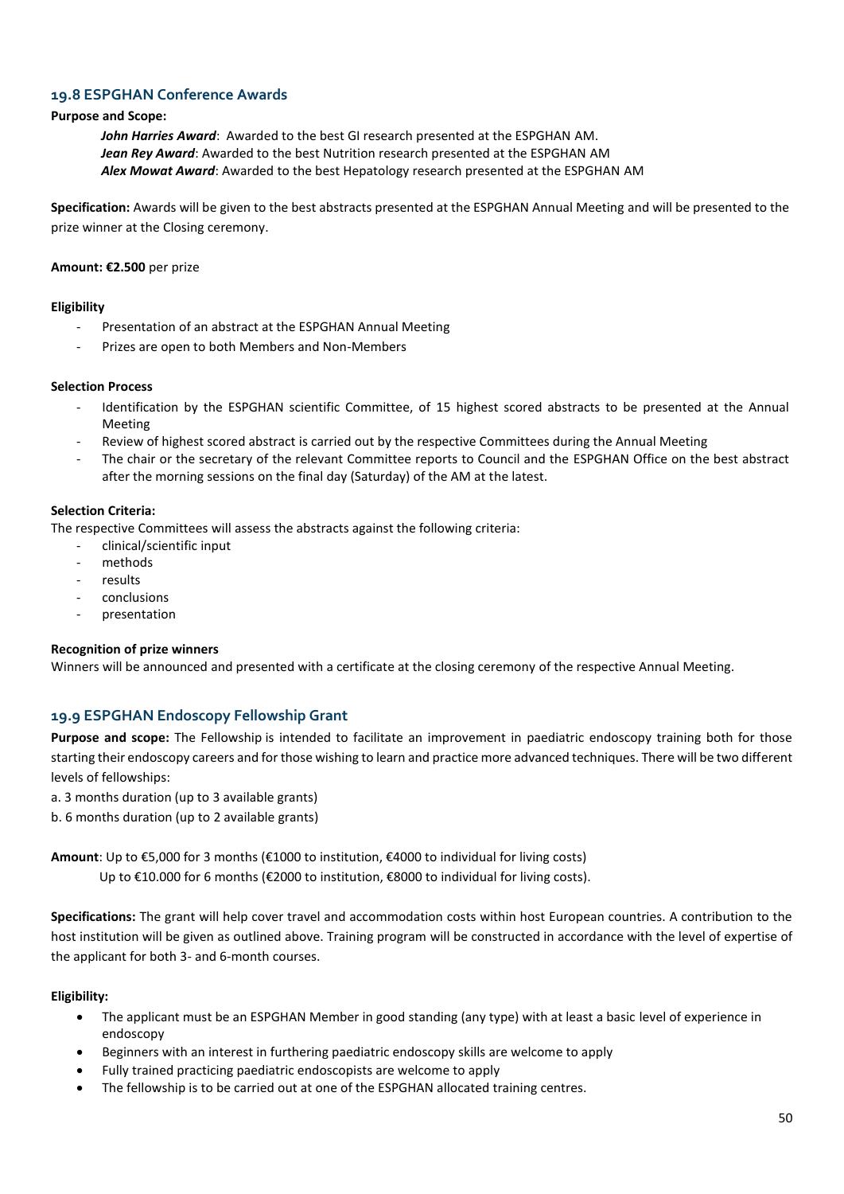## 19.8 ESPGHAN Conference Awards

**Purpose and Scope:**

> ***John Harries Award***: Awarded to the best GI research presented at the ESPGHAN AM.
> ***Jean Rey Award***: Awarded to the best Nutrition research presented at the ESPGHAN AM
> ***Alex Mowat Award***: Awarded to the best Hepatology research presented at the ESPGHAN AM

**Specification:** Awards will be given to the best abstracts presented at the ESPGHAN Annual Meeting and will be presented to the prize winner at the Closing ceremony.

**Amount: €2.500** per prize

**Eligibility**

- Presentation of an abstract at the ESPGHAN Annual Meeting
- Prizes are open to both Members and Non-Members

**Selection Process**

- Identification by the ESPGHAN scientific Committee, of 15 highest scored abstracts to be presented at the Annual Meeting
- Review of highest scored abstract is carried out by the respective Committees during the Annual Meeting
- The chair or the secretary of the relevant Committee reports to Council and the ESPGHAN Office on the best abstract after the morning sessions on the final day (Saturday) of the AM at the latest.

**Selection Criteria:**

The respective Committees will assess the abstracts against the following criteria:

- clinical/scientific input
- methods
- results
- conclusions
- presentation

**Recognition of prize winners**

Winners will be announced and presented with a certificate at the closing ceremony of the respective Annual Meeting.

## 19.9 ESPGHAN Endoscopy Fellowship Grant

**Purpose and scope:** The Fellowship is intended to facilitate an improvement in paediatric endoscopy training both for those starting their endoscopy careers and for those wishing to learn and practice more advanced techniques. There will be two different levels of fellowships:

a. 3 months duration (up to 3 available grants)

b. 6 months duration (up to 2 available grants)

**Amount**: Up to €5,000 for 3 months (€1000 to institution, €4000 to individual for living costs)
Up to €10.000 for 6 months (€2000 to institution, €8000 to individual for living costs).

**Specifications:** The grant will help cover travel and accommodation costs within host European countries. A contribution to the host institution will be given as outlined above. Training program will be constructed in accordance with the level of expertise of the applicant for both 3- and 6-month courses.

**Eligibility:**

- The applicant must be an ESPGHAN Member in good standing (any type) with at least a basic level of experience in endoscopy
- Beginners with an interest in furthering paediatric endoscopy skills are welcome to apply
- Fully trained practicing paediatric endoscopists are welcome to apply
- The fellowship is to be carried out at one of the ESPGHAN allocated training centres.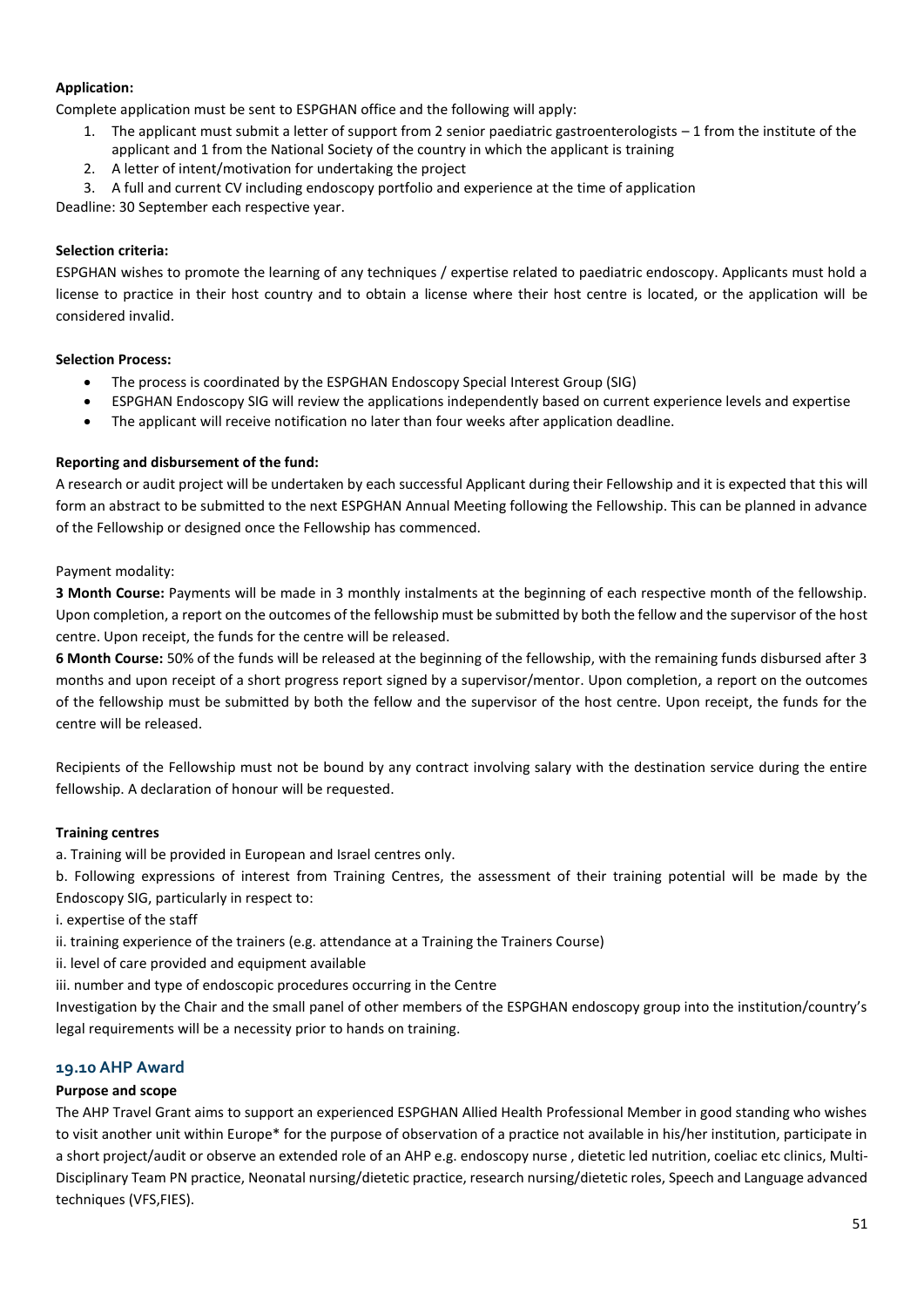**Application:**

Complete application must be sent to ESPGHAN office and the following will apply:

1. The applicant must submit a letter of support from 2 senior paediatric gastroenterologists – 1 from the institute of the applicant and 1 from the National Society of the country in which the applicant is training
2. A letter of intent/motivation for undertaking the project
3. A full and current CV including endoscopy portfolio and experience at the time of application

Deadline: 30 September each respective year.

**Selection criteria:**

ESPGHAN wishes to promote the learning of any techniques / expertise related to paediatric endoscopy. Applicants must hold a license to practice in their host country and to obtain a license where their host centre is located, or the application will be considered invalid.

**Selection Process:**

- The process is coordinated by the ESPGHAN Endoscopy Special Interest Group (SIG)
- ESPGHAN Endoscopy SIG will review the applications independently based on current experience levels and expertise
- The applicant will receive notification no later than four weeks after application deadline.

**Reporting and disbursement of the fund:**

A research or audit project will be undertaken by each successful Applicant during their Fellowship and it is expected that this will form an abstract to be submitted to the next ESPGHAN Annual Meeting following the Fellowship. This can be planned in advance of the Fellowship or designed once the Fellowship has commenced.

Payment modality:

**3 Month Course:** Payments will be made in 3 monthly instalments at the beginning of each respective month of the fellowship. Upon completion, a report on the outcomes of the fellowship must be submitted by both the fellow and the supervisor of the host centre. Upon receipt, the funds for the centre will be released.

**6 Month Course:** 50% of the funds will be released at the beginning of the fellowship, with the remaining funds disbursed after 3 months and upon receipt of a short progress report signed by a supervisor/mentor. Upon completion, a report on the outcomes of the fellowship must be submitted by both the fellow and the supervisor of the host centre. Upon receipt, the funds for the centre will be released.

Recipients of the Fellowship must not be bound by any contract involving salary with the destination service during the entire fellowship. A declaration of honour will be requested.

**Training centres**

a. Training will be provided in European and Israel centres only.

b. Following expressions of interest from Training Centres, the assessment of their training potential will be made by the Endoscopy SIG, particularly in respect to:

i. expertise of the staff

ii. training experience of the trainers (e.g. attendance at a Training the Trainers Course)

ii. level of care provided and equipment available

iii. number and type of endoscopic procedures occurring in the Centre

Investigation by the Chair and the small panel of other members of the ESPGHAN endoscopy group into the institution/country's legal requirements will be a necessity prior to hands on training.

## 19.10 AHP Award

**Purpose and scope**

The AHP Travel Grant aims to support an experienced ESPGHAN Allied Health Professional Member in good standing who wishes to visit another unit within Europe* for the purpose of observation of a practice not available in his/her institution, participate in a short project/audit or observe an extended role of an AHP e.g. endoscopy nurse , dietetic led nutrition, coeliac etc clinics, Multi-Disciplinary Team PN practice, Neonatal nursing/dietetic practice, research nursing/dietetic roles, Speech and Language advanced techniques (VFS,FIES).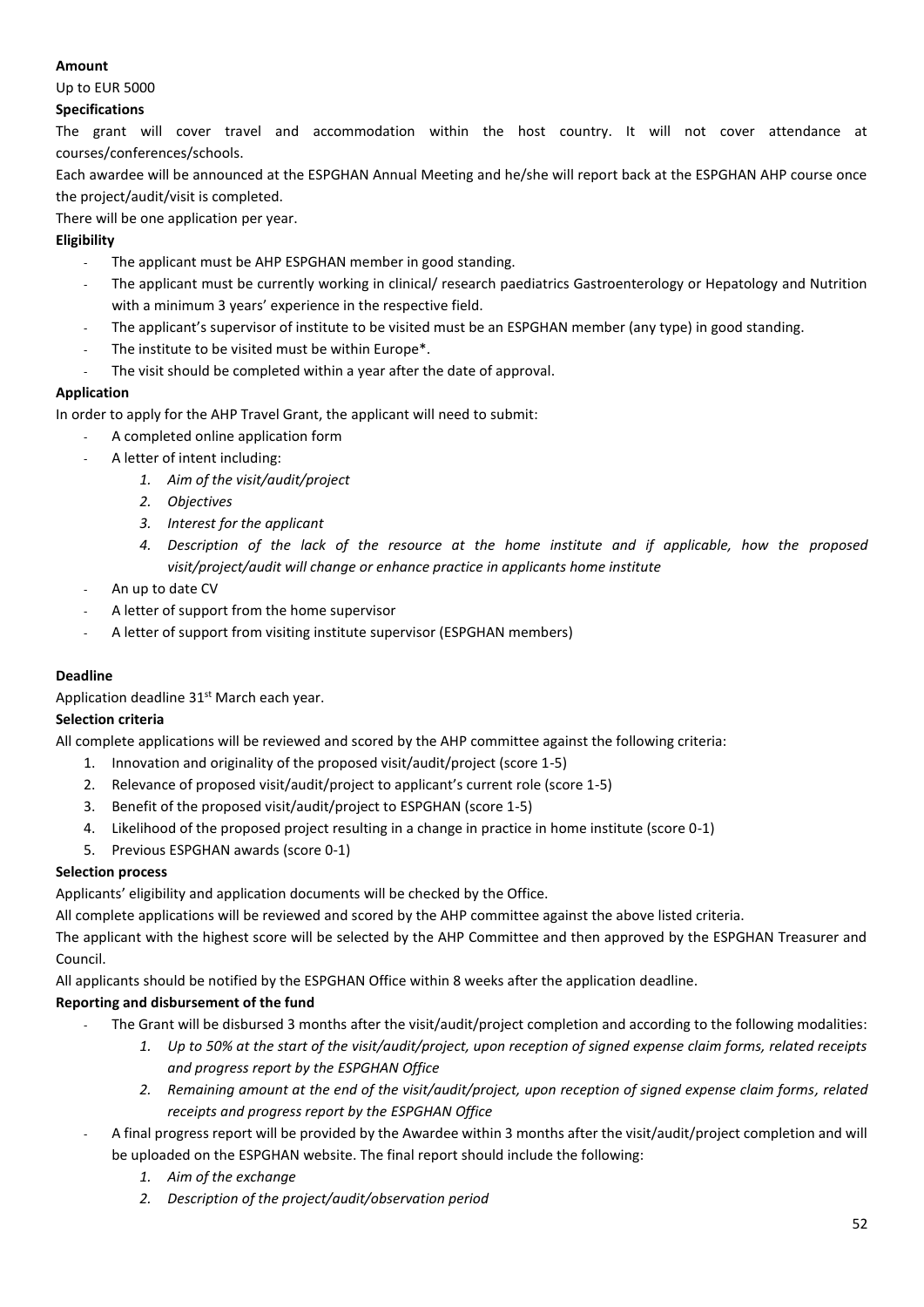**Amount**

Up to EUR 5000

**Specifications**

The grant will cover travel and accommodation within the host country. It will not cover attendance at courses/conferences/schools.

Each awardee will be announced at the ESPGHAN Annual Meeting and he/she will report back at the ESPGHAN AHP course once the project/audit/visit is completed.

There will be one application per year.

**Eligibility**

- The applicant must be AHP ESPGHAN member in good standing.
- The applicant must be currently working in clinical/ research paediatrics Gastroenterology or Hepatology and Nutrition with a minimum 3 years' experience in the respective field.
- The applicant's supervisor of institute to be visited must be an ESPGHAN member (any type) in good standing.
- The institute to be visited must be within Europe*.
- The visit should be completed within a year after the date of approval.

**Application**

In order to apply for the AHP Travel Grant, the applicant will need to submit:

- A completed online application form
- A letter of intent including:
  1. *Aim of the visit/audit/project*
  2. *Objectives*
  3. *Interest for the applicant*
  4. *Description of the lack of the resource at the home institute and if applicable, how the proposed visit/project/audit will change or enhance practice in applicants home institute*
- An up to date CV
- A letter of support from the home supervisor
- A letter of support from visiting institute supervisor (ESPGHAN members)

**Deadline**

Application deadline 31st March each year.

**Selection criteria**

All complete applications will be reviewed and scored by the AHP committee against the following criteria:

1. Innovation and originality of the proposed visit/audit/project (score 1-5)
2. Relevance of proposed visit/audit/project to applicant's current role (score 1-5)
3. Benefit of the proposed visit/audit/project to ESPGHAN (score 1-5)
4. Likelihood of the proposed project resulting in a change in practice in home institute (score 0-1)
5. Previous ESPGHAN awards (score 0-1)

**Selection process**

Applicants' eligibility and application documents will be checked by the Office.

All complete applications will be reviewed and scored by the AHP committee against the above listed criteria.

The applicant with the highest score will be selected by the AHP Committee and then approved by the ESPGHAN Treasurer and Council.

All applicants should be notified by the ESPGHAN Office within 8 weeks after the application deadline.

**Reporting and disbursement of the fund**

- The Grant will be disbursed 3 months after the visit/audit/project completion and according to the following modalities:
  1. *Up to 50% at the start of the visit/audit/project, upon reception of signed expense claim forms, related receipts and progress report by the ESPGHAN Office*
  2. *Remaining amount at the end of the visit/audit/project, upon reception of signed expense claim forms, related receipts and progress report by the ESPGHAN Office*
- A final progress report will be provided by the Awardee within 3 months after the visit/audit/project completion and will be uploaded on the ESPGHAN website. The final report should include the following:
  1. *Aim of the exchange*
  2. *Description of the project/audit/observation period*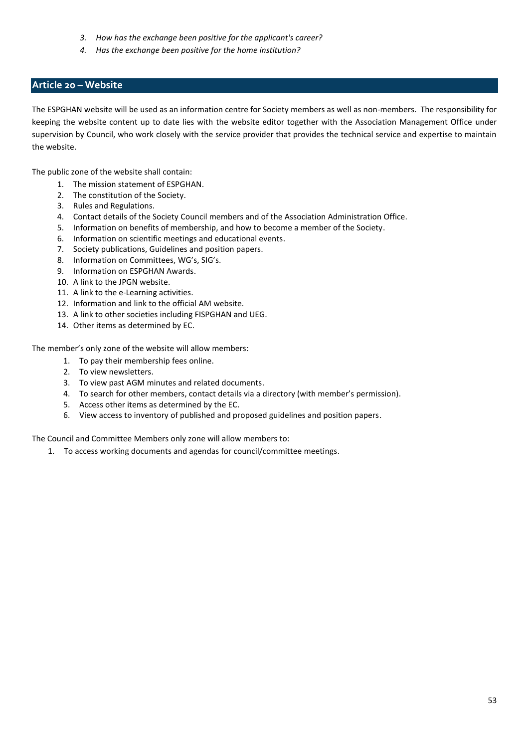3. *How has the exchange been positive for the applicant's career?*
4. *Has the exchange been positive for the home institution?*

## Article 20 – Website

The ESPGHAN website will be used as an information centre for Society members as well as non-members. The responsibility for keeping the website content up to date lies with the website editor together with the Association Management Office under supervision by Council, who work closely with the service provider that provides the technical service and expertise to maintain the website.

The public zone of the website shall contain:

1. The mission statement of ESPGHAN.
2. The constitution of the Society.
3. Rules and Regulations.
4. Contact details of the Society Council members and of the Association Administration Office.
5. Information on benefits of membership, and how to become a member of the Society.
6. Information on scientific meetings and educational events.
7. Society publications, Guidelines and position papers.
8. Information on Committees, WG's, SIG's.
9. Information on ESPGHAN Awards.
10. A link to the JPGN website.
11. A link to the e-Learning activities.
12. Information and link to the official AM website.
13. A link to other societies including FISPGHAN and UEG.
14. Other items as determined by EC.

The member's only zone of the website will allow members:

1. To pay their membership fees online.
2. To view newsletters.
3. To view past AGM minutes and related documents.
4. To search for other members, contact details via a directory (with member's permission).
5. Access other items as determined by the EC.
6. View access to inventory of published and proposed guidelines and position papers.

The Council and Committee Members only zone will allow members to:

1. To access working documents and agendas for council/committee meetings.